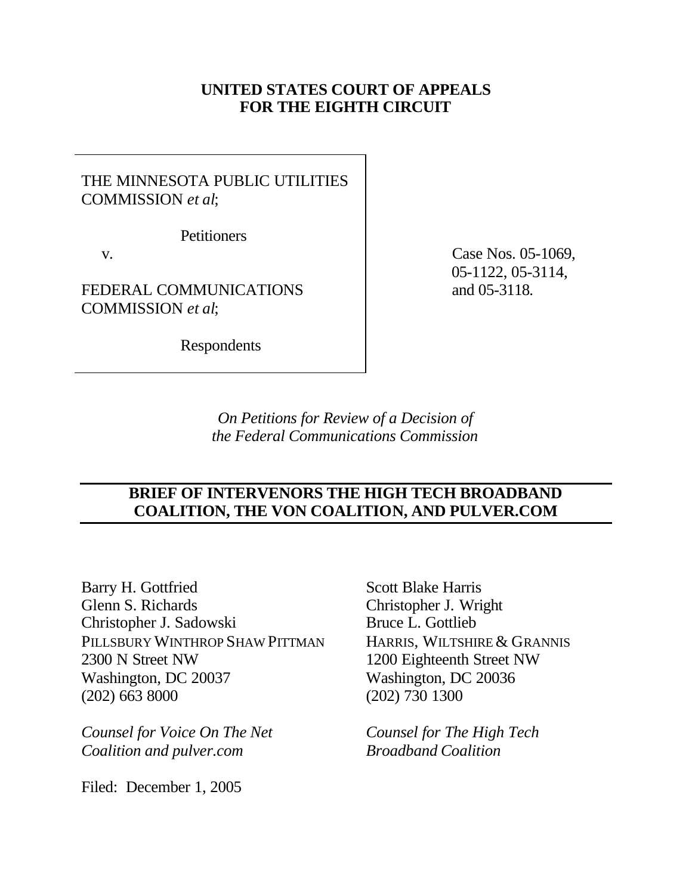**UNITED STATES COURT OF APPEALS**
**FOR THE EIGHTH CIRCUIT**

THE MINNESOTA PUBLIC UTILITIES COMMISSION *et al*;

Petitioners

v.

FEDERAL COMMUNICATIONS COMMISSION *et al*;

Respondents

Case Nos. 05-1069, 05-1122, 05-3114, and 05-3118.

*On Petitions for Review of a Decision of the Federal Communications Commission*

---

**BRIEF OF INTERVENORS THE HIGH TECH BROADBAND COALITION, THE VON COALITION, AND PULVER.COM**

---

Barry H. Gottfried
Glenn S. Richards
Christopher J. Sadowski
PILLSBURY WINTHROP SHAW PITTMAN
2300 N Street NW
Washington, DC 20037
(202) 663 8000

*Counsel for Voice On The Net Coalition and pulver.com*

Scott Blake Harris
Christopher J. Wright
Bruce L. Gottlieb
HARRIS, WILTSHIRE & GRANNIS
1200 Eighteenth Street NW
Washington, DC 20036
(202) 730 1300

*Counsel for The High Tech Broadband Coalition*

Filed: December 1, 2005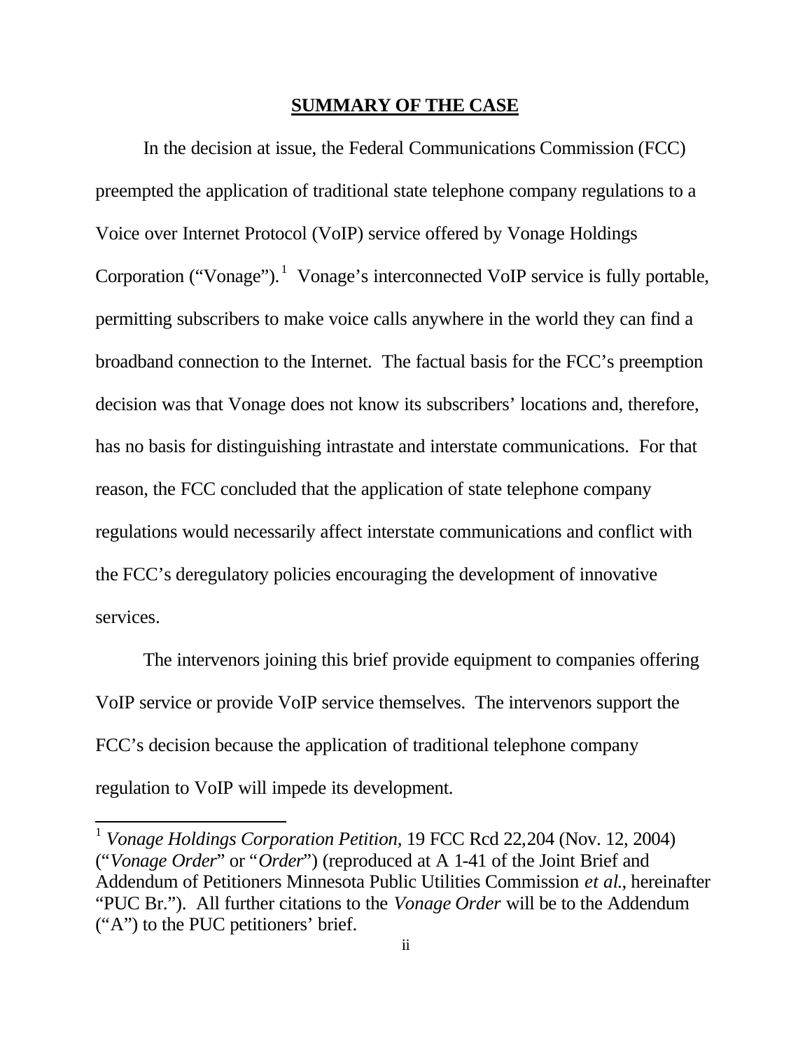## SUMMARY OF THE CASE

In the decision at issue, the Federal Communications Commission (FCC) preempted the application of traditional state telephone company regulations to a Voice over Internet Protocol (VoIP) service offered by Vonage Holdings Corporation ("Vonage").[1] Vonage's interconnected VoIP service is fully portable, permitting subscribers to make voice calls anywhere in the world they can find a broadband connection to the Internet. The factual basis for the FCC's preemption decision was that Vonage does not know its subscribers' locations and, therefore, has no basis for distinguishing intrastate and interstate communications. For that reason, the FCC concluded that the application of state telephone company regulations would necessarily affect interstate communications and conflict with the FCC's deregulatory policies encouraging the development of innovative services.

The intervenors joining this brief provide equipment to companies offering VoIP service or provide VoIP service themselves. The intervenors support the FCC's decision because the application of traditional telephone company regulation to VoIP will impede its development.

---

[1] *Vonage Holdings Corporation Petition*, 19 FCC Rcd 22,204 (Nov. 12, 2004) ("*Vonage Order*" or "*Order*") (reproduced at A 1-41 of the Joint Brief and Addendum of Petitioners Minnesota Public Utilities Commission *et al.*, hereinafter "PUC Br."). All further citations to the *Vonage Order* will be to the Addendum ("A") to the PUC petitioners' brief.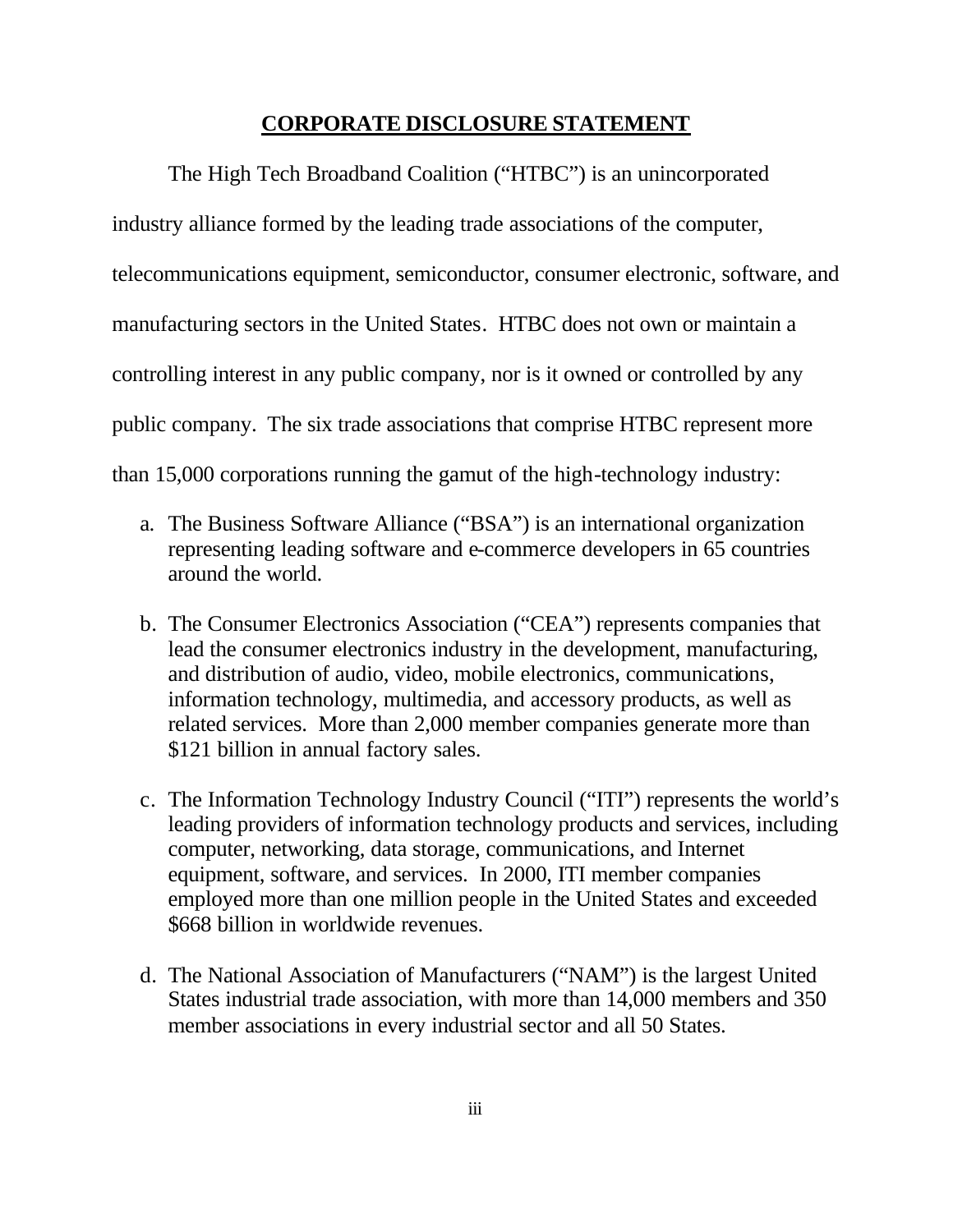## CORPORATE DISCLOSURE STATEMENT

The High Tech Broadband Coalition ("HTBC") is an unincorporated industry alliance formed by the leading trade associations of the computer, telecommunications equipment, semiconductor, consumer electronic, software, and manufacturing sectors in the United States. HTBC does not own or maintain a controlling interest in any public company, nor is it owned or controlled by any public company. The six trade associations that comprise HTBC represent more than 15,000 corporations running the gamut of the high-technology industry:

a. The Business Software Alliance ("BSA") is an international organization representing leading software and e-commerce developers in 65 countries around the world.

b. The Consumer Electronics Association ("CEA") represents companies that lead the consumer electronics industry in the development, manufacturing, and distribution of audio, video, mobile electronics, communications, information technology, multimedia, and accessory products, as well as related services. More than 2,000 member companies generate more than $121 billion in annual factory sales.

c. The Information Technology Industry Council ("ITI") represents the world's leading providers of information technology products and services, including computer, networking, data storage, communications, and Internet equipment, software, and services. In 2000, ITI member companies employed more than one million people in the United States and exceeded $668 billion in worldwide revenues.

d. The National Association of Manufacturers ("NAM") is the largest United States industrial trade association, with more than 14,000 members and 350 member associations in every industrial sector and all 50 States.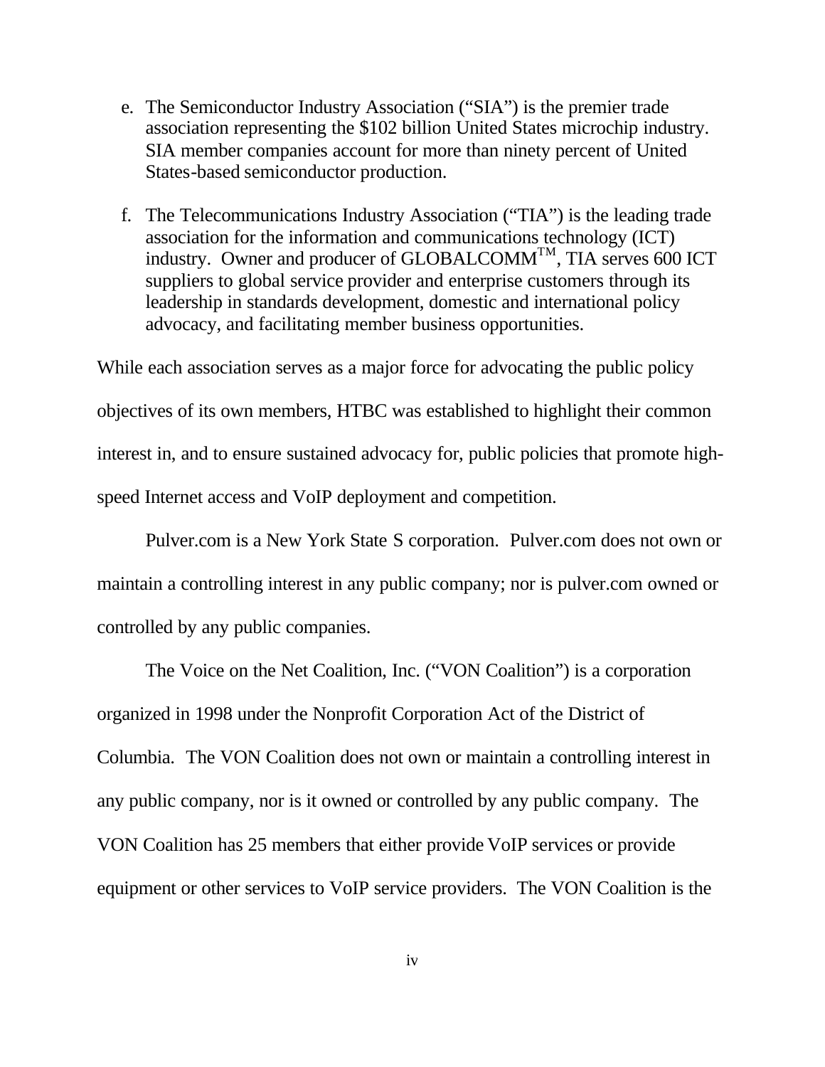e. The Semiconductor Industry Association ("SIA") is the premier trade association representing the $102 billion United States microchip industry. SIA member companies account for more than ninety percent of United States-based semiconductor production.

f. The Telecommunications Industry Association ("TIA") is the leading trade association for the information and communications technology (ICT) industry. Owner and producer of GLOBALCOMM™, TIA serves 600 ICT suppliers to global service provider and enterprise customers through its leadership in standards development, domestic and international policy advocacy, and facilitating member business opportunities.

While each association serves as a major force for advocating the public policy objectives of its own members, HTBC was established to highlight their common interest in, and to ensure sustained advocacy for, public policies that promote high-speed Internet access and VoIP deployment and competition.

Pulver.com is a New York State S corporation. Pulver.com does not own or maintain a controlling interest in any public company; nor is pulver.com owned or controlled by any public companies.

The Voice on the Net Coalition, Inc. ("VON Coalition") is a corporation organized in 1998 under the Nonprofit Corporation Act of the District of Columbia. The VON Coalition does not own or maintain a controlling interest in any public company, nor is it owned or controlled by any public company. The VON Coalition has 25 members that either provide VoIP services or provide equipment or other services to VoIP service providers. The VON Coalition is the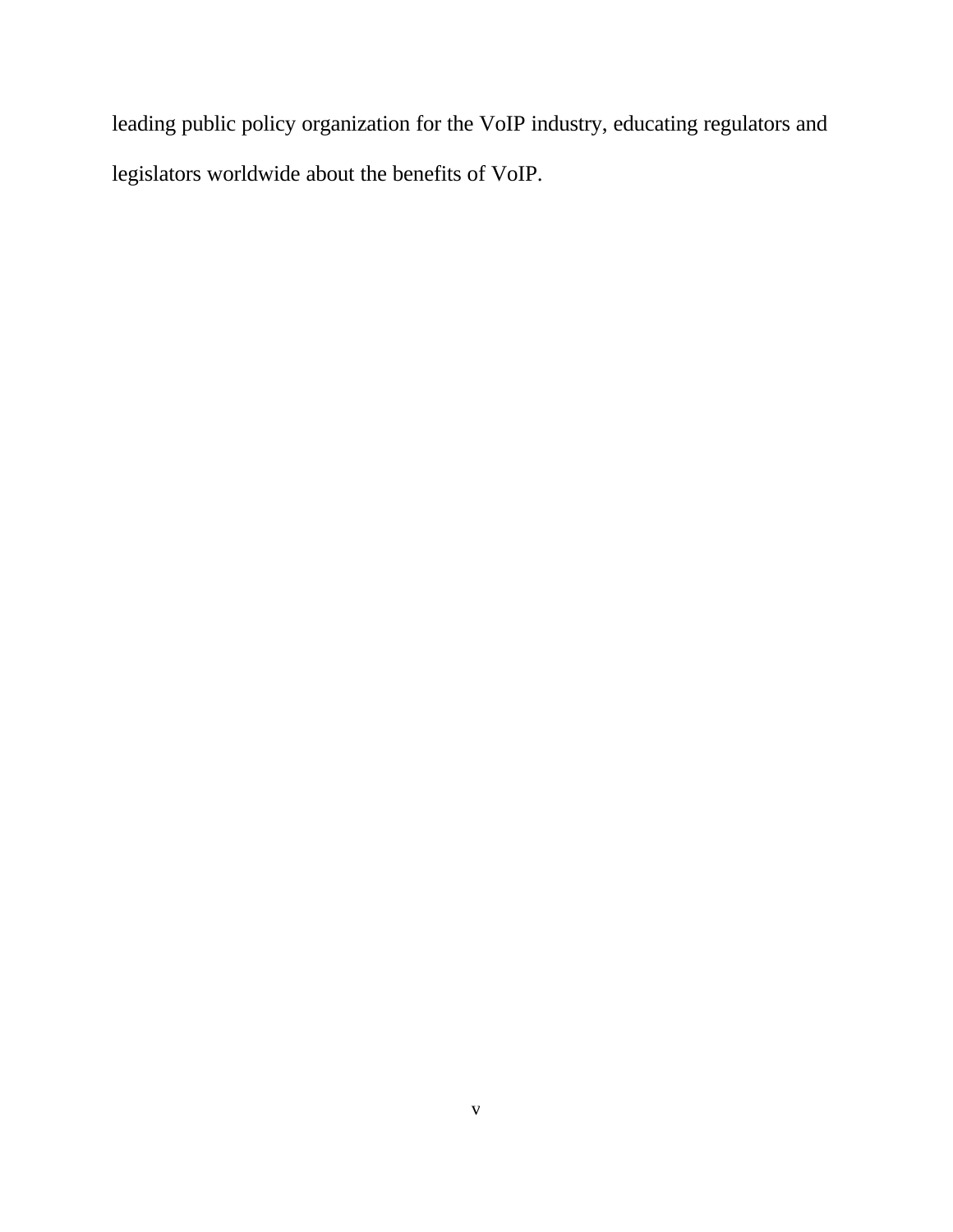leading public policy organization for the VoIP industry, educating regulators and legislators worldwide about the benefits of VoIP.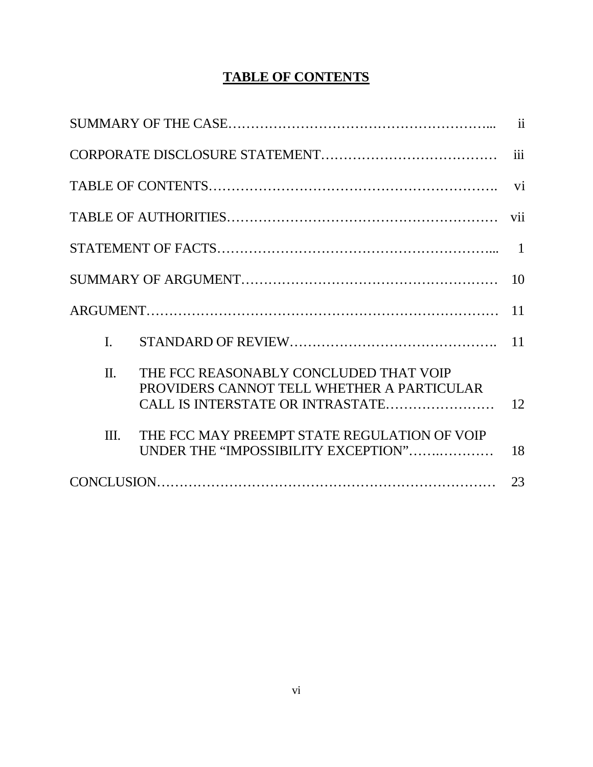# TABLE OF CONTENTS

| | |
|---|---|
| SUMMARY OF THE CASE | ii |
| CORPORATE DISCLOSURE STATEMENT | iii |
| TABLE OF CONTENTS | vi |
| TABLE OF AUTHORITIES | vii |
| STATEMENT OF FACTS | 1 |
| SUMMARY OF ARGUMENT | 10 |
| ARGUMENT | 11 |
| I. STANDARD OF REVIEW | 11 |
| II. THE FCC REASONABLY CONCLUDED THAT VOIP PROVIDERS CANNOT TELL WHETHER A PARTICULAR CALL IS INTERSTATE OR INTRASTATE | 12 |
| III. THE FCC MAY PREEMPT STATE REGULATION OF VOIP UNDER THE "IMPOSSIBILITY EXCEPTION" | 18 |
| CONCLUSION | 23 |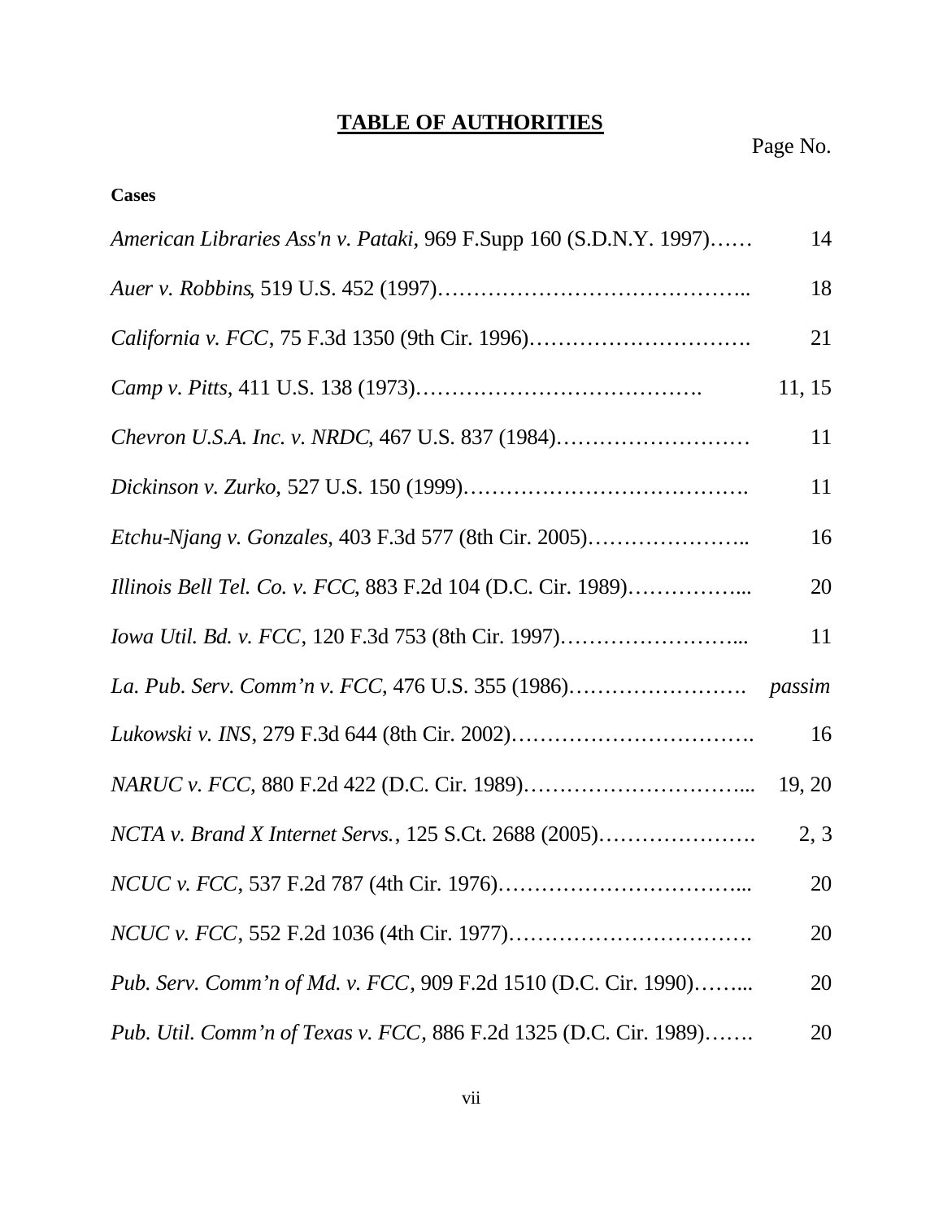## TABLE OF AUTHORITIES

Page No.

**Cases**

| | |
|---|---|
| *American Libraries Ass'n v. Pataki*, 969 F.Supp 160 (S.D.N.Y. 1997)…… | 14 |
| *Auer v. Robbins*, 519 U.S. 452 (1997)…………………………………….. | 18 |
| *California v. FCC*, 75 F.3d 1350 (9th Cir. 1996)…………………………. | 21 |
| *Camp v. Pitts*, 411 U.S. 138 (1973)…………………………………. | 11, 15 |
| *Chevron U.S.A. Inc. v. NRDC*, 467 U.S. 837 (1984)……………………… | 11 |
| *Dickinson v. Zurko*, 527 U.S. 150 (1999)…………………………………. | 11 |
| *Etchu-Njang v. Gonzales*, 403 F.3d 577 (8th Cir. 2005)………………….. | 16 |
| *Illinois Bell Tel. Co. v. FCC*, 883 F.2d 104 (D.C. Cir. 1989)……………... | 20 |
| *Iowa Util. Bd. v. FCC*, 120 F.3d 753 (8th Cir. 1997)……………………... | 11 |
| *La. Pub. Serv. Comm'n v. FCC*, 476 U.S. 355 (1986)……………………. | *passim* |
| *Lukowski v. INS*, 279 F.3d 644 (8th Cir. 2002)……………………………. | 16 |
| *NARUC v. FCC*, 880 F.2d 422 (D.C. Cir. 1989)…………………………... | 19, 20 |
| *NCTA v. Brand X Internet Servs.*, 125 S.Ct. 2688 (2005)…………………. | 2, 3 |
| *NCUC v. FCC*, 537 F.2d 787 (4th Cir. 1976)……………………………... | 20 |
| *NCUC v. FCC*, 552 F.2d 1036 (4th Cir. 1977)……………………………. | 20 |
| *Pub. Serv. Comm'n of Md. v. FCC*, 909 F.2d 1510 (D.C. Cir. 1990)……... | 20 |
| *Pub. Util. Comm'n of Texas v. FCC*, 886 F.2d 1325 (D.C. Cir. 1989)……. | 20 |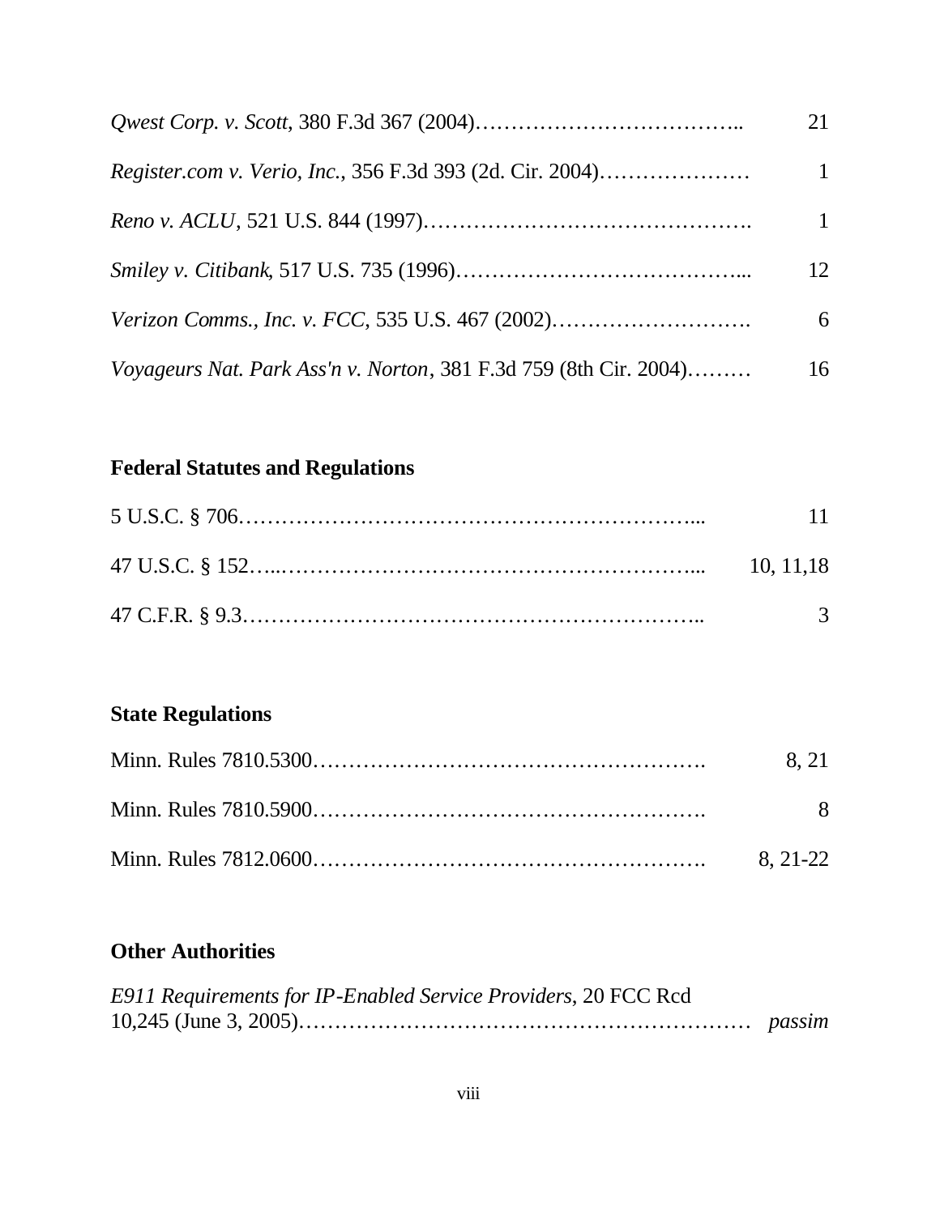*Qwest Corp. v. Scott*, 380 F.3d 367 (2004)……………………………….. 21

*Register.com v. Verio, Inc.*, 356 F.3d 393 (2d. Cir. 2004)………………… 1

*Reno v. ACLU*, 521 U.S. 844 (1997)………………………………………. 1

*Smiley v. Citibank*, 517 U.S. 735 (1996)…………………………………... 12

*Verizon Comms., Inc. v. FCC*, 535 U.S. 467 (2002)………………………. 6

*Voyageurs Nat. Park Ass'n v. Norton*, 381 F.3d 759 (8th Cir. 2004)……… 16

**Federal Statutes and Regulations**

5 U.S.C. § 706……………………………………………………... 11

47 U.S.C. § 152…...………………………………………………... 10, 11,18

47 C.F.R. § 9.3……………………………………………………….. 3

**State Regulations**

Minn. Rules 7810.5300………………………………………………. 8, 21

Minn. Rules 7810.5900………………………………………………. 8

Minn. Rules 7812.0600………………………………………………. 8, 21-22

**Other Authorities**

*E911 Requirements for IP-Enabled Service Providers*, 20 FCC Rcd 10,245 (June 3, 2005)…………………………………………………… *passim*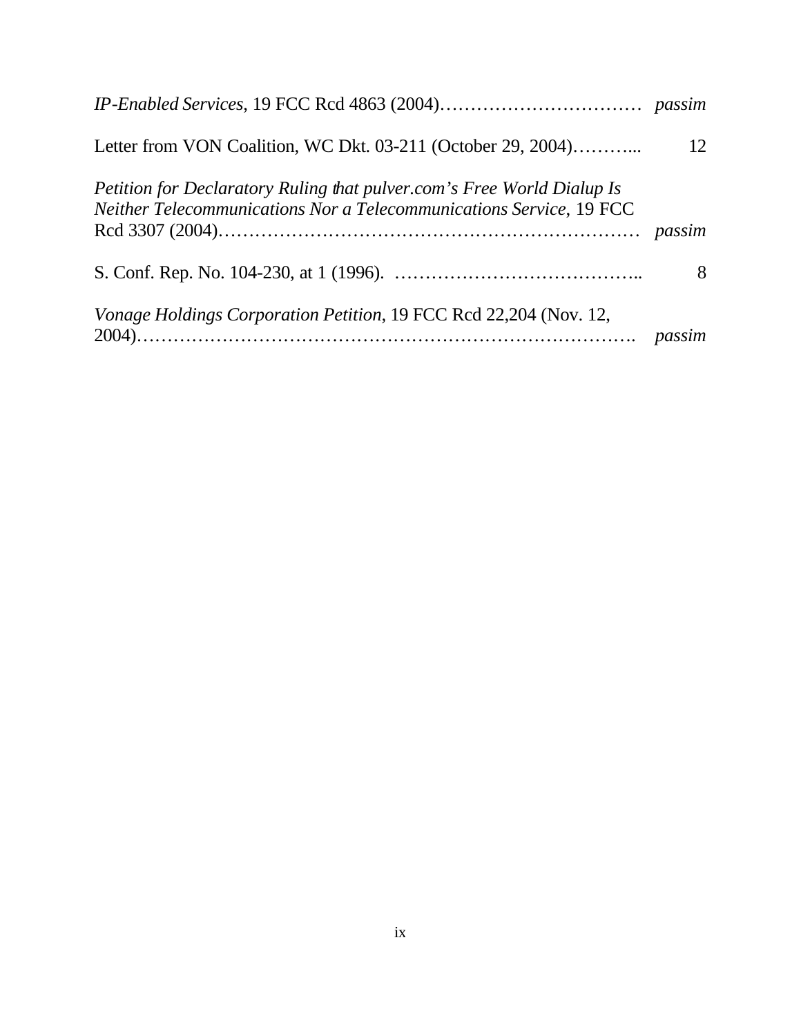*IP-Enabled Services*, 19 FCC Rcd 4863 (2004)…………………………… *passim*

Letter from VON Coalition, WC Dkt. 03-211 (October 29, 2004)………... 12

*Petition for Declaratory Ruling that pulver.com's Free World Dialup Is Neither Telecommunications Nor a Telecommunications Service*, 19 FCC Rcd 3307 (2004)……………………………………………………… *passim*

S. Conf. Rep. No. 104-230, at 1 (1996). ………………………………….. 8

*Vonage Holdings Corporation Petition,* 19 FCC Rcd 22,204 (Nov. 12, 2004)……………………………………………………………………. *passim*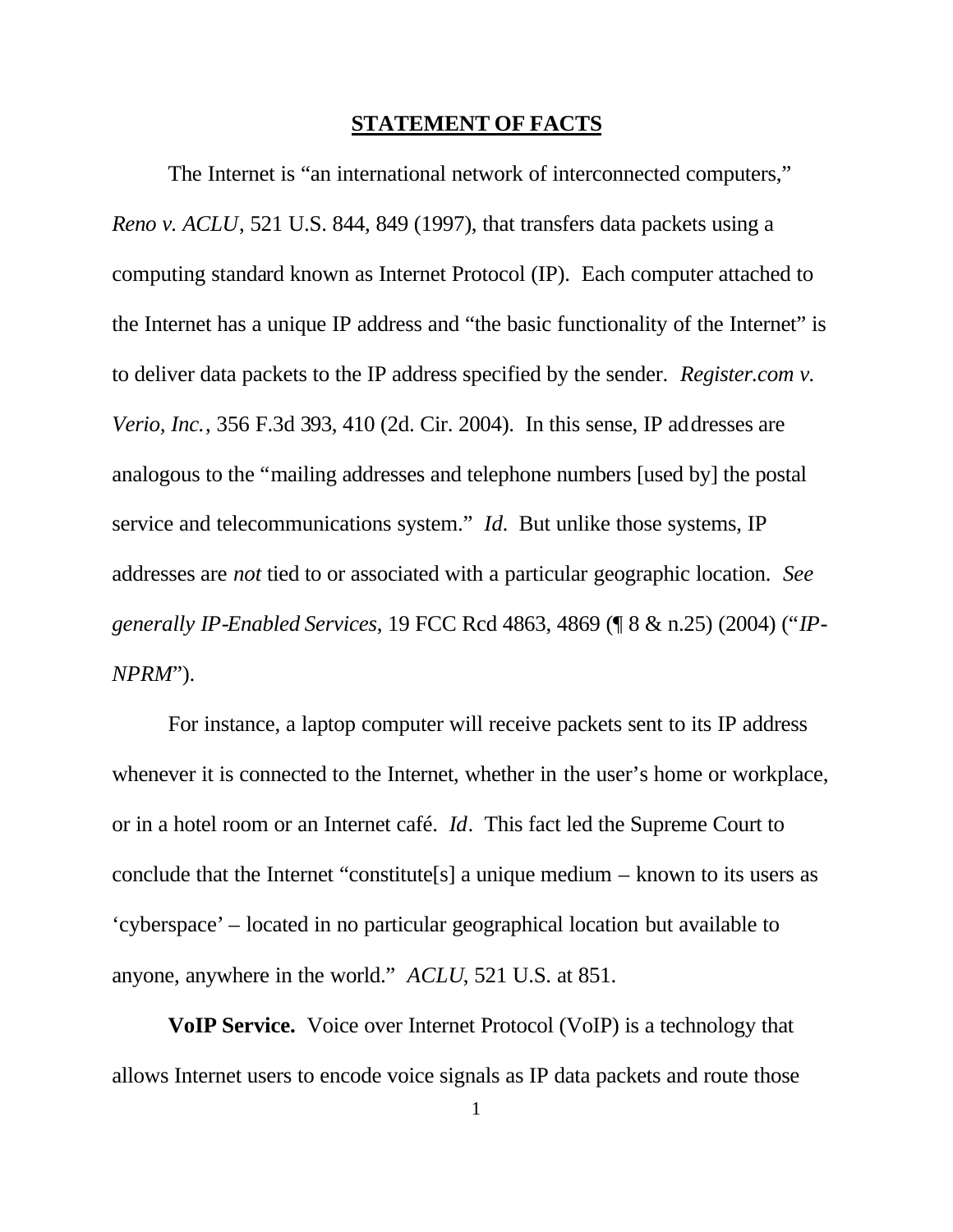## STATEMENT OF FACTS

The Internet is "an international network of interconnected computers," *Reno v. ACLU*, 521 U.S. 844, 849 (1997), that transfers data packets using a computing standard known as Internet Protocol (IP). Each computer attached to the Internet has a unique IP address and "the basic functionality of the Internet" is to deliver data packets to the IP address specified by the sender. *Register.com v. Verio, Inc.*, 356 F.3d 393, 410 (2d. Cir. 2004). In this sense, IP addresses are analogous to the "mailing addresses and telephone numbers [used by] the postal service and telecommunications system." *Id*. But unlike those systems, IP addresses are *not* tied to or associated with a particular geographic location. *See generally IP-Enabled Services*, 19 FCC Rcd 4863, 4869 (¶ 8 & n.25) (2004) ("*IP-NPRM*").

For instance, a laptop computer will receive packets sent to its IP address whenever it is connected to the Internet, whether in the user's home or workplace, or in a hotel room or an Internet café. *Id*. This fact led the Supreme Court to conclude that the Internet "constitute[s] a unique medium – known to its users as 'cyberspace' – located in no particular geographical location but available to anyone, anywhere in the world." *ACLU*, 521 U.S. at 851.

**VoIP Service.** Voice over Internet Protocol (VoIP) is a technology that allows Internet users to encode voice signals as IP data packets and route those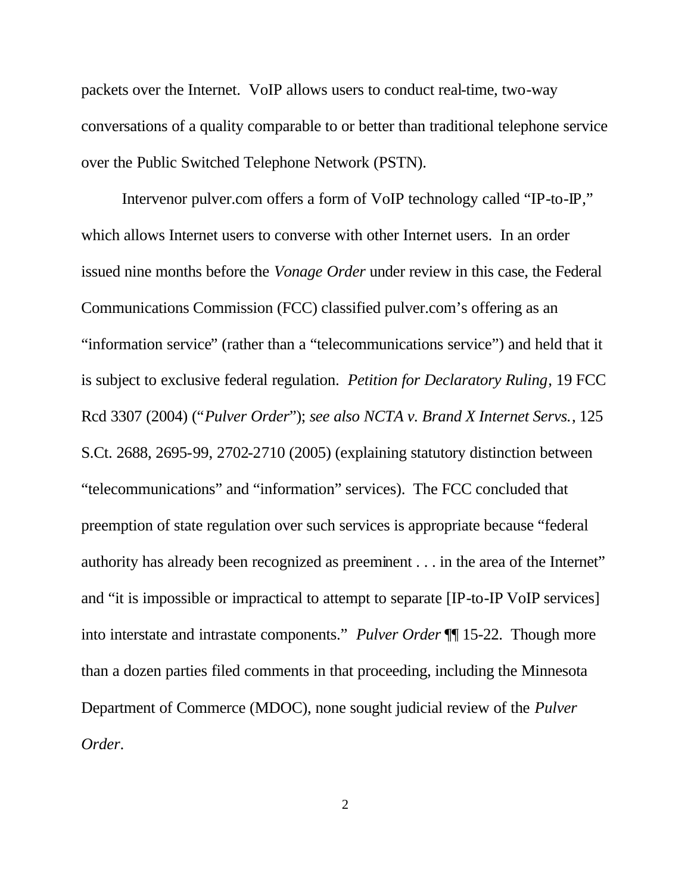packets over the Internet. VoIP allows users to conduct real-time, two-way conversations of a quality comparable to or better than traditional telephone service over the Public Switched Telephone Network (PSTN).

Intervenor pulver.com offers a form of VoIP technology called "IP-to-IP," which allows Internet users to converse with other Internet users. In an order issued nine months before the *Vonage Order* under review in this case, the Federal Communications Commission (FCC) classified pulver.com's offering as an "information service" (rather than a "telecommunications service") and held that it is subject to exclusive federal regulation. *Petition for Declaratory Ruling*, 19 FCC Rcd 3307 (2004) ("*Pulver Order*"); *see also NCTA v. Brand X Internet Servs.*, 125 S.Ct. 2688, 2695-99, 2702-2710 (2005) (explaining statutory distinction between "telecommunications" and "information" services). The FCC concluded that preemption of state regulation over such services is appropriate because "federal authority has already been recognized as preeminent . . . in the area of the Internet" and "it is impossible or impractical to attempt to separate [IP-to-IP VoIP services] into interstate and intrastate components." *Pulver Order* ¶¶ 15-22. Though more than a dozen parties filed comments in that proceeding, including the Minnesota Department of Commerce (MDOC), none sought judicial review of the *Pulver Order*.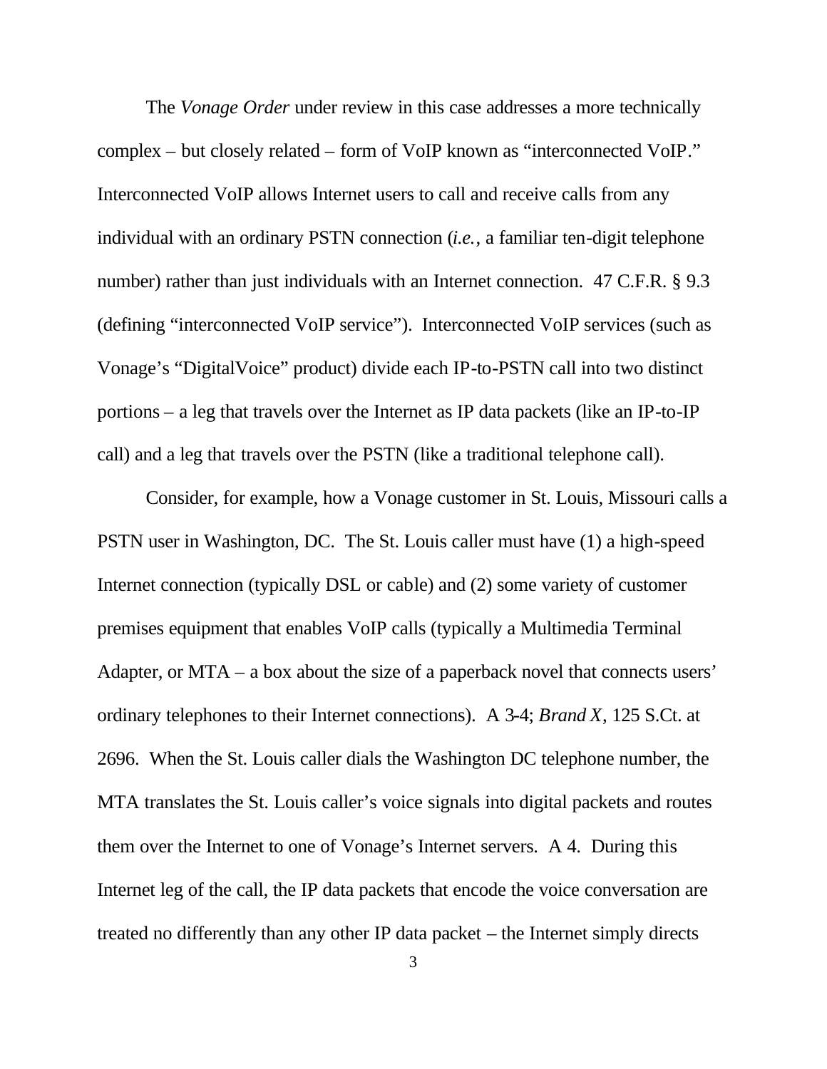The *Vonage Order* under review in this case addresses a more technically complex – but closely related – form of VoIP known as "interconnected VoIP." Interconnected VoIP allows Internet users to call and receive calls from any individual with an ordinary PSTN connection (*i.e.*, a familiar ten-digit telephone number) rather than just individuals with an Internet connection. 47 C.F.R. § 9.3 (defining "interconnected VoIP service"). Interconnected VoIP services (such as Vonage's "DigitalVoice" product) divide each IP-to-PSTN call into two distinct portions – a leg that travels over the Internet as IP data packets (like an IP-to-IP call) and a leg that travels over the PSTN (like a traditional telephone call).

Consider, for example, how a Vonage customer in St. Louis, Missouri calls a PSTN user in Washington, DC. The St. Louis caller must have (1) a high-speed Internet connection (typically DSL or cable) and (2) some variety of customer premises equipment that enables VoIP calls (typically a Multimedia Terminal Adapter, or MTA – a box about the size of a paperback novel that connects users' ordinary telephones to their Internet connections). A 3-4; *Brand X*, 125 S.Ct. at 2696. When the St. Louis caller dials the Washington DC telephone number, the MTA translates the St. Louis caller's voice signals into digital packets and routes them over the Internet to one of Vonage's Internet servers. A 4. During this Internet leg of the call, the IP data packets that encode the voice conversation are treated no differently than any other IP data packet – the Internet simply directs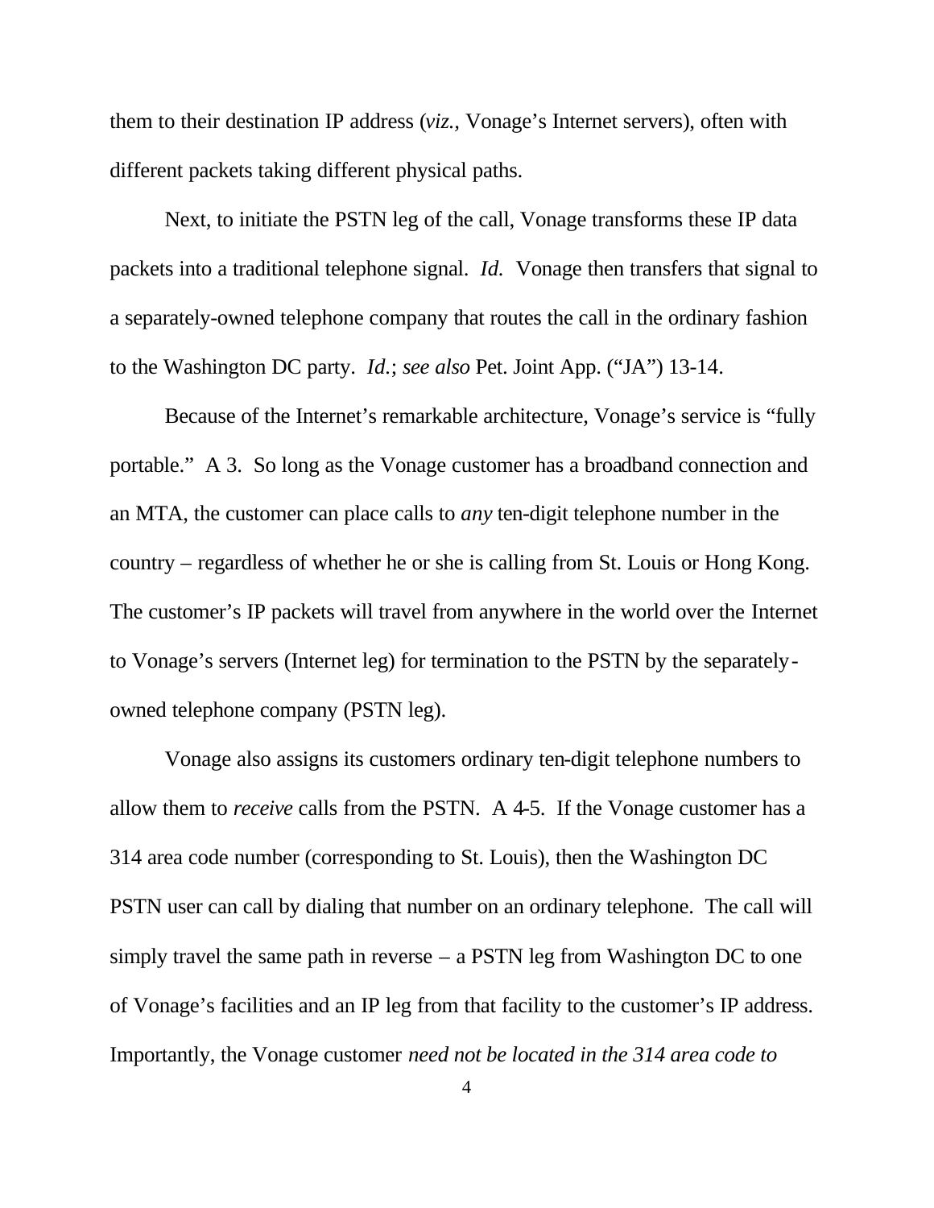them to their destination IP address (*viz.,* Vonage's Internet servers), often with different packets taking different physical paths.

Next, to initiate the PSTN leg of the call, Vonage transforms these IP data packets into a traditional telephone signal. *Id.* Vonage then transfers that signal to a separately-owned telephone company that routes the call in the ordinary fashion to the Washington DC party. *Id.*; *see also* Pet. Joint App. ("JA") 13-14.

Because of the Internet's remarkable architecture, Vonage's service is "fully portable." A 3. So long as the Vonage customer has a broadband connection and an MTA, the customer can place calls to *any* ten-digit telephone number in the country – regardless of whether he or she is calling from St. Louis or Hong Kong. The customer's IP packets will travel from anywhere in the world over the Internet to Vonage's servers (Internet leg) for termination to the PSTN by the separately-owned telephone company (PSTN leg).

Vonage also assigns its customers ordinary ten-digit telephone numbers to allow them to *receive* calls from the PSTN. A 4-5. If the Vonage customer has a 314 area code number (corresponding to St. Louis), then the Washington DC PSTN user can call by dialing that number on an ordinary telephone. The call will simply travel the same path in reverse – a PSTN leg from Washington DC to one of Vonage's facilities and an IP leg from that facility to the customer's IP address. Importantly, the Vonage customer *need not be located in the 314 area code to*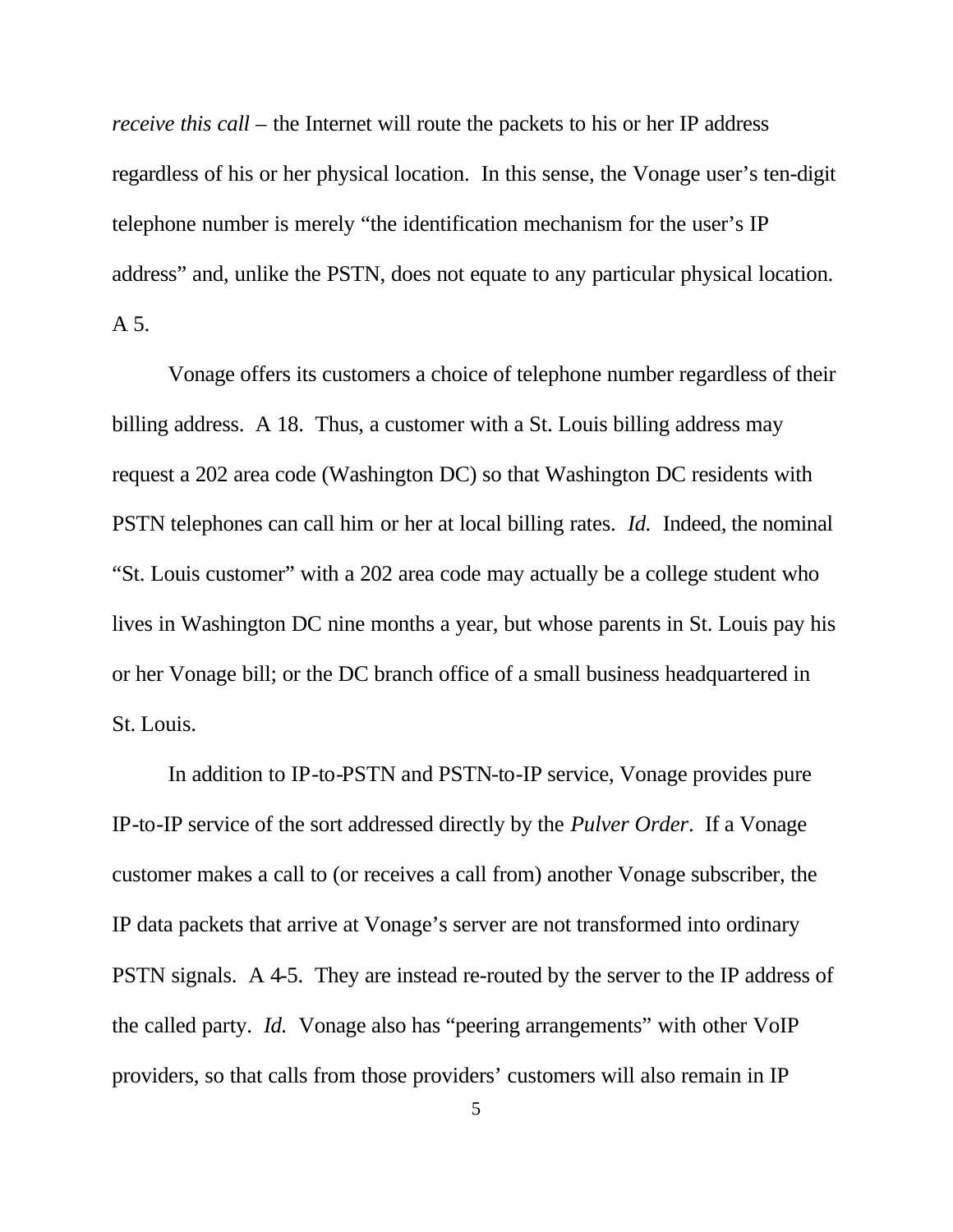*receive this call* – the Internet will route the packets to his or her IP address regardless of his or her physical location. In this sense, the Vonage user's ten-digit telephone number is merely "the identification mechanism for the user's IP address" and, unlike the PSTN, does not equate to any particular physical location. A 5.

Vonage offers its customers a choice of telephone number regardless of their billing address. A 18. Thus, a customer with a St. Louis billing address may request a 202 area code (Washington DC) so that Washington DC residents with PSTN telephones can call him or her at local billing rates. *Id.* Indeed, the nominal "St. Louis customer" with a 202 area code may actually be a college student who lives in Washington DC nine months a year, but whose parents in St. Louis pay his or her Vonage bill; or the DC branch office of a small business headquartered in St. Louis.

In addition to IP-to-PSTN and PSTN-to-IP service, Vonage provides pure IP-to-IP service of the sort addressed directly by the *Pulver Order*. If a Vonage customer makes a call to (or receives a call from) another Vonage subscriber, the IP data packets that arrive at Vonage's server are not transformed into ordinary PSTN signals. A 4-5. They are instead re-routed by the server to the IP address of the called party. *Id.* Vonage also has "peering arrangements" with other VoIP providers, so that calls from those providers' customers will also remain in IP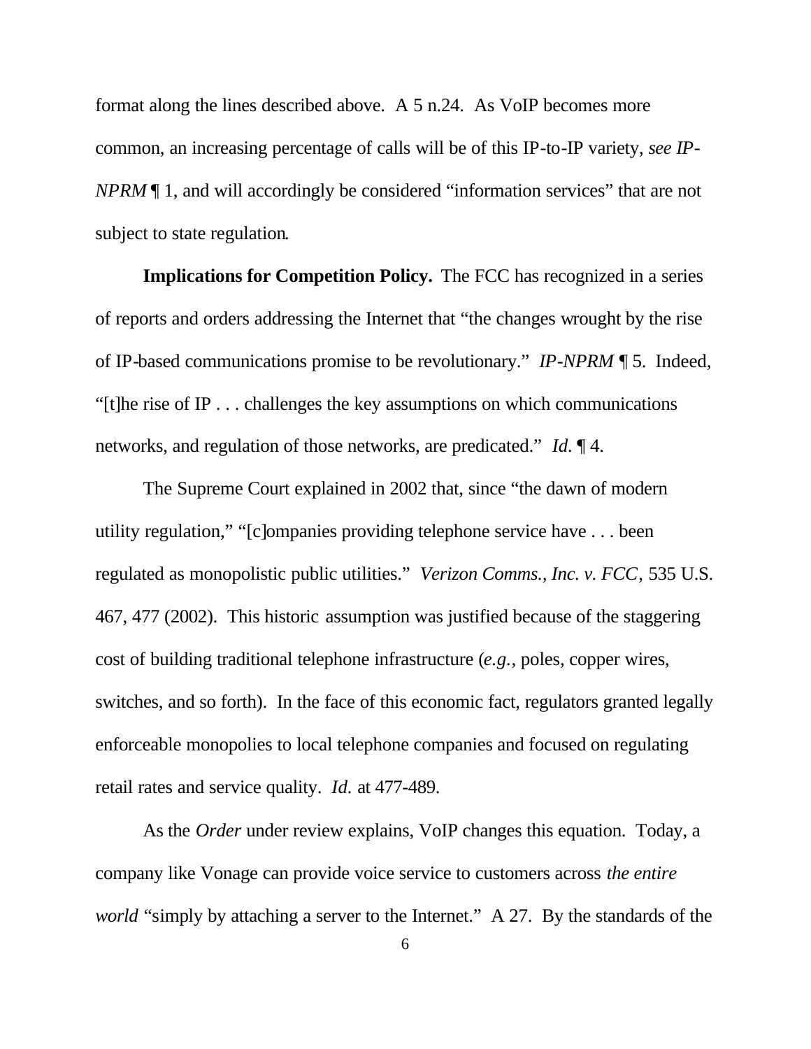format along the lines described above. A 5 n.24. As VoIP becomes more common, an increasing percentage of calls will be of this IP-to-IP variety, *see IP-NPRM* ¶ 1, and will accordingly be considered "information services" that are not subject to state regulation.

**Implications for Competition Policy.** The FCC has recognized in a series of reports and orders addressing the Internet that "the changes wrought by the rise of IP-based communications promise to be revolutionary." *IP-NPRM* ¶ 5. Indeed, "[t]he rise of IP . . . challenges the key assumptions on which communications networks, and regulation of those networks, are predicated." *Id.* ¶ 4.

The Supreme Court explained in 2002 that, since "the dawn of modern utility regulation," "[c]ompanies providing telephone service have . . . been regulated as monopolistic public utilities." *Verizon Comms., Inc. v. FCC*, 535 U.S. 467, 477 (2002). This historic assumption was justified because of the staggering cost of building traditional telephone infrastructure (*e.g.*, poles, copper wires, switches, and so forth). In the face of this economic fact, regulators granted legally enforceable monopolies to local telephone companies and focused on regulating retail rates and service quality. *Id.* at 477-489.

As the *Order* under review explains, VoIP changes this equation. Today, a company like Vonage can provide voice service to customers across *the entire world* "simply by attaching a server to the Internet." A 27. By the standards of the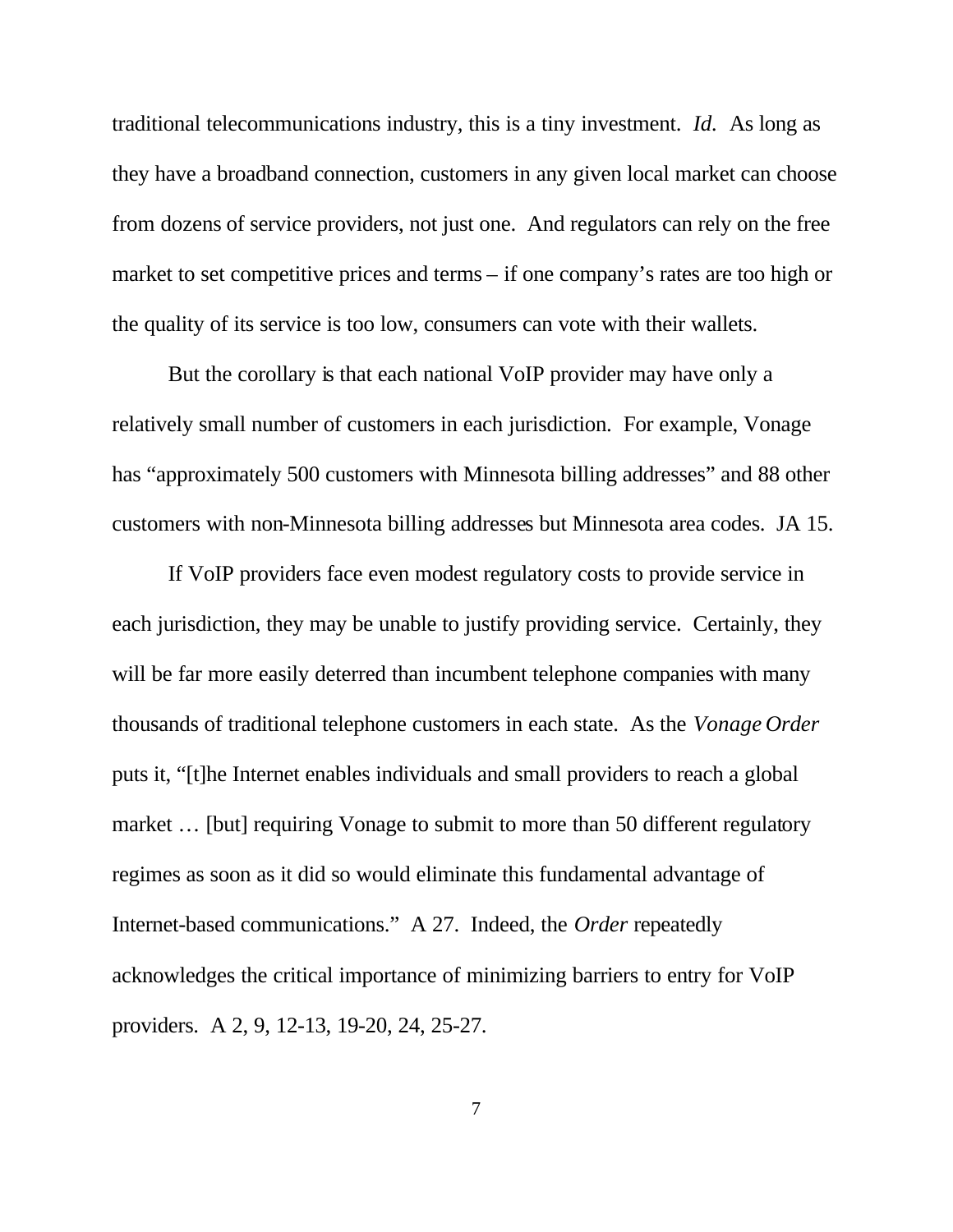traditional telecommunications industry, this is a tiny investment. *Id.* As long as they have a broadband connection, customers in any given local market can choose from dozens of service providers, not just one. And regulators can rely on the free market to set competitive prices and terms – if one company's rates are too high or the quality of its service is too low, consumers can vote with their wallets.

But the corollary is that each national VoIP provider may have only a relatively small number of customers in each jurisdiction. For example, Vonage has "approximately 500 customers with Minnesota billing addresses" and 88 other customers with non-Minnesota billing addresses but Minnesota area codes. JA 15.

If VoIP providers face even modest regulatory costs to provide service in each jurisdiction, they may be unable to justify providing service. Certainly, they will be far more easily deterred than incumbent telephone companies with many thousands of traditional telephone customers in each state. As the *Vonage Order* puts it, "[t]he Internet enables individuals and small providers to reach a global market … [but] requiring Vonage to submit to more than 50 different regulatory regimes as soon as it did so would eliminate this fundamental advantage of Internet-based communications." A 27. Indeed, the *Order* repeatedly acknowledges the critical importance of minimizing barriers to entry for VoIP providers. A 2, 9, 12-13, 19-20, 24, 25-27.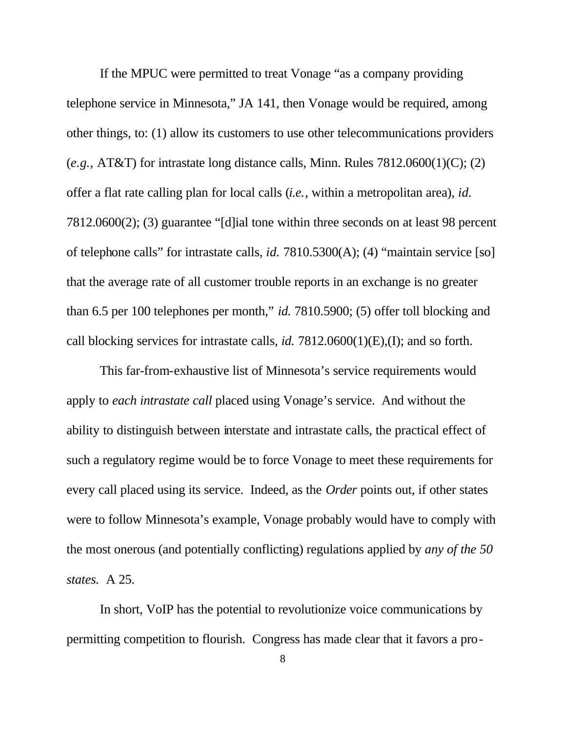If the MPUC were permitted to treat Vonage "as a company providing telephone service in Minnesota," JA 141, then Vonage would be required, among other things, to: (1) allow its customers to use other telecommunications providers (*e.g.*, AT&T) for intrastate long distance calls, Minn. Rules 7812.0600(1)(C); (2) offer a flat rate calling plan for local calls (*i.e.*, within a metropolitan area), *id.* 7812.0600(2); (3) guarantee "[d]ial tone within three seconds on at least 98 percent of telephone calls" for intrastate calls, *id.* 7810.5300(A); (4) "maintain service [so] that the average rate of all customer trouble reports in an exchange is no greater than 6.5 per 100 telephones per month," *id.* 7810.5900; (5) offer toll blocking and call blocking services for intrastate calls, *id.* 7812.0600(1)(E),(I); and so forth.

This far-from-exhaustive list of Minnesota's service requirements would apply to *each intrastate call* placed using Vonage's service. And without the ability to distinguish between interstate and intrastate calls, the practical effect of such a regulatory regime would be to force Vonage to meet these requirements for every call placed using its service. Indeed, as the *Order* points out, if other states were to follow Minnesota's example, Vonage probably would have to comply with the most onerous (and potentially conflicting) regulations applied by *any of the 50 states.* A 25.

In short, VoIP has the potential to revolutionize voice communications by permitting competition to flourish. Congress has made clear that it favors a pro-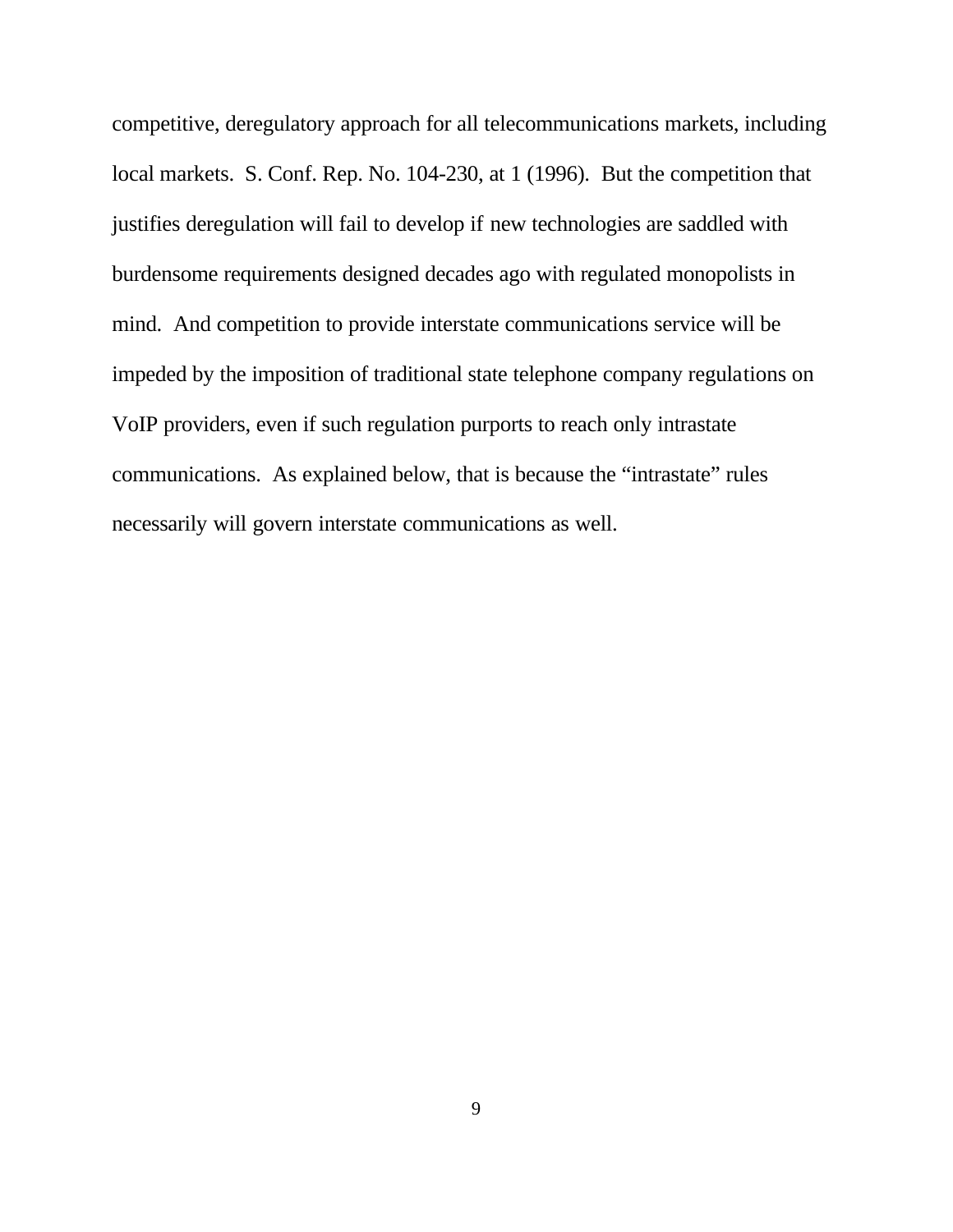competitive, deregulatory approach for all telecommunications markets, including local markets. S. Conf. Rep. No. 104-230, at 1 (1996). But the competition that justifies deregulation will fail to develop if new technologies are saddled with burdensome requirements designed decades ago with regulated monopolists in mind. And competition to provide interstate communications service will be impeded by the imposition of traditional state telephone company regulations on VoIP providers, even if such regulation purports to reach only intrastate communications. As explained below, that is because the "intrastate" rules necessarily will govern interstate communications as well.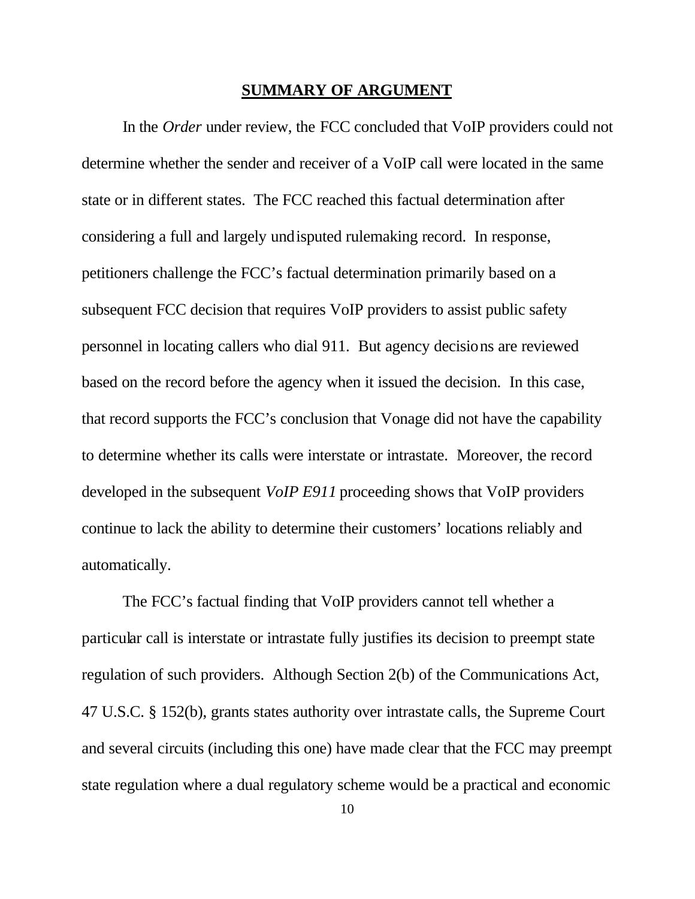## SUMMARY OF ARGUMENT

In the *Order* under review, the FCC concluded that VoIP providers could not determine whether the sender and receiver of a VoIP call were located in the same state or in different states. The FCC reached this factual determination after considering a full and largely undisputed rulemaking record. In response, petitioners challenge the FCC's factual determination primarily based on a subsequent FCC decision that requires VoIP providers to assist public safety personnel in locating callers who dial 911. But agency decisions are reviewed based on the record before the agency when it issued the decision. In this case, that record supports the FCC's conclusion that Vonage did not have the capability to determine whether its calls were interstate or intrastate. Moreover, the record developed in the subsequent *VoIP E911* proceeding shows that VoIP providers continue to lack the ability to determine their customers' locations reliably and automatically.

The FCC's factual finding that VoIP providers cannot tell whether a particular call is interstate or intrastate fully justifies its decision to preempt state regulation of such providers. Although Section 2(b) of the Communications Act, 47 U.S.C. § 152(b), grants states authority over intrastate calls, the Supreme Court and several circuits (including this one) have made clear that the FCC may preempt state regulation where a dual regulatory scheme would be a practical and economic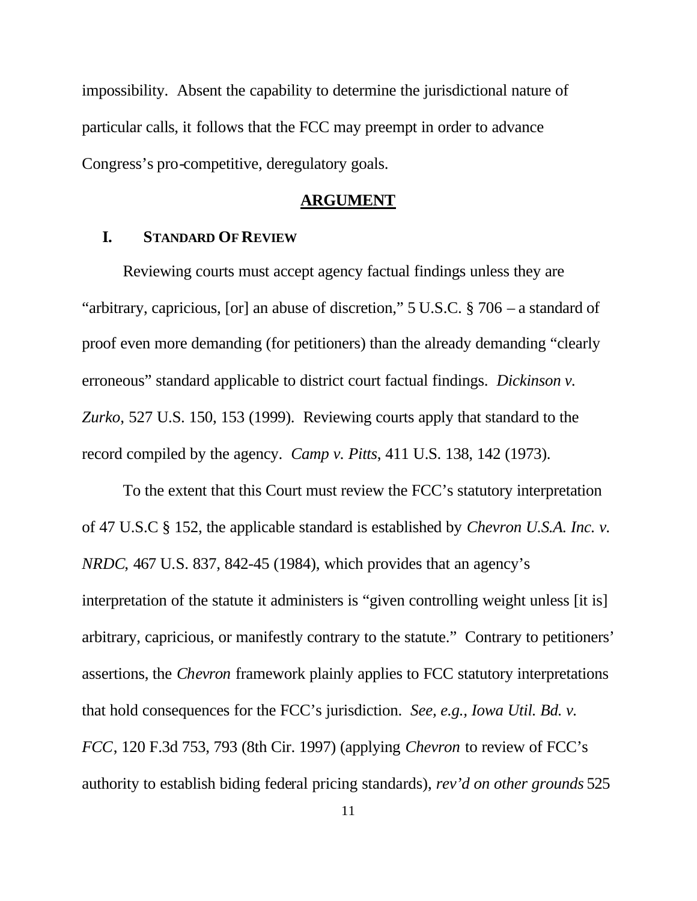impossibility. Absent the capability to determine the jurisdictional nature of particular calls, it follows that the FCC may preempt in order to advance Congress's pro-competitive, deregulatory goals.

## ARGUMENT

### I. STANDARD OF REVIEW

Reviewing courts must accept agency factual findings unless they are "arbitrary, capricious, [or] an abuse of discretion," 5 U.S.C. § 706 – a standard of proof even more demanding (for petitioners) than the already demanding "clearly erroneous" standard applicable to district court factual findings. *Dickinson v. Zurko*, 527 U.S. 150, 153 (1999). Reviewing courts apply that standard to the record compiled by the agency. *Camp v. Pitts*, 411 U.S. 138, 142 (1973).

To the extent that this Court must review the FCC's statutory interpretation of 47 U.S.C § 152, the applicable standard is established by *Chevron U.S.A. Inc. v. NRDC*, 467 U.S. 837, 842-45 (1984), which provides that an agency's interpretation of the statute it administers is "given controlling weight unless [it is] arbitrary, capricious, or manifestly contrary to the statute." Contrary to petitioners' assertions, the *Chevron* framework plainly applies to FCC statutory interpretations that hold consequences for the FCC's jurisdiction. *See, e.g., Iowa Util. Bd. v. FCC*, 120 F.3d 753, 793 (8th Cir. 1997) (applying *Chevron* to review of FCC's authority to establish biding federal pricing standards), *rev'd on other grounds* 525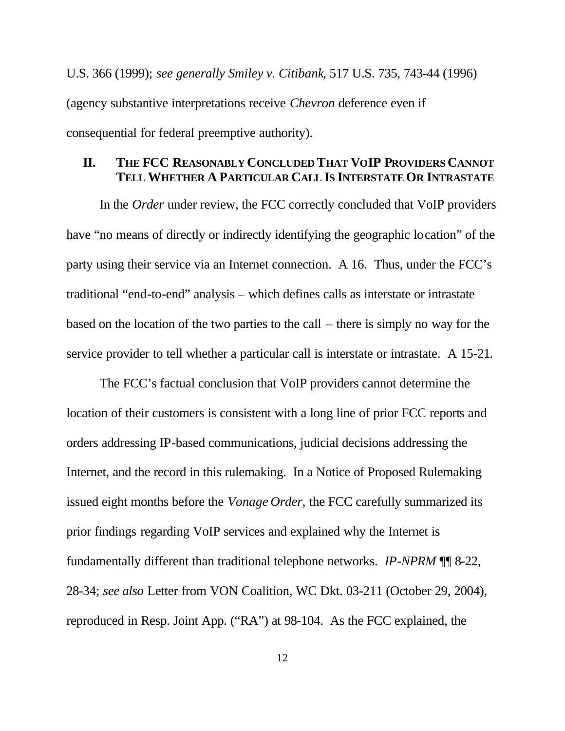U.S. 366 (1999); *see generally Smiley v. Citibank*, 517 U.S. 735, 743-44 (1996) (agency substantive interpretations receive *Chevron* deference even if consequential for federal preemptive authority).

## II. THE FCC REASONABLY CONCLUDED THAT VOIP PROVIDERS CANNOT TELL WHETHER A PARTICULAR CALL IS INTERSTATE OR INTRASTATE

In the *Order* under review, the FCC correctly concluded that VoIP providers have "no means of directly or indirectly identifying the geographic location" of the party using their service via an Internet connection. A 16. Thus, under the FCC's traditional "end-to-end" analysis – which defines calls as interstate or intrastate based on the location of the two parties to the call – there is simply no way for the service provider to tell whether a particular call is interstate or intrastate. A 15-21.

The FCC's factual conclusion that VoIP providers cannot determine the location of their customers is consistent with a long line of prior FCC reports and orders addressing IP-based communications, judicial decisions addressing the Internet, and the record in this rulemaking. In a Notice of Proposed Rulemaking issued eight months before the *Vonage Order*, the FCC carefully summarized its prior findings regarding VoIP services and explained why the Internet is fundamentally different than traditional telephone networks. *IP-NPRM* ¶¶ 8-22, 28-34; *see also* Letter from VON Coalition, WC Dkt. 03-211 (October 29, 2004), reproduced in Resp. Joint App. ("RA") at 98-104. As the FCC explained, the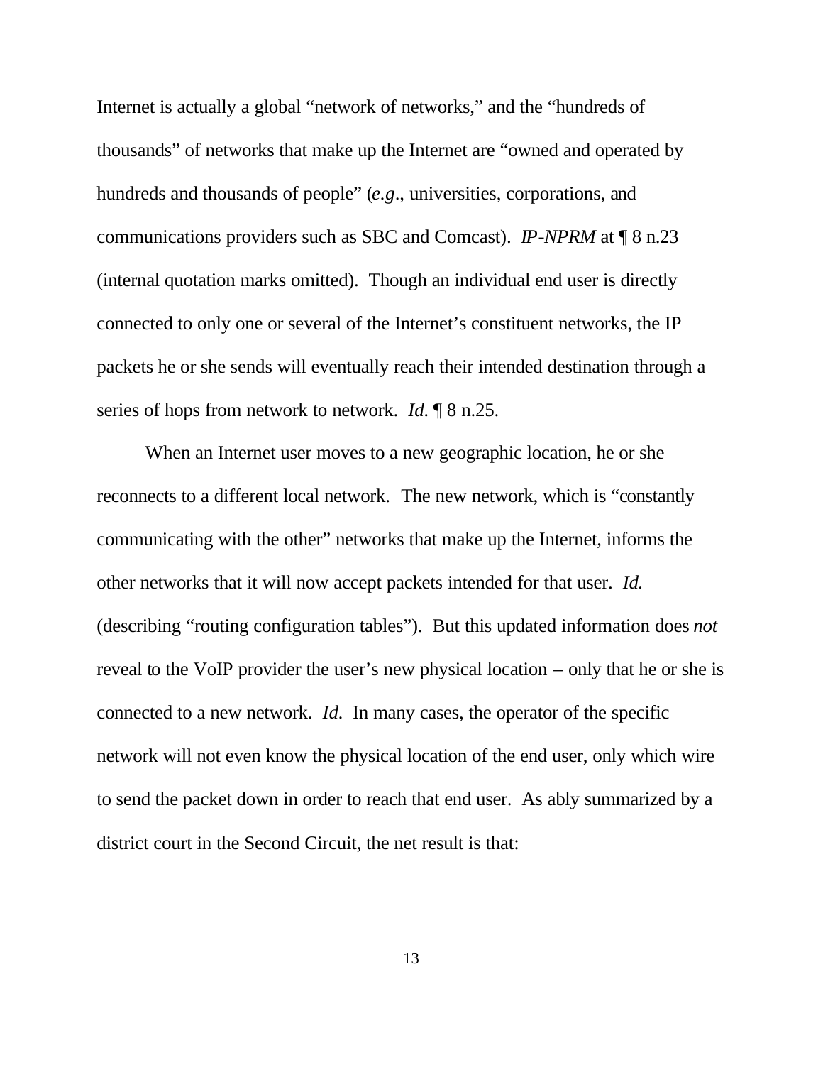Internet is actually a global "network of networks," and the "hundreds of thousands" of networks that make up the Internet are "owned and operated by hundreds and thousands of people" (*e.g*., universities, corporations, and communications providers such as SBC and Comcast). *IP-NPRM* at ¶ 8 n.23 (internal quotation marks omitted). Though an individual end user is directly connected to only one or several of the Internet's constituent networks, the IP packets he or she sends will eventually reach their intended destination through a series of hops from network to network. *Id.* ¶ 8 n.25.

When an Internet user moves to a new geographic location, he or she reconnects to a different local network. The new network, which is "constantly communicating with the other" networks that make up the Internet, informs the other networks that it will now accept packets intended for that user. *Id.* (describing "routing configuration tables"). But this updated information does *not* reveal to the VoIP provider the user's new physical location – only that he or she is connected to a new network. *Id*. In many cases, the operator of the specific network will not even know the physical location of the end user, only which wire to send the packet down in order to reach that end user. As ably summarized by a district court in the Second Circuit, the net result is that: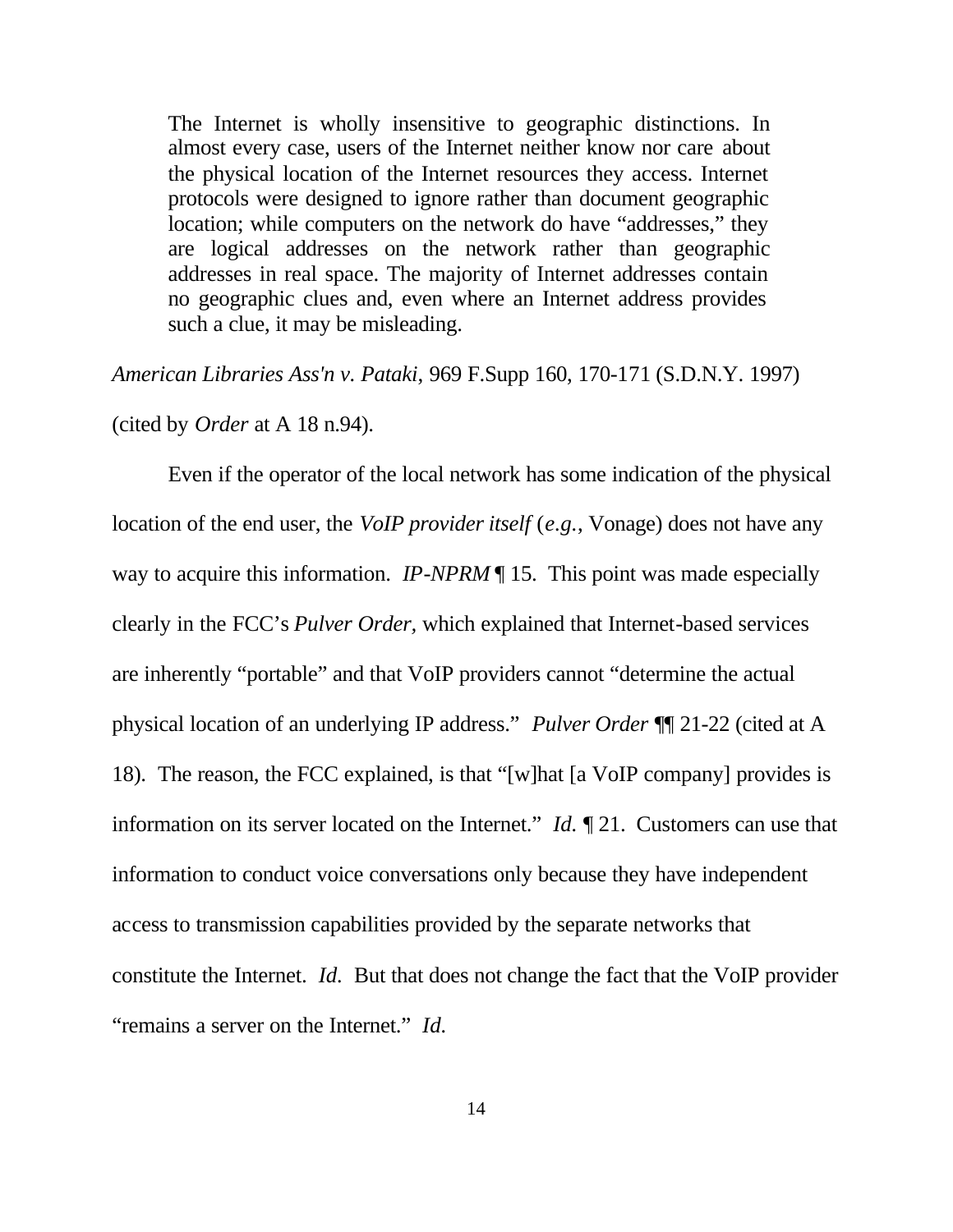> The Internet is wholly insensitive to geographic distinctions. In almost every case, users of the Internet neither know nor care about the physical location of the Internet resources they access. Internet protocols were designed to ignore rather than document geographic location; while computers on the network do have "addresses," they are logical addresses on the network rather than geographic addresses in real space. The majority of Internet addresses contain no geographic clues and, even where an Internet address provides such a clue, it may be misleading.

*American Libraries Ass'n v. Pataki*, 969 F.Supp 160, 170-171 (S.D.N.Y. 1997) (cited by *Order* at A 18 n.94).

Even if the operator of the local network has some indication of the physical location of the end user, the *VoIP provider itself* (*e.g.*, Vonage) does not have any way to acquire this information. *IP-NPRM* ¶ 15. This point was made especially clearly in the FCC's *Pulver Order,* which explained that Internet-based services are inherently "portable" and that VoIP providers cannot "determine the actual physical location of an underlying IP address." *Pulver Order* ¶¶ 21-22 (cited at A 18). The reason, the FCC explained, is that "[w]hat [a VoIP company] provides is information on its server located on the Internet." *Id.* ¶ 21. Customers can use that information to conduct voice conversations only because they have independent access to transmission capabilities provided by the separate networks that constitute the Internet. *Id.* But that does not change the fact that the VoIP provider "remains a server on the Internet." *Id.*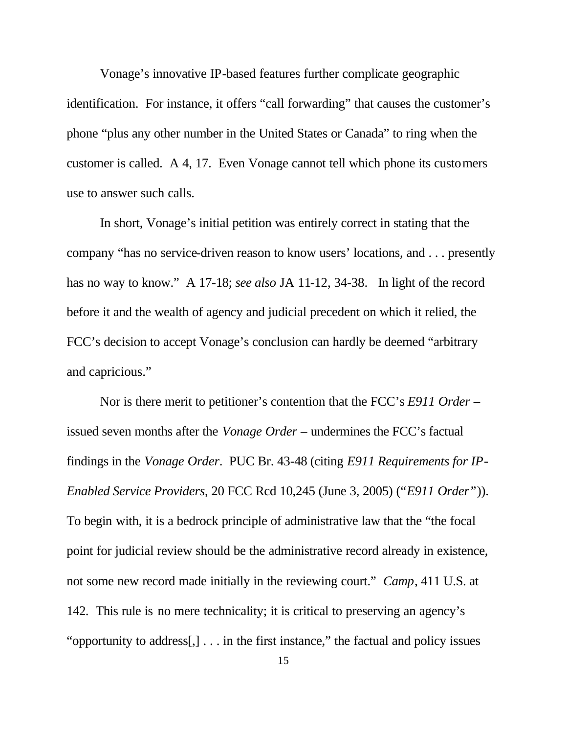Vonage's innovative IP-based features further complicate geographic identification. For instance, it offers "call forwarding" that causes the customer's phone "plus any other number in the United States or Canada" to ring when the customer is called. A 4, 17. Even Vonage cannot tell which phone its customers use to answer such calls.

In short, Vonage's initial petition was entirely correct in stating that the company "has no service-driven reason to know users' locations, and . . . presently has no way to know." A 17-18; *see also* JA 11-12, 34-38. In light of the record before it and the wealth of agency and judicial precedent on which it relied, the FCC's decision to accept Vonage's conclusion can hardly be deemed "arbitrary and capricious."

Nor is there merit to petitioner's contention that the FCC's *E911 Order* – issued seven months after the *Vonage Order* – undermines the FCC's factual findings in the *Vonage Order*. PUC Br. 43-48 (citing *E911 Requirements for IP-Enabled Service Providers*, 20 FCC Rcd 10,245 (June 3, 2005) ("*E911 Order*")). To begin with, it is a bedrock principle of administrative law that the "the focal point for judicial review should be the administrative record already in existence, not some new record made initially in the reviewing court." *Camp*, 411 U.S. at 142. This rule is no mere technicality; it is critical to preserving an agency's "opportunity to address[,] . . . in the first instance," the factual and policy issues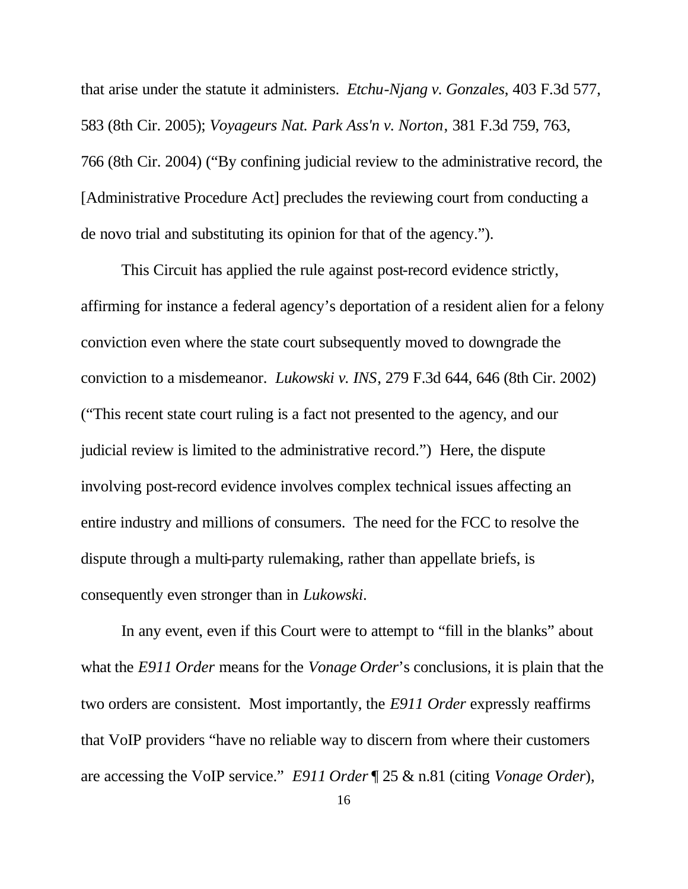that arise under the statute it administers. *Etchu-Njang v. Gonzales*, 403 F.3d 577, 583 (8th Cir. 2005); *Voyageurs Nat. Park Ass'n v. Norton*, 381 F.3d 759, 763, 766 (8th Cir. 2004) ("By confining judicial review to the administrative record, the [Administrative Procedure Act] precludes the reviewing court from conducting a de novo trial and substituting its opinion for that of the agency.").

This Circuit has applied the rule against post-record evidence strictly, affirming for instance a federal agency's deportation of a resident alien for a felony conviction even where the state court subsequently moved to downgrade the conviction to a misdemeanor. *Lukowski v. INS*, 279 F.3d 644, 646 (8th Cir. 2002) ("This recent state court ruling is a fact not presented to the agency, and our judicial review is limited to the administrative record.") Here, the dispute involving post-record evidence involves complex technical issues affecting an entire industry and millions of consumers. The need for the FCC to resolve the dispute through a multi-party rulemaking, rather than appellate briefs, is consequently even stronger than in *Lukowski*.

In any event, even if this Court were to attempt to "fill in the blanks" about what the *E911 Order* means for the *Vonage Order*'s conclusions, it is plain that the two orders are consistent. Most importantly, the *E911 Order* expressly reaffirms that VoIP providers "have no reliable way to discern from where their customers are accessing the VoIP service." *E911 Order* ¶ 25 & n.81 (citing *Vonage Order*),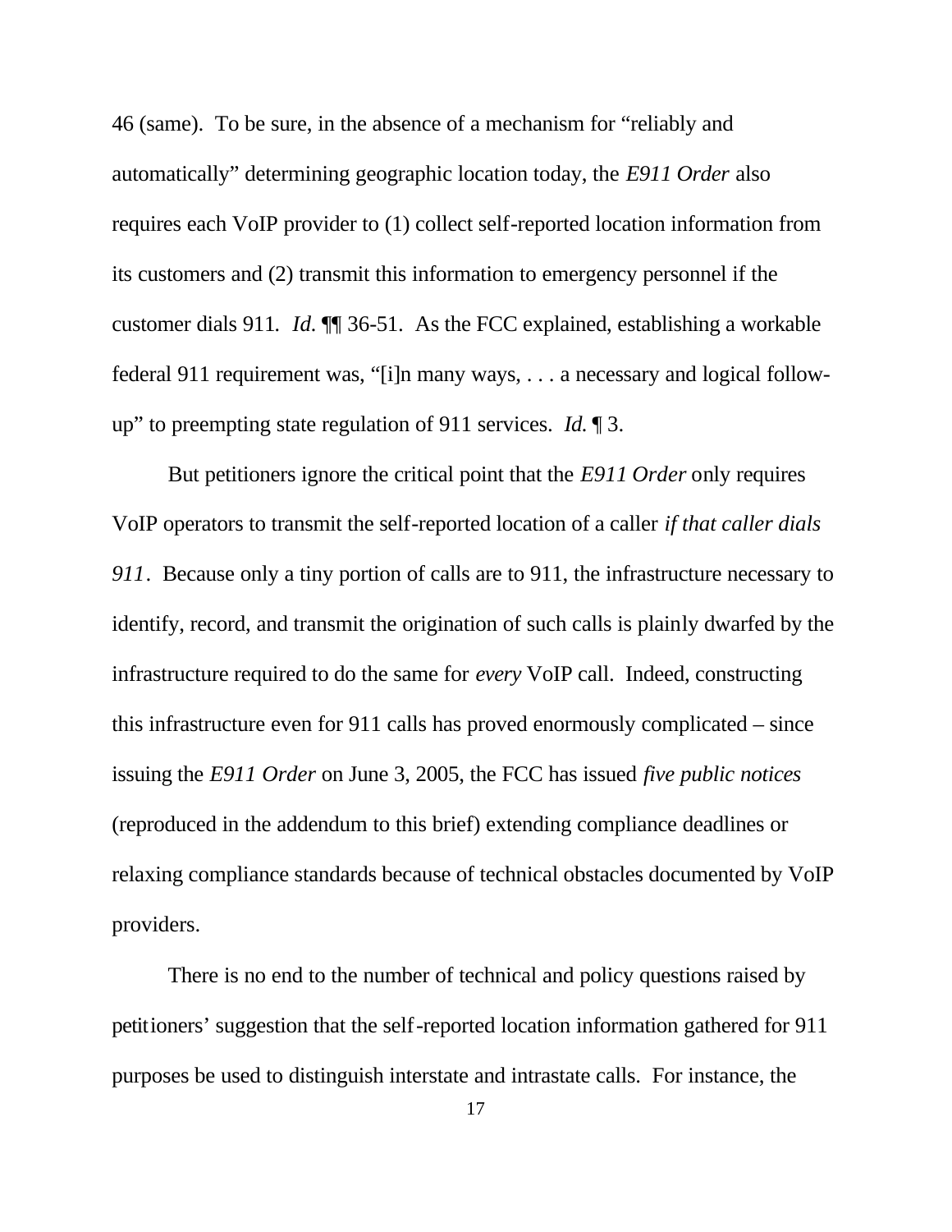46 (same). To be sure, in the absence of a mechanism for "reliably and automatically" determining geographic location today, the *E911 Order* also requires each VoIP provider to (1) collect self-reported location information from its customers and (2) transmit this information to emergency personnel if the customer dials 911. *Id.* ¶¶ 36-51. As the FCC explained, establishing a workable federal 911 requirement was, "[i]n many ways, . . . a necessary and logical follow-up" to preempting state regulation of 911 services. *Id.* ¶ 3.

But petitioners ignore the critical point that the *E911 Order* only requires VoIP operators to transmit the self-reported location of a caller *if that caller dials 911*. Because only a tiny portion of calls are to 911, the infrastructure necessary to identify, record, and transmit the origination of such calls is plainly dwarfed by the infrastructure required to do the same for *every* VoIP call. Indeed, constructing this infrastructure even for 911 calls has proved enormously complicated – since issuing the *E911 Order* on June 3, 2005, the FCC has issued *five public notices* (reproduced in the addendum to this brief) extending compliance deadlines or relaxing compliance standards because of technical obstacles documented by VoIP providers.

There is no end to the number of technical and policy questions raised by petitioners' suggestion that the self-reported location information gathered for 911 purposes be used to distinguish interstate and intrastate calls. For instance, the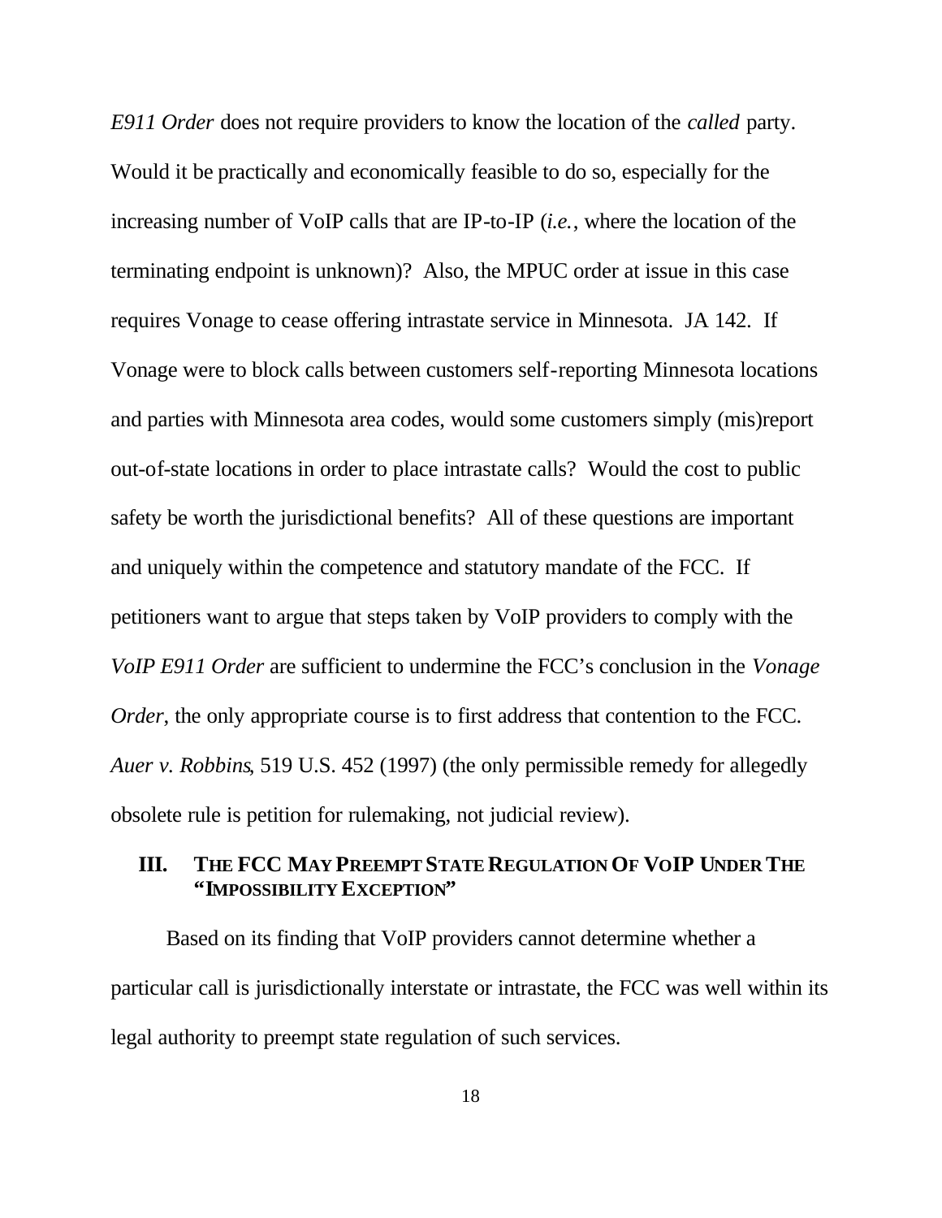*E911 Order* does not require providers to know the location of the *called* party. Would it be practically and economically feasible to do so, especially for the increasing number of VoIP calls that are IP-to-IP (*i.e.*, where the location of the terminating endpoint is unknown)? Also, the MPUC order at issue in this case requires Vonage to cease offering intrastate service in Minnesota. JA 142. If Vonage were to block calls between customers self-reporting Minnesota locations and parties with Minnesota area codes, would some customers simply (mis)report out-of-state locations in order to place intrastate calls? Would the cost to public safety be worth the jurisdictional benefits? All of these questions are important and uniquely within the competence and statutory mandate of the FCC. If petitioners want to argue that steps taken by VoIP providers to comply with the *VoIP E911 Order* are sufficient to undermine the FCC's conclusion in the *Vonage Order*, the only appropriate course is to first address that contention to the FCC. *Auer v. Robbins*, 519 U.S. 452 (1997) (the only permissible remedy for allegedly obsolete rule is petition for rulemaking, not judicial review).

## III. THE FCC MAY PREEMPT STATE REGULATION OF VOIP UNDER THE "IMPOSSIBILITY EXCEPTION"

Based on its finding that VoIP providers cannot determine whether a particular call is jurisdictionally interstate or intrastate, the FCC was well within its legal authority to preempt state regulation of such services.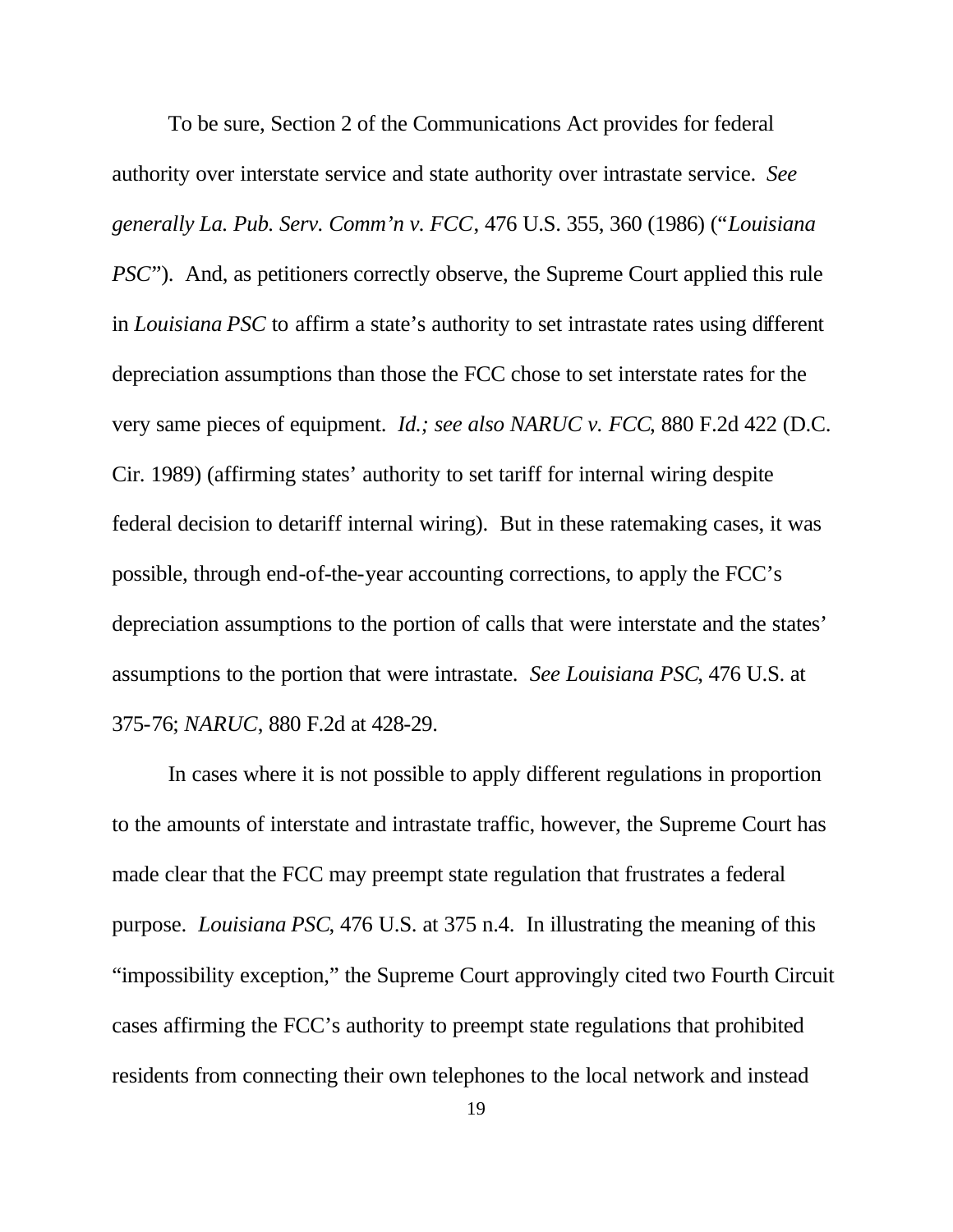To be sure, Section 2 of the Communications Act provides for federal authority over interstate service and state authority over intrastate service. *See generally La. Pub. Serv. Comm'n v. FCC*, 476 U.S. 355, 360 (1986) ("*Louisiana PSC*"). And, as petitioners correctly observe, the Supreme Court applied this rule in *Louisiana PSC* to affirm a state's authority to set intrastate rates using different depreciation assumptions than those the FCC chose to set interstate rates for the very same pieces of equipment. *Id.; see also NARUC v. FCC*, 880 F.2d 422 (D.C. Cir. 1989) (affirming states' authority to set tariff for internal wiring despite federal decision to detariff internal wiring). But in these ratemaking cases, it was possible, through end-of-the-year accounting corrections, to apply the FCC's depreciation assumptions to the portion of calls that were interstate and the states' assumptions to the portion that were intrastate. *See Louisiana PSC*, 476 U.S. at 375-76; *NARUC*, 880 F.2d at 428-29.

In cases where it is not possible to apply different regulations in proportion to the amounts of interstate and intrastate traffic, however, the Supreme Court has made clear that the FCC may preempt state regulation that frustrates a federal purpose. *Louisiana PSC*, 476 U.S. at 375 n.4. In illustrating the meaning of this "impossibility exception," the Supreme Court approvingly cited two Fourth Circuit cases affirming the FCC's authority to preempt state regulations that prohibited residents from connecting their own telephones to the local network and instead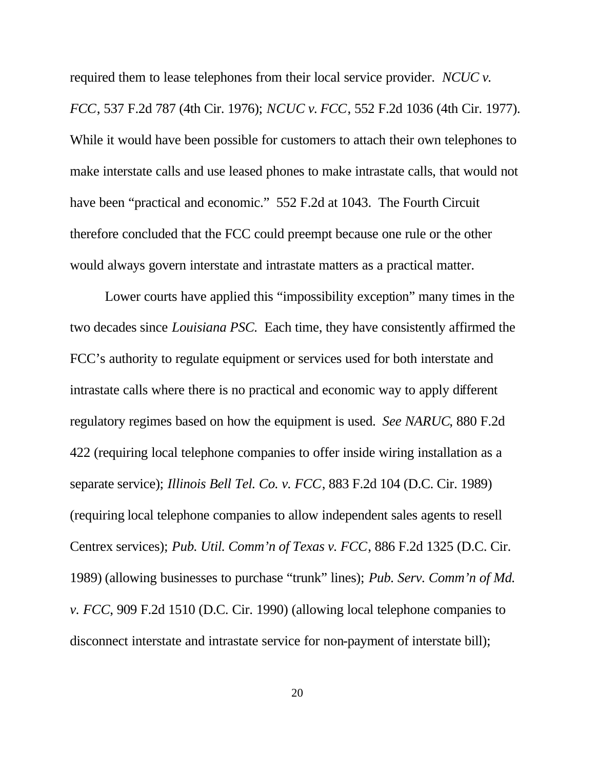required them to lease telephones from their local service provider. *NCUC v. FCC*, 537 F.2d 787 (4th Cir. 1976); *NCUC v. FCC*, 552 F.2d 1036 (4th Cir. 1977). While it would have been possible for customers to attach their own telephones to make interstate calls and use leased phones to make intrastate calls, that would not have been "practical and economic." 552 F.2d at 1043. The Fourth Circuit therefore concluded that the FCC could preempt because one rule or the other would always govern interstate and intrastate matters as a practical matter.

Lower courts have applied this "impossibility exception" many times in the two decades since *Louisiana PSC*. Each time, they have consistently affirmed the FCC's authority to regulate equipment or services used for both interstate and intrastate calls where there is no practical and economic way to apply different regulatory regimes based on how the equipment is used. *See NARUC*, 880 F.2d 422 (requiring local telephone companies to offer inside wiring installation as a separate service); *Illinois Bell Tel. Co. v. FCC*, 883 F.2d 104 (D.C. Cir. 1989) (requiring local telephone companies to allow independent sales agents to resell Centrex services); *Pub. Util. Comm'n of Texas v. FCC*, 886 F.2d 1325 (D.C. Cir. 1989) (allowing businesses to purchase "trunk" lines); *Pub. Serv. Comm'n of Md. v. FCC*, 909 F.2d 1510 (D.C. Cir. 1990) (allowing local telephone companies to disconnect interstate and intrastate service for non-payment of interstate bill);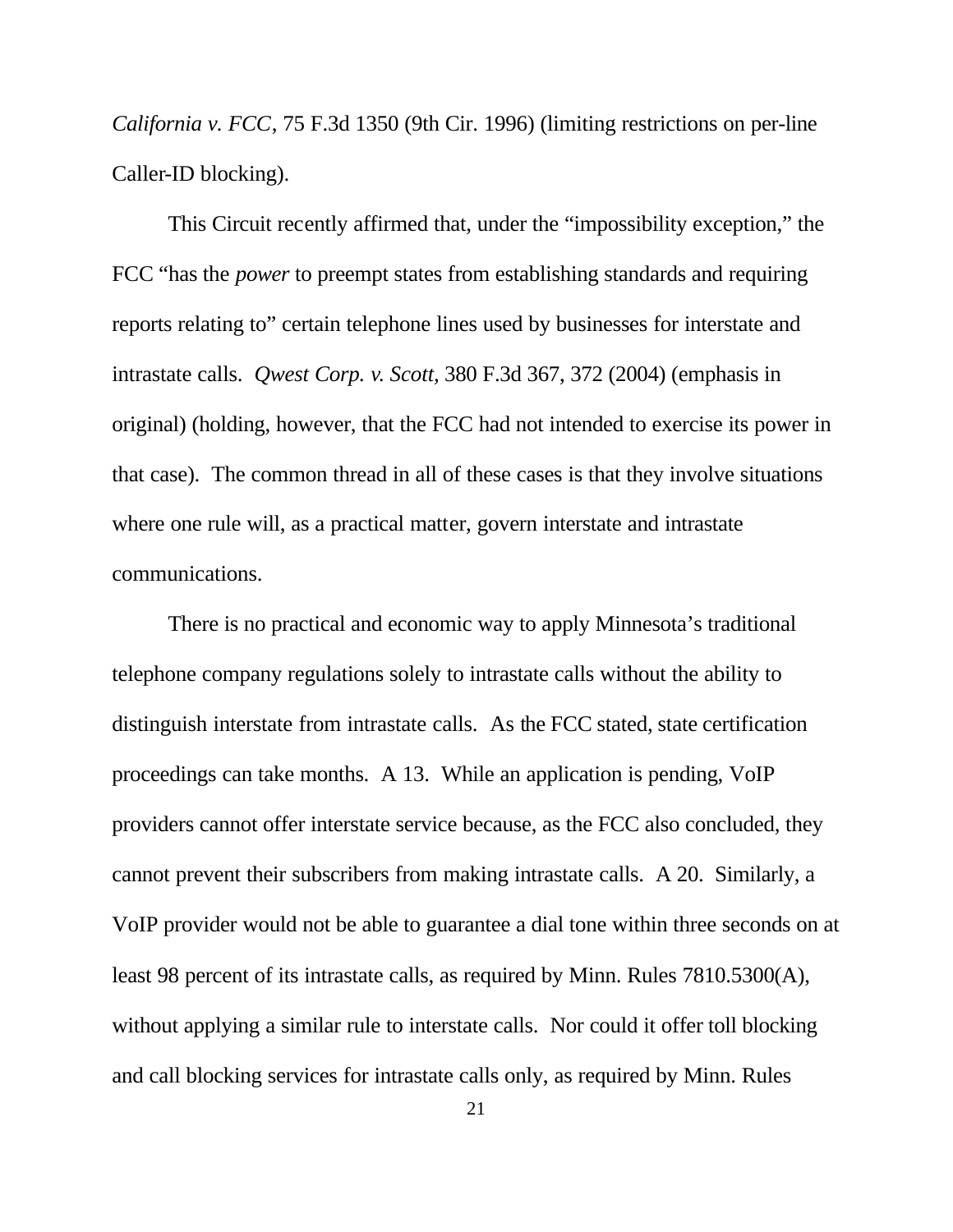*California v. FCC*, 75 F.3d 1350 (9th Cir. 1996) (limiting restrictions on per-line Caller-ID blocking).

This Circuit recently affirmed that, under the "impossibility exception," the FCC "has the *power* to preempt states from establishing standards and requiring reports relating to" certain telephone lines used by businesses for interstate and intrastate calls. *Qwest Corp. v. Scott*, 380 F.3d 367, 372 (2004) (emphasis in original) (holding, however, that the FCC had not intended to exercise its power in that case). The common thread in all of these cases is that they involve situations where one rule will, as a practical matter, govern interstate and intrastate communications.

There is no practical and economic way to apply Minnesota's traditional telephone company regulations solely to intrastate calls without the ability to distinguish interstate from intrastate calls. As the FCC stated, state certification proceedings can take months. A 13. While an application is pending, VoIP providers cannot offer interstate service because, as the FCC also concluded, they cannot prevent their subscribers from making intrastate calls. A 20. Similarly, a VoIP provider would not be able to guarantee a dial tone within three seconds on at least 98 percent of its intrastate calls, as required by Minn. Rules 7810.5300(A), without applying a similar rule to interstate calls. Nor could it offer toll blocking and call blocking services for intrastate calls only, as required by Minn. Rules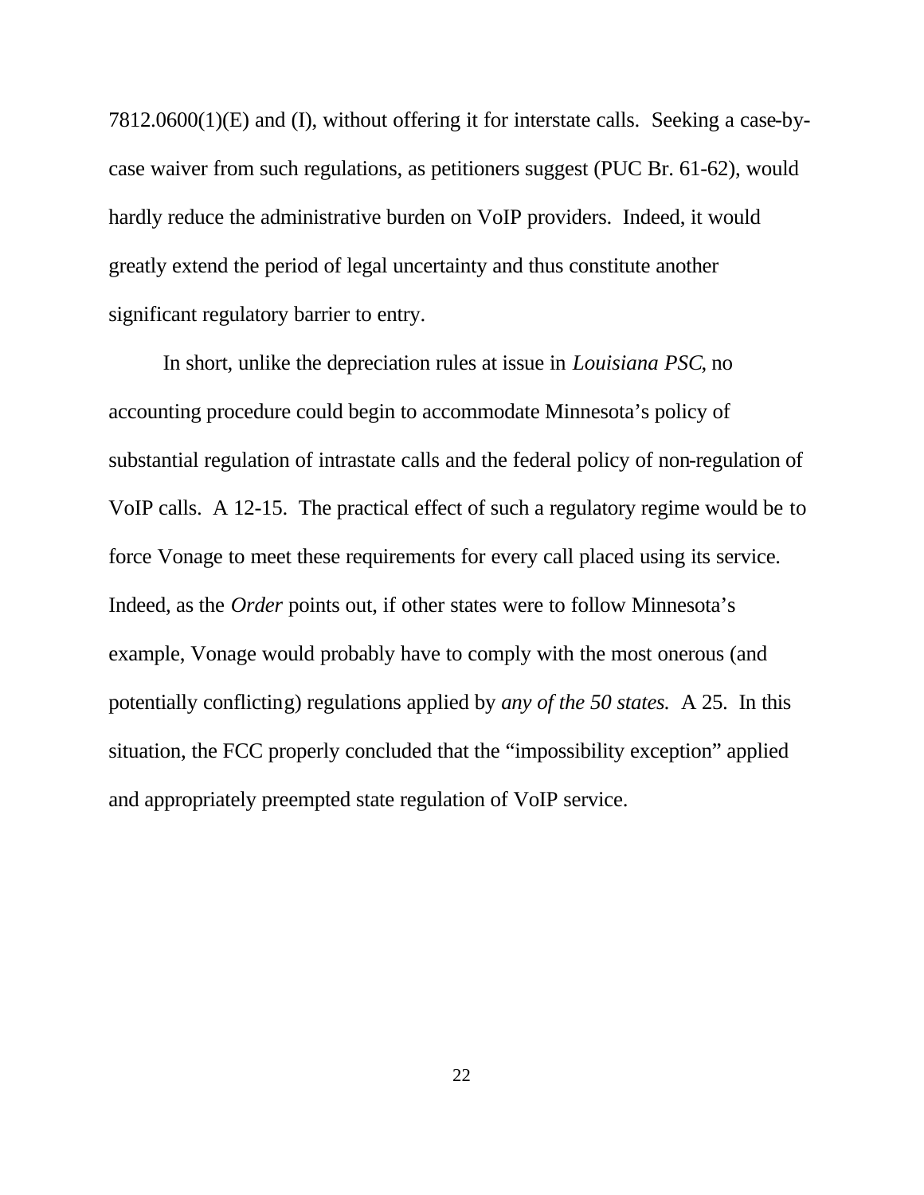7812.0600(1)(E) and (I), without offering it for interstate calls. Seeking a case-by-case waiver from such regulations, as petitioners suggest (PUC Br. 61-62), would hardly reduce the administrative burden on VoIP providers. Indeed, it would greatly extend the period of legal uncertainty and thus constitute another significant regulatory barrier to entry.

In short, unlike the depreciation rules at issue in *Louisiana PSC*, no accounting procedure could begin to accommodate Minnesota's policy of substantial regulation of intrastate calls and the federal policy of non-regulation of VoIP calls. A 12-15. The practical effect of such a regulatory regime would be to force Vonage to meet these requirements for every call placed using its service. Indeed, as the *Order* points out, if other states were to follow Minnesota's example, Vonage would probably have to comply with the most onerous (and potentially conflicting) regulations applied by *any of the 50 states.* A 25. In this situation, the FCC properly concluded that the "impossibility exception" applied and appropriately preempted state regulation of VoIP service.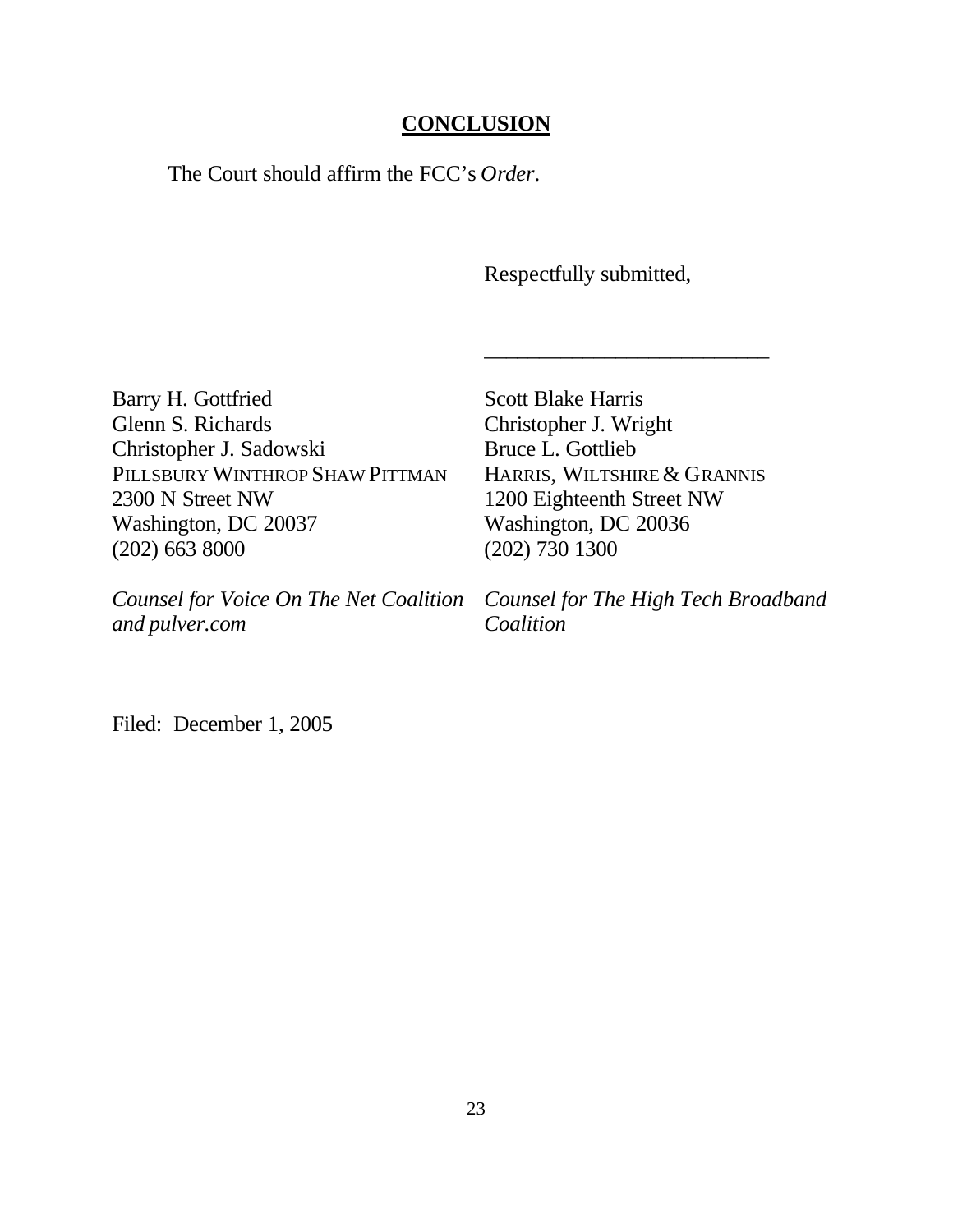## CONCLUSION

The Court should affirm the FCC's *Order*.

Respectfully submitted,

\_\_\_\_\_\_\_\_\_\_\_\_\_\_\_\_\_\_\_\_\_\_\_\_\_\_

Barry H. Gottfried
Glenn S. Richards
Christopher J. Sadowski
PILLSBURY WINTHROP SHAW PITTMAN
2300 N Street NW
Washington, DC 20037
(202) 663 8000

*Counsel for Voice On The Net Coalition and pulver.com*

Scott Blake Harris
Christopher J. Wright
Bruce L. Gottlieb
HARRIS, WILTSHIRE & GRANNIS
1200 Eighteenth Street NW
Washington, DC 20036
(202) 730 1300

*Counsel for The High Tech Broadband Coalition*

Filed: December 1, 2005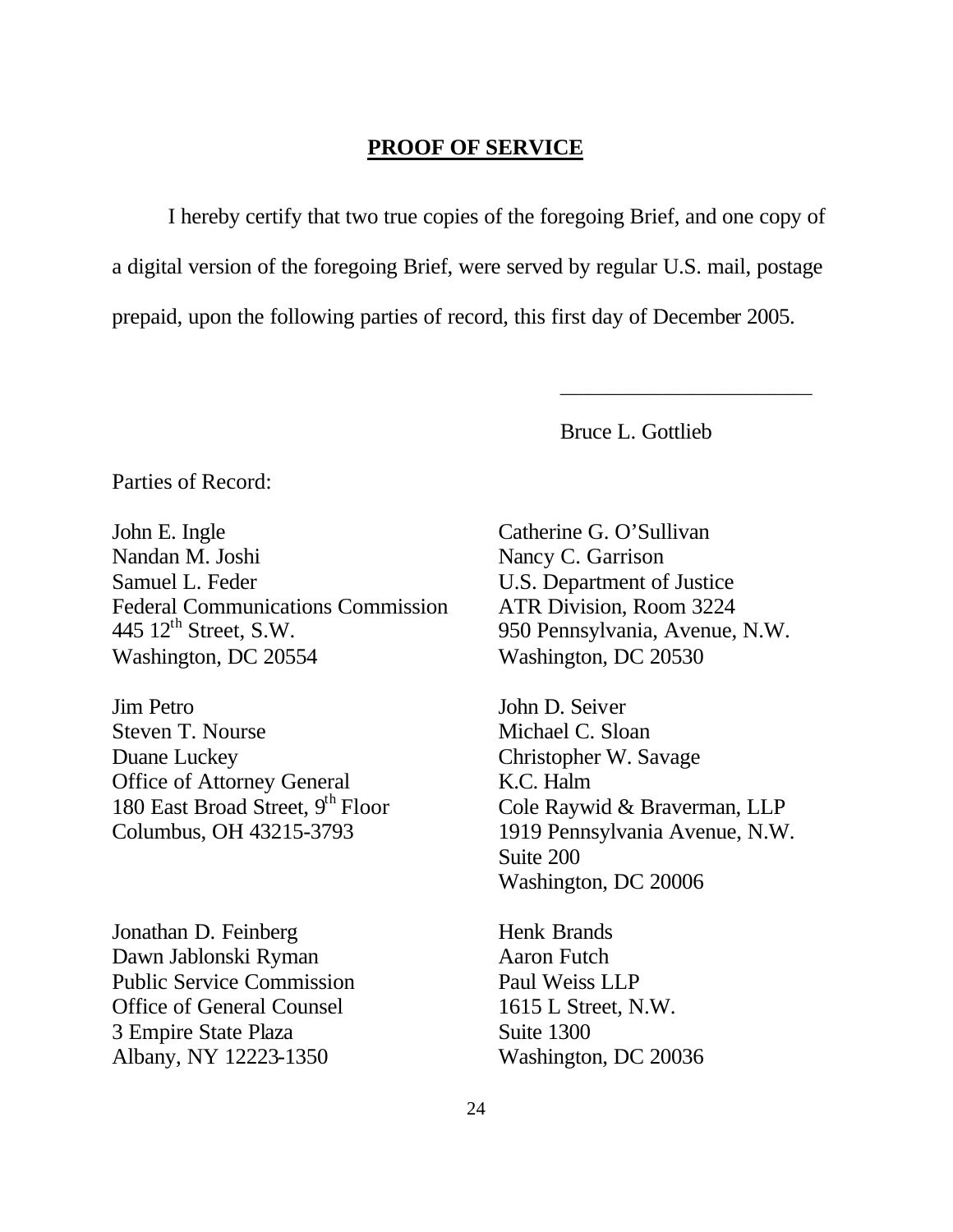## PROOF OF SERVICE

I hereby certify that two true copies of the foregoing Brief, and one copy of a digital version of the foregoing Brief, were served by regular U.S. mail, postage prepaid, upon the following parties of record, this first day of December 2005.

\_\_\_\_\_\_\_\_\_\_\_\_\_\_\_\_\_\_\_\_\_\_\_\_

Bruce L. Gottlieb

Parties of Record:

John E. Ingle
Nandan M. Joshi
Samuel L. Feder
Federal Communications Commission
445 12th Street, S.W.
Washington, DC 20554

Catherine G. O'Sullivan
Nancy C. Garrison
U.S. Department of Justice
ATR Division, Room 3224
950 Pennsylvania, Avenue, N.W.
Washington, DC 20530

Jim Petro
Steven T. Nourse
Duane Luckey
Office of Attorney General
180 East Broad Street, 9th Floor
Columbus, OH 43215-3793

John D. Seiver
Michael C. Sloan
Christopher W. Savage
K.C. Halm
Cole Raywid & Braverman, LLP
1919 Pennsylvania Avenue, N.W.
Suite 200
Washington, DC 20006

Jonathan D. Feinberg
Dawn Jablonski Ryman
Public Service Commission
Office of General Counsel
3 Empire State Plaza
Albany, NY 12223-1350

Henk Brands
Aaron Futch
Paul Weiss LLP
1615 L Street, N.W.
Suite 1300
Washington, DC 20036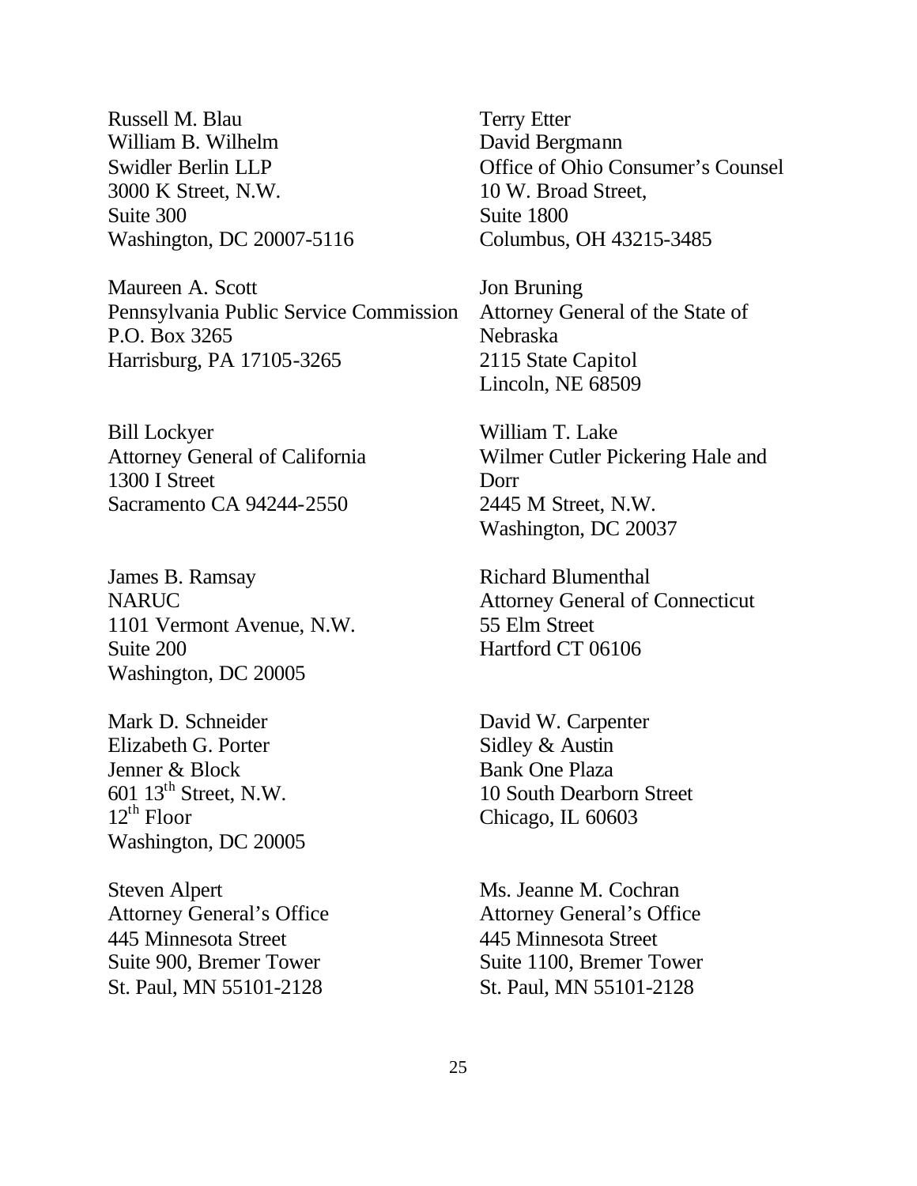Russell M. Blau  
William B. Wilhelm  
Swidler Berlin LLP  
3000 K Street, N.W.  
Suite 300  
Washington, DC 20007-5116

Terry Etter  
David Bergmann  
Office of Ohio Consumer's Counsel  
10 W. Broad Street,  
Suite 1800  
Columbus, OH 43215-3485

Maureen A. Scott  
Pennsylvania Public Service Commission  
P.O. Box 3265  
Harrisburg, PA 17105-3265

Jon Bruning  
Attorney General of the State of Nebraska  
2115 State Capitol  
Lincoln, NE 68509

Bill Lockyer  
Attorney General of California  
1300 I Street  
Sacramento CA 94244-2550

William T. Lake  
Wilmer Cutler Pickering Hale and Dorr  
2445 M Street, N.W.  
Washington, DC 20037

James B. Ramsay  
NARUC  
1101 Vermont Avenue, N.W.  
Suite 200  
Washington, DC 20005

Richard Blumenthal  
Attorney General of Connecticut  
55 Elm Street  
Hartford CT 06106

Mark D. Schneider  
Elizabeth G. Porter  
Jenner & Block  
601 13th Street, N.W.  
12th Floor  
Washington, DC 20005

David W. Carpenter  
Sidley & Austin  
Bank One Plaza  
10 South Dearborn Street  
Chicago, IL 60603

Steven Alpert  
Attorney General's Office  
445 Minnesota Street  
Suite 900, Bremer Tower  
St. Paul, MN 55101-2128

Ms. Jeanne M. Cochran  
Attorney General's Office  
445 Minnesota Street  
Suite 1100, Bremer Tower  
St. Paul, MN 55101-2128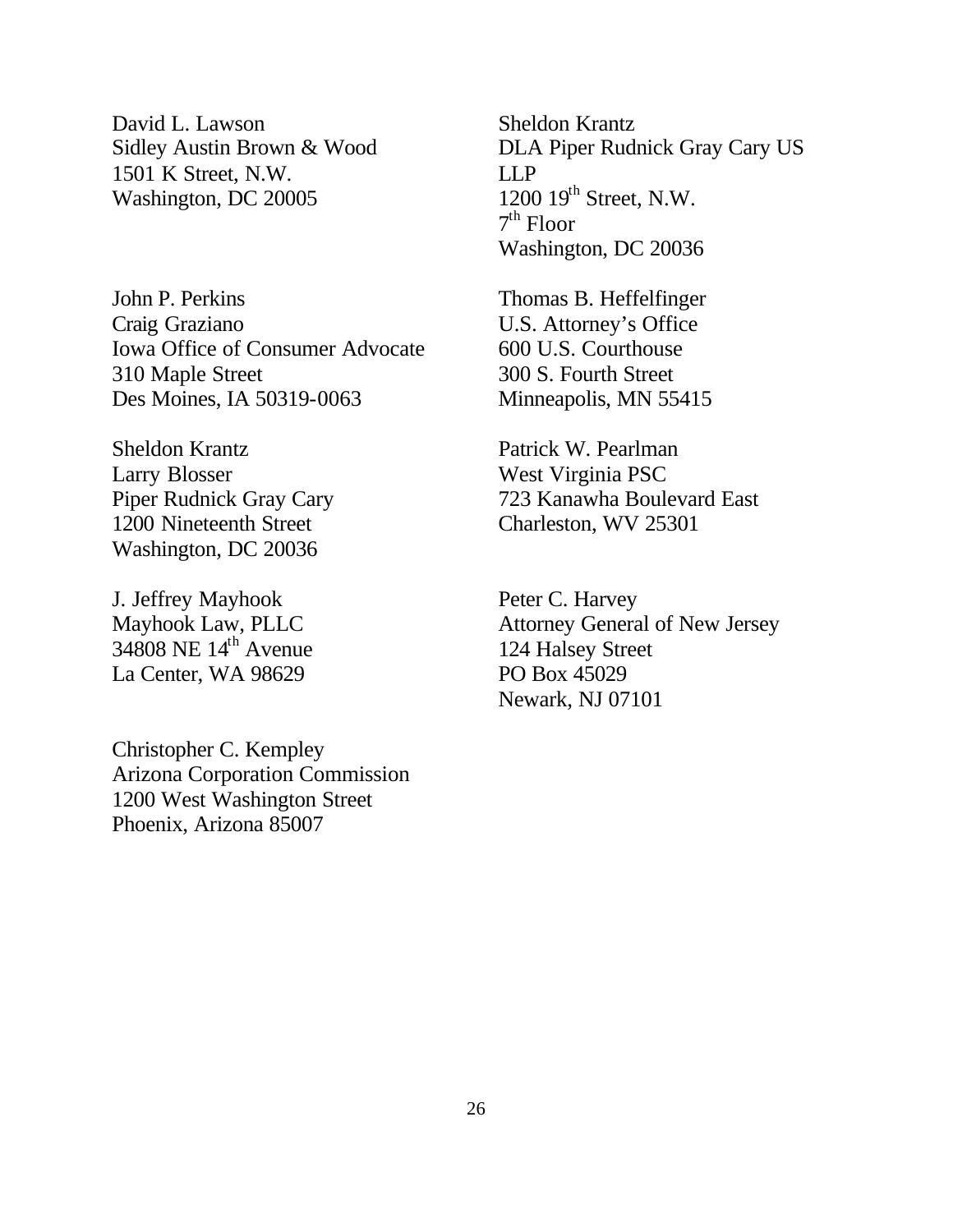David L. Lawson
Sidley Austin Brown & Wood
1501 K Street, N.W.
Washington, DC 20005

Sheldon Krantz
DLA Piper Rudnick Gray Cary US LLP
1200 19th Street, N.W.
7th Floor
Washington, DC 20036

John P. Perkins
Craig Graziano
Iowa Office of Consumer Advocate
310 Maple Street
Des Moines, IA 50319-0063

Thomas B. Heffelfinger
U.S. Attorney's Office
600 U.S. Courthouse
300 S. Fourth Street
Minneapolis, MN 55415

Sheldon Krantz
Larry Blosser
Piper Rudnick Gray Cary
1200 Nineteenth Street
Washington, DC 20036

Patrick W. Pearlman
West Virginia PSC
723 Kanawha Boulevard East
Charleston, WV 25301

J. Jeffrey Mayhook
Mayhook Law, PLLC
34808 NE 14th Avenue
La Center, WA 98629

Peter C. Harvey
Attorney General of New Jersey
124 Halsey Street
PO Box 45029
Newark, NJ 07101

Christopher C. Kempley
Arizona Corporation Commission
1200 West Washington Street
Phoenix, Arizona 85007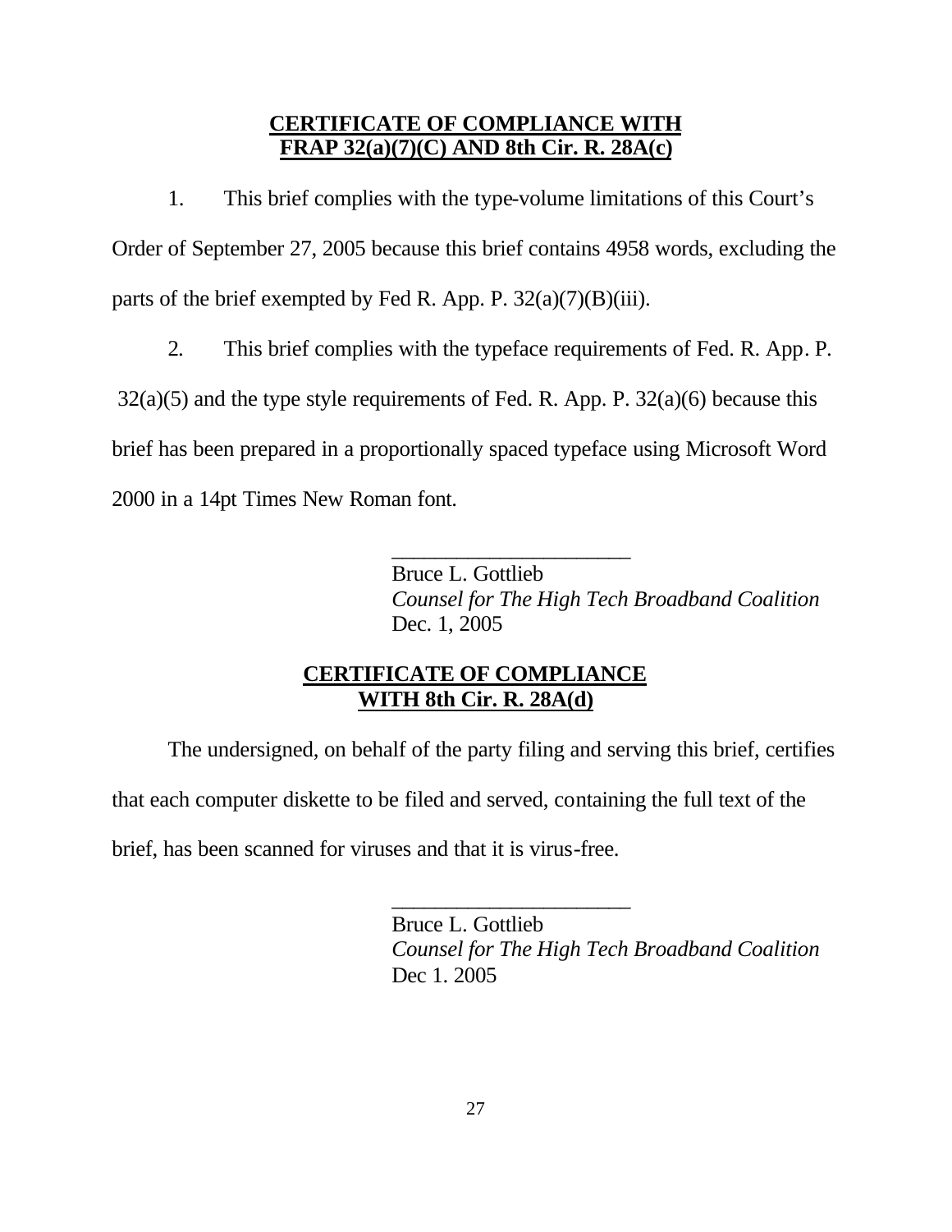**CERTIFICATE OF COMPLIANCE WITH FRAP 32(a)(7)(C) AND 8th Cir. R. 28A(c)**

1. This brief complies with the type-volume limitations of this Court's Order of September 27, 2005 because this brief contains 4958 words, excluding the parts of the brief exempted by Fed R. App. P. 32(a)(7)(B)(iii).

2. This brief complies with the typeface requirements of Fed. R. App. P. 32(a)(5) and the type style requirements of Fed. R. App. P. 32(a)(6) because this brief has been prepared in a proportionally spaced typeface using Microsoft Word 2000 in a 14pt Times New Roman font.

\_\_\_\_\_\_\_\_\_\_\_\_\_\_\_\_\_\_\_\_\_\_\_
Bruce L. Gottlieb
*Counsel for The High Tech Broadband Coalition*
Dec. 1, 2005

**CERTIFICATE OF COMPLIANCE WITH 8th Cir. R. 28A(d)**

The undersigned, on behalf of the party filing and serving this brief, certifies that each computer diskette to be filed and served, containing the full text of the brief, has been scanned for viruses and that it is virus-free.

\_\_\_\_\_\_\_\_\_\_\_\_\_\_\_\_\_\_\_\_\_\_\_
Bruce L. Gottlieb
*Counsel for The High Tech Broadband Coalition*
Dec 1. 2005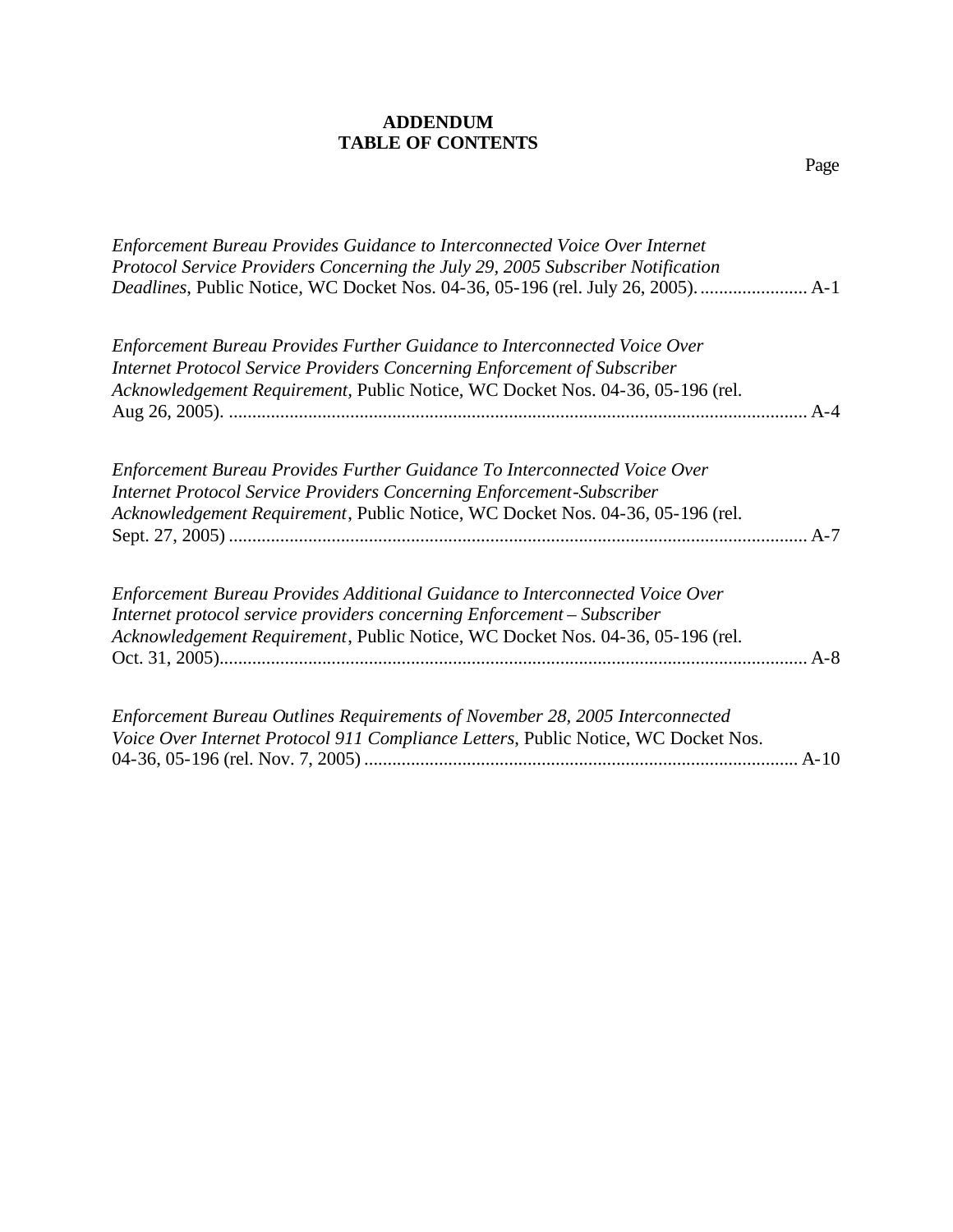# ADDENDUM
# TABLE OF CONTENTS

Page

*Enforcement Bureau Provides Guidance to Interconnected Voice Over Internet Protocol Service Providers Concerning the July 29, 2005 Subscriber Notification Deadlines*, Public Notice, WC Docket Nos. 04-36, 05-196 (rel. July 26, 2005). ........................ A-1

*Enforcement Bureau Provides Further Guidance to Interconnected Voice Over Internet Protocol Service Providers Concerning Enforcement of Subscriber Acknowledgement Requirement,* Public Notice, WC Docket Nos. 04-36, 05-196 (rel. Aug 26, 2005). ........................................................................................................................ A-4

*Enforcement Bureau Provides Further Guidance To Interconnected Voice Over Internet Protocol Service Providers Concerning Enforcement-Subscriber Acknowledgement Requirement*, Public Notice, WC Docket Nos. 04-36, 05-196 (rel. Sept. 27, 2005) ........................................................................................................................ A-7

*Enforcement Bureau Provides Additional Guidance to Interconnected Voice Over Internet protocol service providers concerning Enforcement – Subscriber Acknowledgement Requirement*, Public Notice, WC Docket Nos. 04-36, 05-196 (rel. Oct. 31, 2005)........................................................................................................................ A-8

*Enforcement Bureau Outlines Requirements of November 28, 2005 Interconnected Voice Over Internet Protocol 911 Compliance Letters*, Public Notice, WC Docket Nos. 04-36, 05-196 (rel. Nov. 7, 2005) ............................................................................................ A-10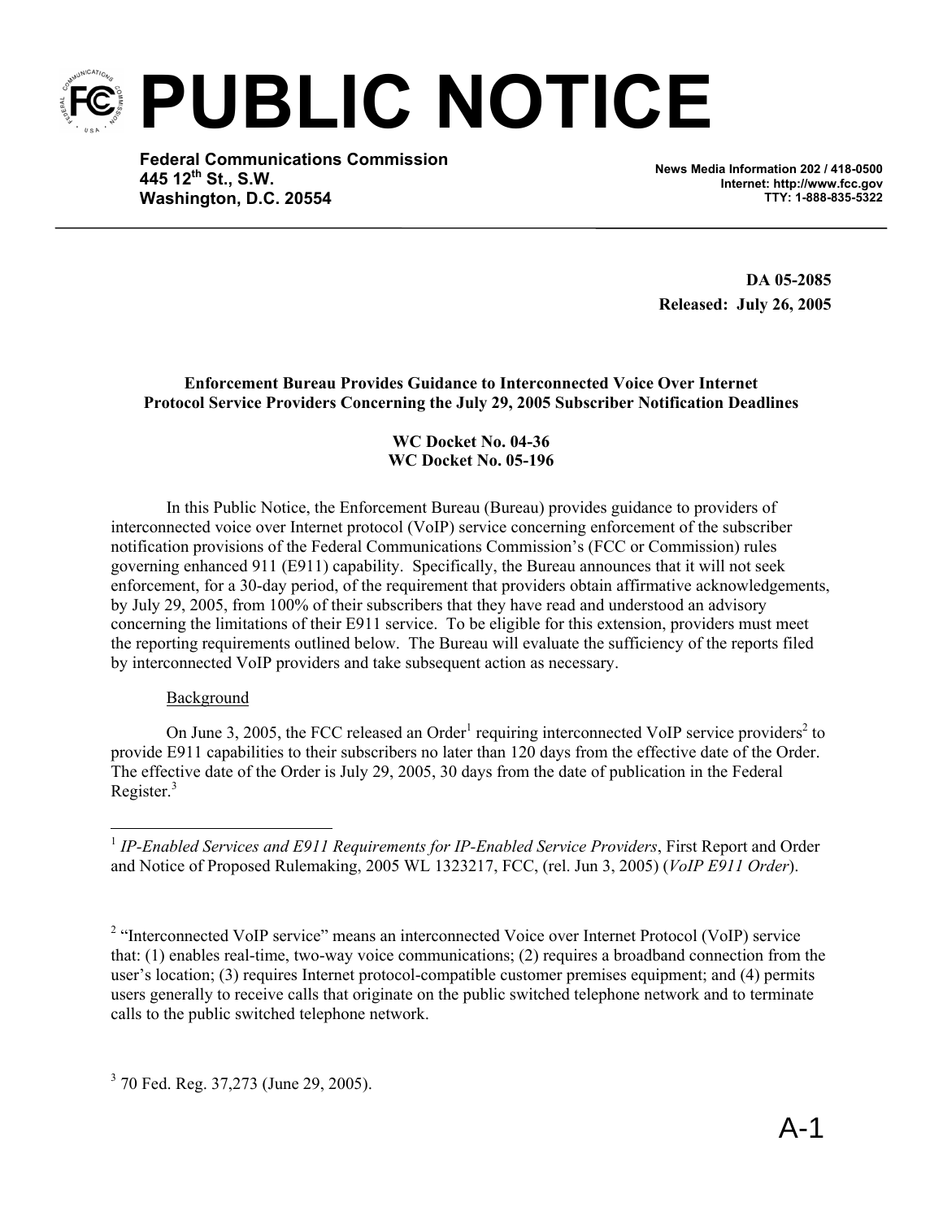# PUBLIC NOTICE

**Federal Communications Commission**
**445 12th St., S.W.**
**Washington, D.C. 20554**

**News Media Information 202 / 418-0500**
**Internet: http://www.fcc.gov**
**TTY: 1-888-835-5322**

**DA 05-2085**
**Released: July 26, 2005**

**Enforcement Bureau Provides Guidance to Interconnected Voice Over Internet Protocol Service Providers Concerning the July 29, 2005 Subscriber Notification Deadlines**

**WC Docket No. 04-36**
**WC Docket No. 05-196**

In this Public Notice, the Enforcement Bureau (Bureau) provides guidance to providers of interconnected voice over Internet protocol (VoIP) service concerning enforcement of the subscriber notification provisions of the Federal Communications Commission's (FCC or Commission) rules governing enhanced 911 (E911) capability. Specifically, the Bureau announces that it will not seek enforcement, for a 30-day period, of the requirement that providers obtain affirmative acknowledgements, by July 29, 2005, from 100% of their subscribers that they have read and understood an advisory concerning the limitations of their E911 service. To be eligible for this extension, providers must meet the reporting requirements outlined below. The Bureau will evaluate the sufficiency of the reports filed by interconnected VoIP providers and take subsequent action as necessary.

Background

On June 3, 2005, the FCC released an Order[1] requiring interconnected VoIP service providers[2] to provide E911 capabilities to their subscribers no later than 120 days from the effective date of the Order. The effective date of the Order is July 29, 2005, 30 days from the date of publication in the Federal Register.[3]

---

[1] *IP-Enabled Services and E911 Requirements for IP-Enabled Service Providers*, First Report and Order and Notice of Proposed Rulemaking, 2005 WL 1323217, FCC, (rel. Jun 3, 2005) (*VoIP E911 Order*).

[2] "Interconnected VoIP service" means an interconnected Voice over Internet Protocol (VoIP) service that: (1) enables real-time, two-way voice communications; (2) requires a broadband connection from the user's location; (3) requires Internet protocol-compatible customer premises equipment; and (4) permits users generally to receive calls that originate on the public switched telephone network and to terminate calls to the public switched telephone network.

[3] 70 Fed. Reg. 37,273 (June 29, 2005).

A-1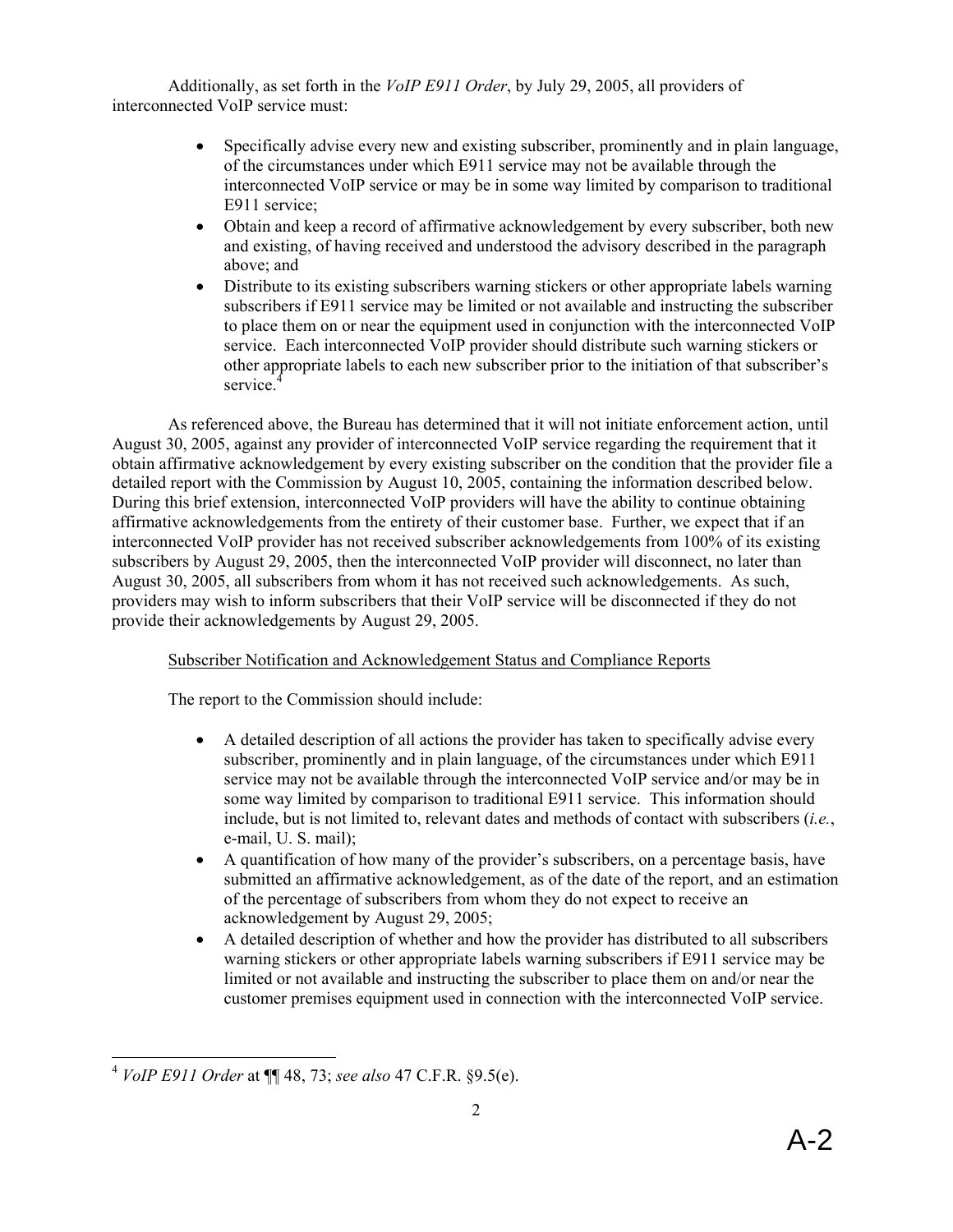Additionally, as set forth in the *VoIP E911 Order*, by July 29, 2005, all providers of interconnected VoIP service must:

- Specifically advise every new and existing subscriber, prominently and in plain language, of the circumstances under which E911 service may not be available through the interconnected VoIP service or may be in some way limited by comparison to traditional E911 service;
- Obtain and keep a record of affirmative acknowledgement by every subscriber, both new and existing, of having received and understood the advisory described in the paragraph above; and
- Distribute to its existing subscribers warning stickers or other appropriate labels warning subscribers if E911 service may be limited or not available and instructing the subscriber to place them on or near the equipment used in conjunction with the interconnected VoIP service. Each interconnected VoIP provider should distribute such warning stickers or other appropriate labels to each new subscriber prior to the initiation of that subscriber's service.[4]

As referenced above, the Bureau has determined that it will not initiate enforcement action, until August 30, 2005, against any provider of interconnected VoIP service regarding the requirement that it obtain affirmative acknowledgement by every existing subscriber on the condition that the provider file a detailed report with the Commission by August 10, 2005, containing the information described below. During this brief extension, interconnected VoIP providers will have the ability to continue obtaining affirmative acknowledgements from the entirety of their customer base. Further, we expect that if an interconnected VoIP provider has not received subscriber acknowledgements from 100% of its existing subscribers by August 29, 2005, then the interconnected VoIP provider will disconnect, no later than August 30, 2005, all subscribers from whom it has not received such acknowledgements. As such, providers may wish to inform subscribers that their VoIP service will be disconnected if they do not provide their acknowledgements by August 29, 2005.

<u>Subscriber Notification and Acknowledgement Status and Compliance Reports</u>

The report to the Commission should include:

- A detailed description of all actions the provider has taken to specifically advise every subscriber, prominently and in plain language, of the circumstances under which E911 service may not be available through the interconnected VoIP service and/or may be in some way limited by comparison to traditional E911 service. This information should include, but is not limited to, relevant dates and methods of contact with subscribers (*i.e.*, e-mail, U. S. mail);
- A quantification of how many of the provider's subscribers, on a percentage basis, have submitted an affirmative acknowledgement, as of the date of the report, and an estimation of the percentage of subscribers from whom they do not expect to receive an acknowledgement by August 29, 2005;
- A detailed description of whether and how the provider has distributed to all subscribers warning stickers or other appropriate labels warning subscribers if E911 service may be limited or not available and instructing the subscriber to place them on and/or near the customer premises equipment used in connection with the interconnected VoIP service.

[4] *VoIP E911 Order* at ¶¶ 48, 73; *see also* 47 C.F.R. §9.5(e).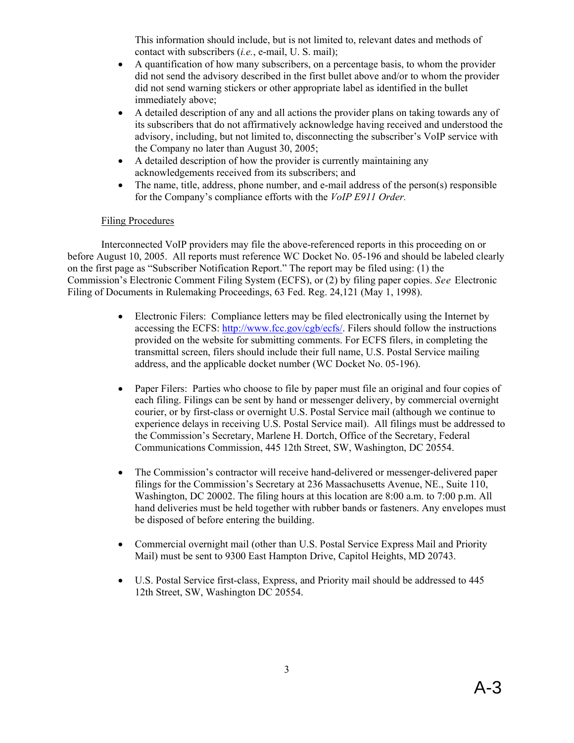This information should include, but is not limited to, relevant dates and methods of contact with subscribers (*i.e.*, e-mail, U. S. mail);

- A quantification of how many subscribers, on a percentage basis, to whom the provider did not send the advisory described in the first bullet above and/or to whom the provider did not send warning stickers or other appropriate label as identified in the bullet immediately above;
- A detailed description of any and all actions the provider plans on taking towards any of its subscribers that do not affirmatively acknowledge having received and understood the advisory, including, but not limited to, disconnecting the subscriber's VoIP service with the Company no later than August 30, 2005;
- A detailed description of how the provider is currently maintaining any acknowledgements received from its subscribers; and
- The name, title, address, phone number, and e-mail address of the person(s) responsible for the Company's compliance efforts with the *VoIP E911 Order.*

Filing Procedures

Interconnected VoIP providers may file the above-referenced reports in this proceeding on or before August 10, 2005. All reports must reference WC Docket No. 05-196 and should be labeled clearly on the first page as "Subscriber Notification Report." The report may be filed using: (1) the Commission's Electronic Comment Filing System (ECFS), or (2) by filing paper copies. *See* Electronic Filing of Documents in Rulemaking Proceedings, 63 Fed. Reg. 24,121 (May 1, 1998).

- Electronic Filers: Compliance letters may be filed electronically using the Internet by accessing the ECFS: http://www.fcc.gov/cgb/ecfs/. Filers should follow the instructions provided on the website for submitting comments. For ECFS filers, in completing the transmittal screen, filers should include their full name, U.S. Postal Service mailing address, and the applicable docket number (WC Docket No. 05-196).

- Paper Filers: Parties who choose to file by paper must file an original and four copies of each filing. Filings can be sent by hand or messenger delivery, by commercial overnight courier, or by first-class or overnight U.S. Postal Service mail (although we continue to experience delays in receiving U.S. Postal Service mail). All filings must be addressed to the Commission's Secretary, Marlene H. Dortch, Office of the Secretary, Federal Communications Commission, 445 12th Street, SW, Washington, DC 20554.

- The Commission's contractor will receive hand-delivered or messenger-delivered paper filings for the Commission's Secretary at 236 Massachusetts Avenue, NE., Suite 110, Washington, DC 20002. The filing hours at this location are 8:00 a.m. to 7:00 p.m. All hand deliveries must be held together with rubber bands or fasteners. Any envelopes must be disposed of before entering the building.

- Commercial overnight mail (other than U.S. Postal Service Express Mail and Priority Mail) must be sent to 9300 East Hampton Drive, Capitol Heights, MD 20743.

- U.S. Postal Service first-class, Express, and Priority mail should be addressed to 445 12th Street, SW, Washington DC 20554.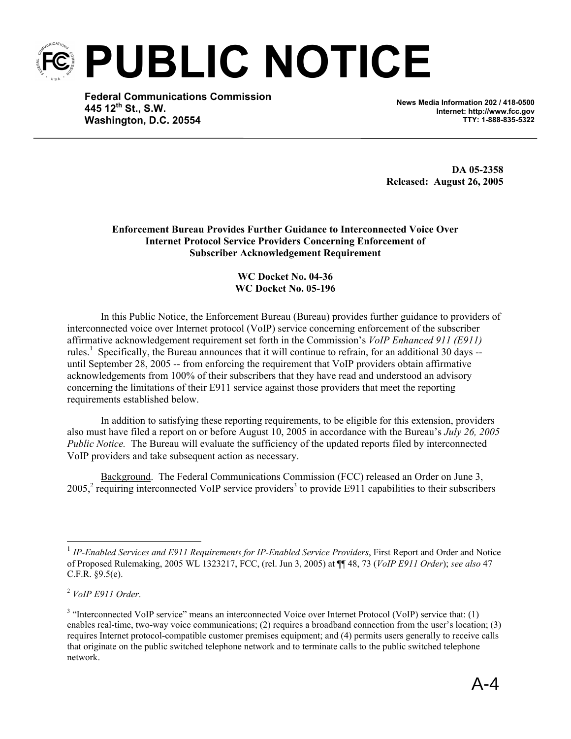# PUBLIC NOTICE

**Federal Communications Commission**
**445 12th St., S.W.**
**Washington, D.C. 20554**

**News Media Information 202 / 418-0500**
**Internet: http://www.fcc.gov**
**TTY: 1-888-835-5322**

**DA 05-2358**
**Released: August 26, 2005**

**Enforcement Bureau Provides Further Guidance to Interconnected Voice Over Internet Protocol Service Providers Concerning Enforcement of Subscriber Acknowledgement Requirement**

**WC Docket No. 04-36**
**WC Docket No. 05-196**

In this Public Notice, the Enforcement Bureau (Bureau) provides further guidance to providers of interconnected voice over Internet protocol (VoIP) service concerning enforcement of the subscriber affirmative acknowledgement requirement set forth in the Commission's *VoIP Enhanced 911 (E911)* rules.[1] Specifically, the Bureau announces that it will continue to refrain, for an additional 30 days -- until September 28, 2005 -- from enforcing the requirement that VoIP providers obtain affirmative acknowledgements from 100% of their subscribers that they have read and understood an advisory concerning the limitations of their E911 service against those providers that meet the reporting requirements established below.

In addition to satisfying these reporting requirements, to be eligible for this extension, providers also must have filed a report on or before August 10, 2005 in accordance with the Bureau's *July 26, 2005 Public Notice.* The Bureau will evaluate the sufficiency of the updated reports filed by interconnected VoIP providers and take subsequent action as necessary.

Background. The Federal Communications Commission (FCC) released an Order on June 3, 2005,[2] requiring interconnected VoIP service providers[3] to provide E911 capabilities to their subscribers

[1] *IP-Enabled Services and E911 Requirements for IP-Enabled Service Providers*, First Report and Order and Notice of Proposed Rulemaking, 2005 WL 1323217, FCC, (rel. Jun 3, 2005) at ¶¶ 48, 73 (*VoIP E911 Order*); *see also* 47 C.F.R. §9.5(e).

[2] *VoIP E911 Order*.

[3] "Interconnected VoIP service" means an interconnected Voice over Internet Protocol (VoIP) service that: (1) enables real-time, two-way voice communications; (2) requires a broadband connection from the user's location; (3) requires Internet protocol-compatible customer premises equipment; and (4) permits users generally to receive calls that originate on the public switched telephone network and to terminate calls to the public switched telephone network.

A-4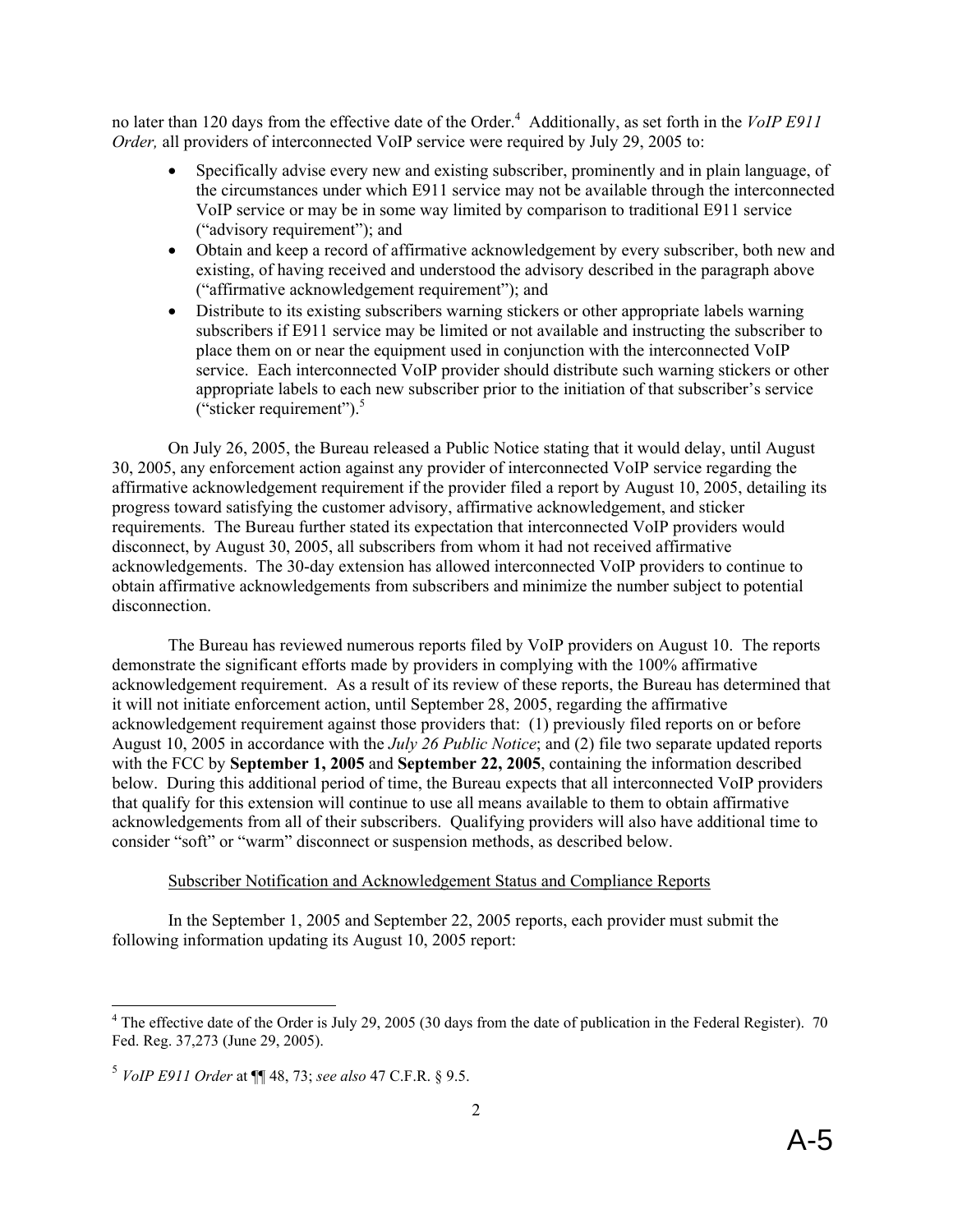no later than 120 days from the effective date of the Order.[4] Additionally, as set forth in the *VoIP E911 Order,* all providers of interconnected VoIP service were required by July 29, 2005 to:

- Specifically advise every new and existing subscriber, prominently and in plain language, of the circumstances under which E911 service may not be available through the interconnected VoIP service or may be in some way limited by comparison to traditional E911 service ("advisory requirement"); and
- Obtain and keep a record of affirmative acknowledgement by every subscriber, both new and existing, of having received and understood the advisory described in the paragraph above ("affirmative acknowledgement requirement"); and
- Distribute to its existing subscribers warning stickers or other appropriate labels warning subscribers if E911 service may be limited or not available and instructing the subscriber to place them on or near the equipment used in conjunction with the interconnected VoIP service. Each interconnected VoIP provider should distribute such warning stickers or other appropriate labels to each new subscriber prior to the initiation of that subscriber's service ("sticker requirement").[5]

On July 26, 2005, the Bureau released a Public Notice stating that it would delay, until August 30, 2005, any enforcement action against any provider of interconnected VoIP service regarding the affirmative acknowledgement requirement if the provider filed a report by August 10, 2005, detailing its progress toward satisfying the customer advisory, affirmative acknowledgement, and sticker requirements. The Bureau further stated its expectation that interconnected VoIP providers would disconnect, by August 30, 2005, all subscribers from whom it had not received affirmative acknowledgements. The 30-day extension has allowed interconnected VoIP providers to continue to obtain affirmative acknowledgements from subscribers and minimize the number subject to potential disconnection.

The Bureau has reviewed numerous reports filed by VoIP providers on August 10. The reports demonstrate the significant efforts made by providers in complying with the 100% affirmative acknowledgement requirement. As a result of its review of these reports, the Bureau has determined that it will not initiate enforcement action, until September 28, 2005, regarding the affirmative acknowledgement requirement against those providers that: (1) previously filed reports on or before August 10, 2005 in accordance with the *July 26 Public Notice*; and (2) file two separate updated reports with the FCC by **September 1, 2005** and **September 22, 2005**, containing the information described below. During this additional period of time, the Bureau expects that all interconnected VoIP providers that qualify for this extension will continue to use all means available to them to obtain affirmative acknowledgements from all of their subscribers. Qualifying providers will also have additional time to consider "soft" or "warm" disconnect or suspension methods, as described below.

Subscriber Notification and Acknowledgement Status and Compliance Reports

In the September 1, 2005 and September 22, 2005 reports, each provider must submit the following information updating its August 10, 2005 report:

---

[4] The effective date of the Order is July 29, 2005 (30 days from the date of publication in the Federal Register). 70 Fed. Reg. 37,273 (June 29, 2005).

[5] *VoIP E911 Order* at ¶¶ 48, 73; *see also* 47 C.F.R. § 9.5.

A-5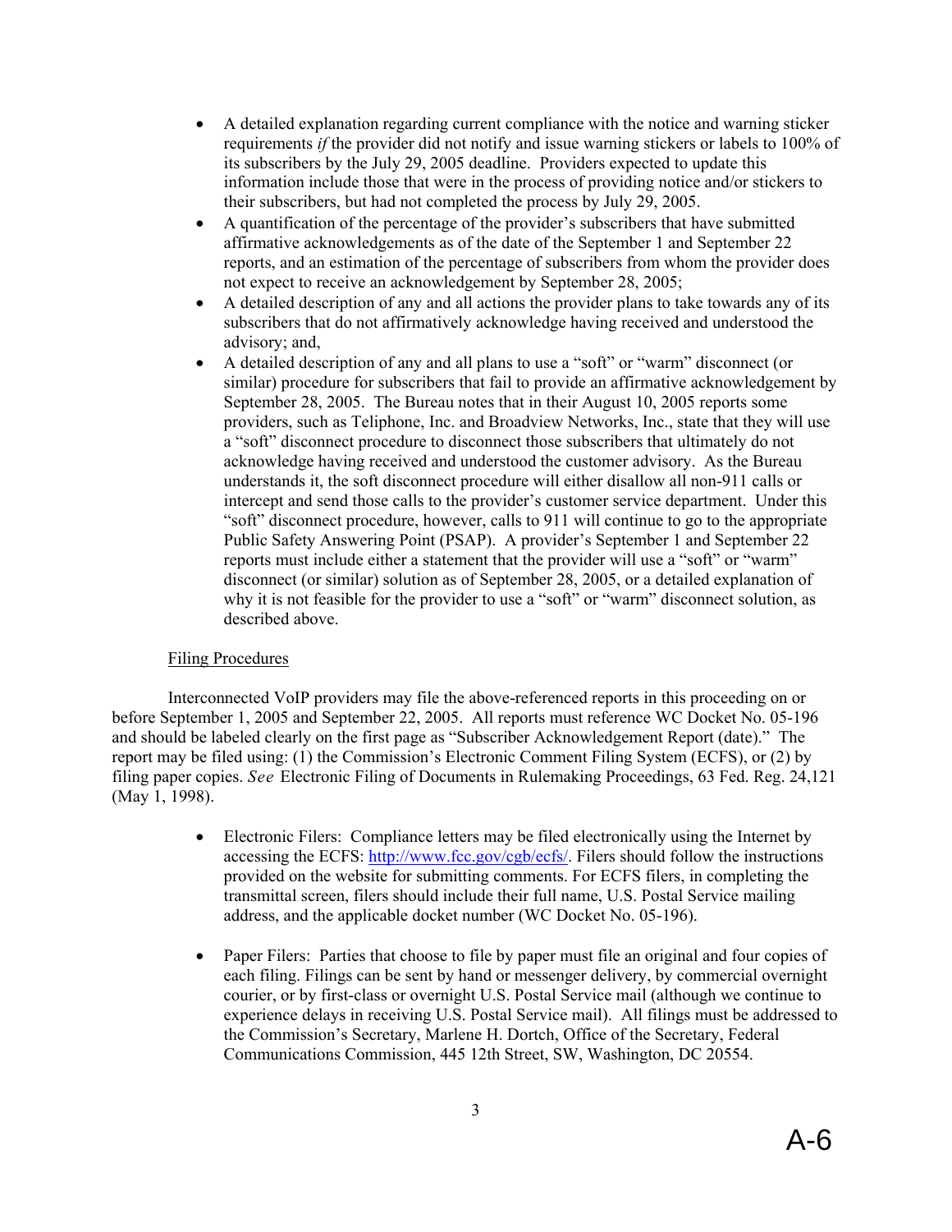- A detailed explanation regarding current compliance with the notice and warning sticker requirements *if* the provider did not notify and issue warning stickers or labels to 100% of its subscribers by the July 29, 2005 deadline. Providers expected to update this information include those that were in the process of providing notice and/or stickers to their subscribers, but had not completed the process by July 29, 2005.
- A quantification of the percentage of the provider's subscribers that have submitted affirmative acknowledgements as of the date of the September 1 and September 22 reports, and an estimation of the percentage of subscribers from whom the provider does not expect to receive an acknowledgement by September 28, 2005;
- A detailed description of any and all actions the provider plans to take towards any of its subscribers that do not affirmatively acknowledge having received and understood the advisory; and,
- A detailed description of any and all plans to use a "soft" or "warm" disconnect (or similar) procedure for subscribers that fail to provide an affirmative acknowledgement by September 28, 2005. The Bureau notes that in their August 10, 2005 reports some providers, such as Teliphone, Inc. and Broadview Networks, Inc., state that they will use a "soft" disconnect procedure to disconnect those subscribers that ultimately do not acknowledge having received and understood the customer advisory. As the Bureau understands it, the soft disconnect procedure will either disallow all non-911 calls or intercept and send those calls to the provider's customer service department. Under this "soft" disconnect procedure, however, calls to 911 will continue to go to the appropriate Public Safety Answering Point (PSAP). A provider's September 1 and September 22 reports must include either a statement that the provider will use a "soft" or "warm" disconnect (or similar) solution as of September 28, 2005, or a detailed explanation of why it is not feasible for the provider to use a "soft" or "warm" disconnect solution, as described above.

<u>Filing Procedures</u>

Interconnected VoIP providers may file the above-referenced reports in this proceeding on or before September 1, 2005 and September 22, 2005. All reports must reference WC Docket No. 05-196 and should be labeled clearly on the first page as "Subscriber Acknowledgement Report (date)." The report may be filed using: (1) the Commission's Electronic Comment Filing System (ECFS), or (2) by filing paper copies. *See* Electronic Filing of Documents in Rulemaking Proceedings, 63 Fed. Reg. 24,121 (May 1, 1998).

- Electronic Filers: Compliance letters may be filed electronically using the Internet by accessing the ECFS: http://www.fcc.gov/cgb/ecfs/. Filers should follow the instructions provided on the website for submitting comments. For ECFS filers, in completing the transmittal screen, filers should include their full name, U.S. Postal Service mailing address, and the applicable docket number (WC Docket No. 05-196).

- Paper Filers: Parties that choose to file by paper must file an original and four copies of each filing. Filings can be sent by hand or messenger delivery, by commercial overnight courier, or by first-class or overnight U.S. Postal Service mail (although we continue to experience delays in receiving U.S. Postal Service mail). All filings must be addressed to the Commission's Secretary, Marlene H. Dortch, Office of the Secretary, Federal Communications Commission, 445 12th Street, SW, Washington, DC 20554.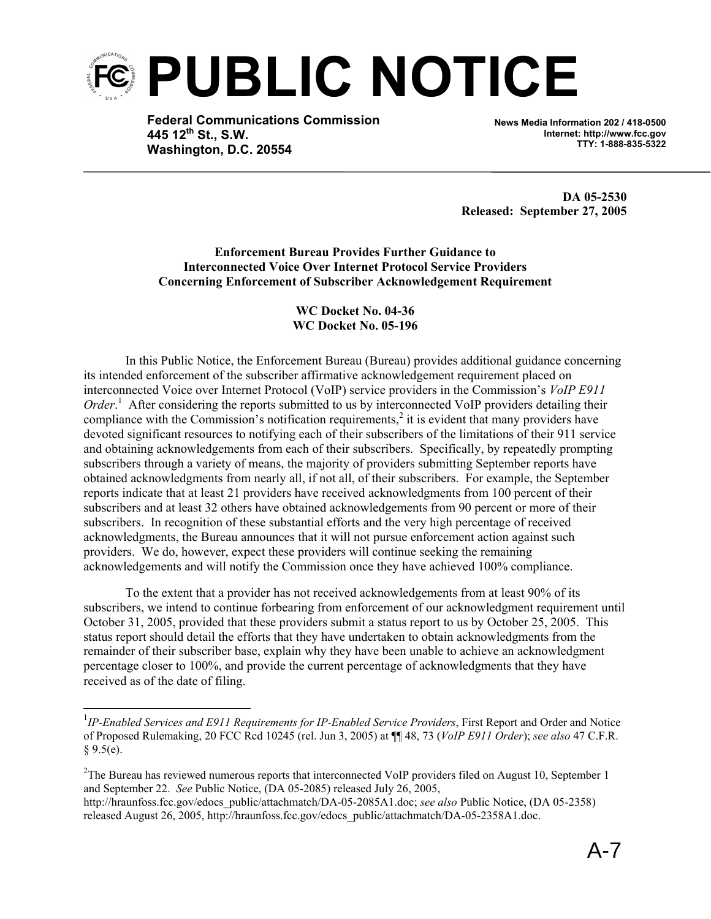# PUBLIC NOTICE

**Federal Communications Commission**
**445 12th St., S.W.**
**Washington, D.C. 20554**

**News Media Information 202 / 418-0500**
**Internet: http://www.fcc.gov**
**TTY: 1-888-835-5322**

**DA 05-2530**
**Released: September 27, 2005**

**Enforcement Bureau Provides Further Guidance to Interconnected Voice Over Internet Protocol Service Providers Concerning Enforcement of Subscriber Acknowledgement Requirement**

**WC Docket No. 04-36**
**WC Docket No. 05-196**

In this Public Notice, the Enforcement Bureau (Bureau) provides additional guidance concerning its intended enforcement of the subscriber affirmative acknowledgement requirement placed on interconnected Voice over Internet Protocol (VoIP) service providers in the Commission's *VoIP E911 Order*.[1] After considering the reports submitted to us by interconnected VoIP providers detailing their compliance with the Commission's notification requirements,[2] it is evident that many providers have devoted significant resources to notifying each of their subscribers of the limitations of their 911 service and obtaining acknowledgements from each of their subscribers. Specifically, by repeatedly prompting subscribers through a variety of means, the majority of providers submitting September reports have obtained acknowledgments from nearly all, if not all, of their subscribers. For example, the September reports indicate that at least 21 providers have received acknowledgments from 100 percent of their subscribers and at least 32 others have obtained acknowledgements from 90 percent or more of their subscribers. In recognition of these substantial efforts and the very high percentage of received acknowledgments, the Bureau announces that it will not pursue enforcement action against such providers. We do, however, expect these providers will continue seeking the remaining acknowledgements and will notify the Commission once they have achieved 100% compliance.

To the extent that a provider has not received acknowledgements from at least 90% of its subscribers, we intend to continue forbearing from enforcement of our acknowledgment requirement until October 31, 2005, provided that these providers submit a status report to us by October 25, 2005. This status report should detail the efforts that they have undertaken to obtain acknowledgments from the remainder of their subscriber base, explain why they have been unable to achieve an acknowledgment percentage closer to 100%, and provide the current percentage of acknowledgments that they have received as of the date of filing.

---

[1] *IP-Enabled Services and E911 Requirements for IP-Enabled Service Providers*, First Report and Order and Notice of Proposed Rulemaking, 20 FCC Rcd 10245 (rel. Jun 3, 2005) at ¶¶ 48, 73 (*VoIP E911 Order*); *see also* 47 C.F.R. § 9.5(e).

[2] The Bureau has reviewed numerous reports that interconnected VoIP providers filed on August 10, September 1 and September 22. *See* Public Notice, (DA 05-2085) released July 26, 2005, http://hraunfoss.fcc.gov/edocs_public/attachmatch/DA-05-2085A1.doc; *see also* Public Notice, (DA 05-2358) released August 26, 2005, http://hraunfoss.fcc.gov/edocs_public/attachmatch/DA-05-2358A1.doc.

A-7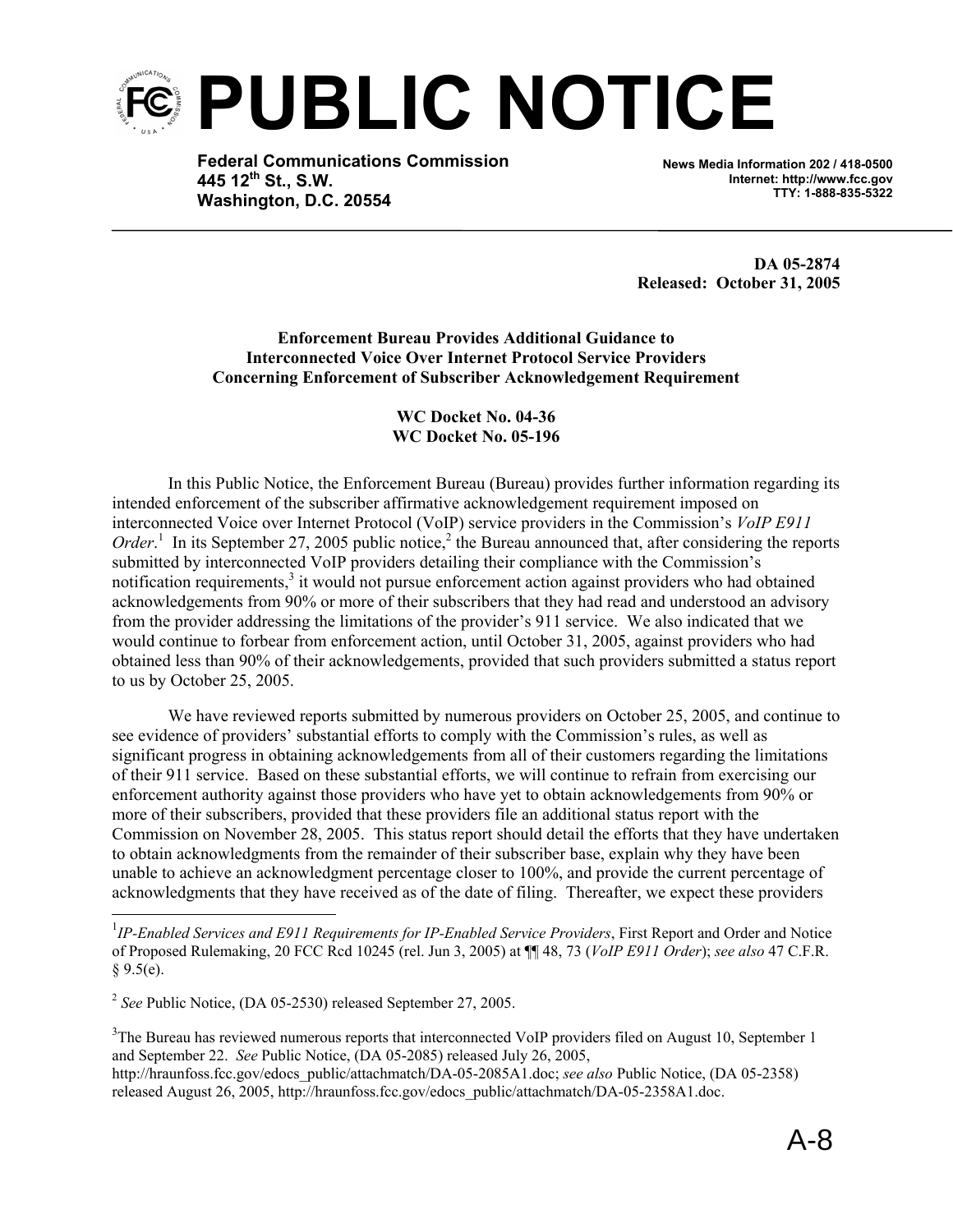# PUBLIC NOTICE

**Federal Communications Commission**
**445 12th St., S.W.**
**Washington, D.C. 20554**

**News Media Information 202 / 418-0500**
**Internet: http://www.fcc.gov**
**TTY: 1-888-835-5322**

**DA 05-2874**
**Released: October 31, 2005**

**Enforcement Bureau Provides Additional Guidance to Interconnected Voice Over Internet Protocol Service Providers Concerning Enforcement of Subscriber Acknowledgement Requirement**

**WC Docket No. 04-36**
**WC Docket No. 05-196**

In this Public Notice, the Enforcement Bureau (Bureau) provides further information regarding its intended enforcement of the subscriber affirmative acknowledgement requirement imposed on interconnected Voice over Internet Protocol (VoIP) service providers in the Commission's *VoIP E911 Order*.[1] In its September 27, 2005 public notice,[2] the Bureau announced that, after considering the reports submitted by interconnected VoIP providers detailing their compliance with the Commission's notification requirements,[3] it would not pursue enforcement action against providers who had obtained acknowledgements from 90% or more of their subscribers that they had read and understood an advisory from the provider addressing the limitations of the provider's 911 service. We also indicated that we would continue to forbear from enforcement action, until October 31, 2005, against providers who had obtained less than 90% of their acknowledgements, provided that such providers submitted a status report to us by October 25, 2005.

We have reviewed reports submitted by numerous providers on October 25, 2005, and continue to see evidence of providers' substantial efforts to comply with the Commission's rules, as well as significant progress in obtaining acknowledgements from all of their customers regarding the limitations of their 911 service. Based on these substantial efforts, we will continue to refrain from exercising our enforcement authority against those providers who have yet to obtain acknowledgements from 90% or more of their subscribers, provided that these providers file an additional status report with the Commission on November 28, 2005. This status report should detail the efforts that they have undertaken to obtain acknowledgments from the remainder of their subscriber base, explain why they have been unable to achieve an acknowledgment percentage closer to 100%, and provide the current percentage of acknowledgments that they have received as of the date of filing. Thereafter, we expect these providers

---

[1] *IP-Enabled Services and E911 Requirements for IP-Enabled Service Providers*, First Report and Order and Notice of Proposed Rulemaking, 20 FCC Rcd 10245 (rel. Jun 3, 2005) at ¶¶ 48, 73 (*VoIP E911 Order*); *see also* 47 C.F.R. § 9.5(e).

[2] *See* Public Notice, (DA 05-2530) released September 27, 2005.

[3] The Bureau has reviewed numerous reports that interconnected VoIP providers filed on August 10, September 1 and September 22. *See* Public Notice, (DA 05-2085) released July 26, 2005, http://hraunfoss.fcc.gov/edocs_public/attachmatch/DA-05-2085A1.doc; *see also* Public Notice, (DA 05-2358) released August 26, 2005, http://hraunfoss.fcc.gov/edocs_public/attachmatch/DA-05-2358A1.doc.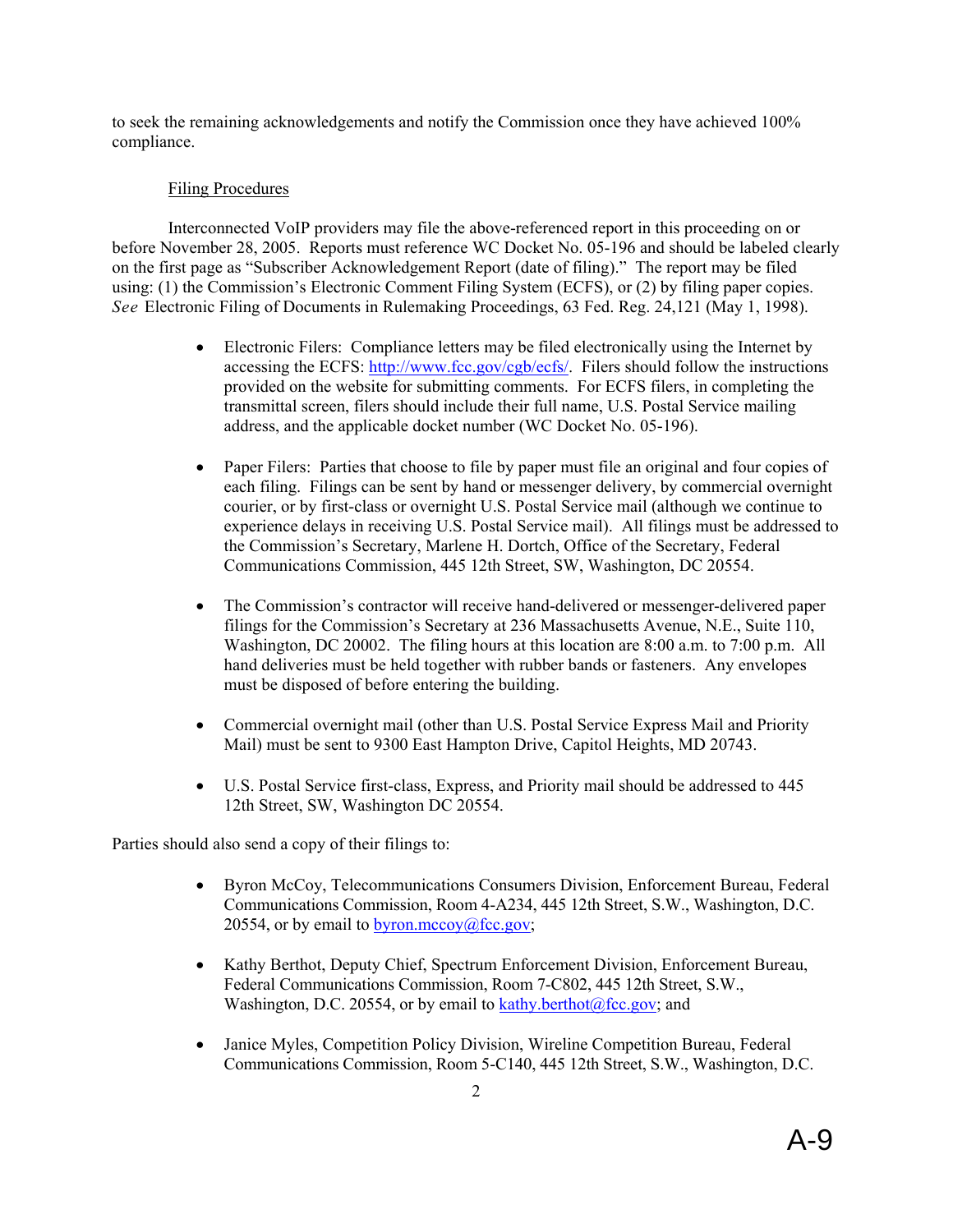to seek the remaining acknowledgements and notify the Commission once they have achieved 100% compliance.

Filing Procedures

Interconnected VoIP providers may file the above-referenced report in this proceeding on or before November 28, 2005. Reports must reference WC Docket No. 05-196 and should be labeled clearly on the first page as "Subscriber Acknowledgement Report (date of filing)." The report may be filed using: (1) the Commission's Electronic Comment Filing System (ECFS), or (2) by filing paper copies. *See* Electronic Filing of Documents in Rulemaking Proceedings, 63 Fed. Reg. 24,121 (May 1, 1998).

- Electronic Filers: Compliance letters may be filed electronically using the Internet by accessing the ECFS: http://www.fcc.gov/cgb/ecfs/. Filers should follow the instructions provided on the website for submitting comments. For ECFS filers, in completing the transmittal screen, filers should include their full name, U.S. Postal Service mailing address, and the applicable docket number (WC Docket No. 05-196).

- Paper Filers: Parties that choose to file by paper must file an original and four copies of each filing. Filings can be sent by hand or messenger delivery, by commercial overnight courier, or by first-class or overnight U.S. Postal Service mail (although we continue to experience delays in receiving U.S. Postal Service mail). All filings must be addressed to the Commission's Secretary, Marlene H. Dortch, Office of the Secretary, Federal Communications Commission, 445 12th Street, SW, Washington, DC 20554.

- The Commission's contractor will receive hand-delivered or messenger-delivered paper filings for the Commission's Secretary at 236 Massachusetts Avenue, N.E., Suite 110, Washington, DC 20002. The filing hours at this location are 8:00 a.m. to 7:00 p.m. All hand deliveries must be held together with rubber bands or fasteners. Any envelopes must be disposed of before entering the building.

- Commercial overnight mail (other than U.S. Postal Service Express Mail and Priority Mail) must be sent to 9300 East Hampton Drive, Capitol Heights, MD 20743.

- U.S. Postal Service first-class, Express, and Priority mail should be addressed to 445 12th Street, SW, Washington DC 20554.

Parties should also send a copy of their filings to:

- Byron McCoy, Telecommunications Consumers Division, Enforcement Bureau, Federal Communications Commission, Room 4-A234, 445 12th Street, S.W., Washington, D.C. 20554, or by email to byron.mccoy@fcc.gov;

- Kathy Berthot, Deputy Chief, Spectrum Enforcement Division, Enforcement Bureau, Federal Communications Commission, Room 7-C802, 445 12th Street, S.W., Washington, D.C. 20554, or by email to kathy.berthot@fcc.gov; and

- Janice Myles, Competition Policy Division, Wireline Competition Bureau, Federal Communications Commission, Room 5-C140, 445 12th Street, S.W., Washington, D.C.

A-9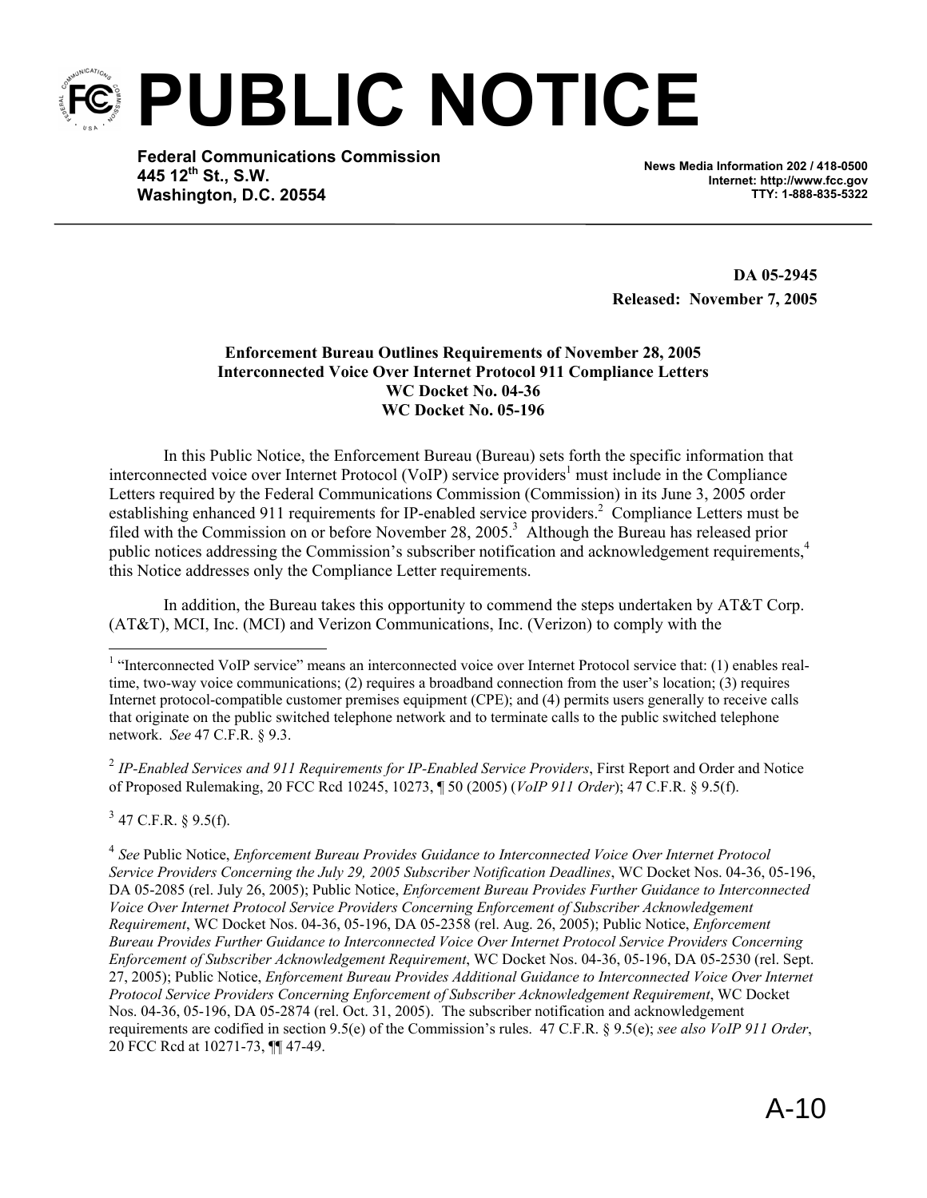# PUBLIC NOTICE

**Federal Communications Commission**
**445 12th St., S.W.**
**Washington, D.C. 20554**

**News Media Information 202 / 418-0500**
**Internet: http://www.fcc.gov**
**TTY: 1-888-835-5322**

**DA 05-2945**
**Released: November 7, 2005**

**Enforcement Bureau Outlines Requirements of November 28, 2005 Interconnected Voice Over Internet Protocol 911 Compliance Letters**
**WC Docket No. 04-36**
**WC Docket No. 05-196**

In this Public Notice, the Enforcement Bureau (Bureau) sets forth the specific information that interconnected voice over Internet Protocol (VoIP) service providers[1] must include in the Compliance Letters required by the Federal Communications Commission (Commission) in its June 3, 2005 order establishing enhanced 911 requirements for IP-enabled service providers.[2] Compliance Letters must be filed with the Commission on or before November 28, 2005.[3] Although the Bureau has released prior public notices addressing the Commission's subscriber notification and acknowledgement requirements,[4] this Notice addresses only the Compliance Letter requirements.

In addition, the Bureau takes this opportunity to commend the steps undertaken by AT&T Corp. (AT&T), MCI, Inc. (MCI) and Verizon Communications, Inc. (Verizon) to comply with the

---

[1] "Interconnected VoIP service" means an interconnected voice over Internet Protocol service that: (1) enables real-time, two-way voice communications; (2) requires a broadband connection from the user's location; (3) requires Internet protocol-compatible customer premises equipment (CPE); and (4) permits users generally to receive calls that originate on the public switched telephone network and to terminate calls to the public switched telephone network. *See* 47 C.F.R. § 9.3.

[2] *IP-Enabled Services and 911 Requirements for IP-Enabled Service Providers*, First Report and Order and Notice of Proposed Rulemaking, 20 FCC Rcd 10245, 10273, ¶ 50 (2005) (*VoIP 911 Order*); 47 C.F.R. § 9.5(f).

[3] 47 C.F.R. § 9.5(f).

[4] *See* Public Notice, *Enforcement Bureau Provides Guidance to Interconnected Voice Over Internet Protocol Service Providers Concerning the July 29, 2005 Subscriber Notification Deadlines*, WC Docket Nos. 04-36, 05-196, DA 05-2085 (rel. July 26, 2005); Public Notice, *Enforcement Bureau Provides Further Guidance to Interconnected Voice Over Internet Protocol Service Providers Concerning Enforcement of Subscriber Acknowledgement Requirement*, WC Docket Nos. 04-36, 05-196, DA 05-2358 (rel. Aug. 26, 2005); Public Notice, *Enforcement Bureau Provides Further Guidance to Interconnected Voice Over Internet Protocol Service Providers Concerning Enforcement of Subscriber Acknowledgement Requirement*, WC Docket Nos. 04-36, 05-196, DA 05-2530 (rel. Sept. 27, 2005); Public Notice, *Enforcement Bureau Provides Additional Guidance to Interconnected Voice Over Internet Protocol Service Providers Concerning Enforcement of Subscriber Acknowledgement Requirement*, WC Docket Nos. 04-36, 05-196, DA 05-2874 (rel. Oct. 31, 2005). The subscriber notification and acknowledgement requirements are codified in section 9.5(e) of the Commission's rules. 47 C.F.R. § 9.5(e); *see also VoIP 911 Order*, 20 FCC Rcd at 10271-73, ¶¶ 47-49.

A-10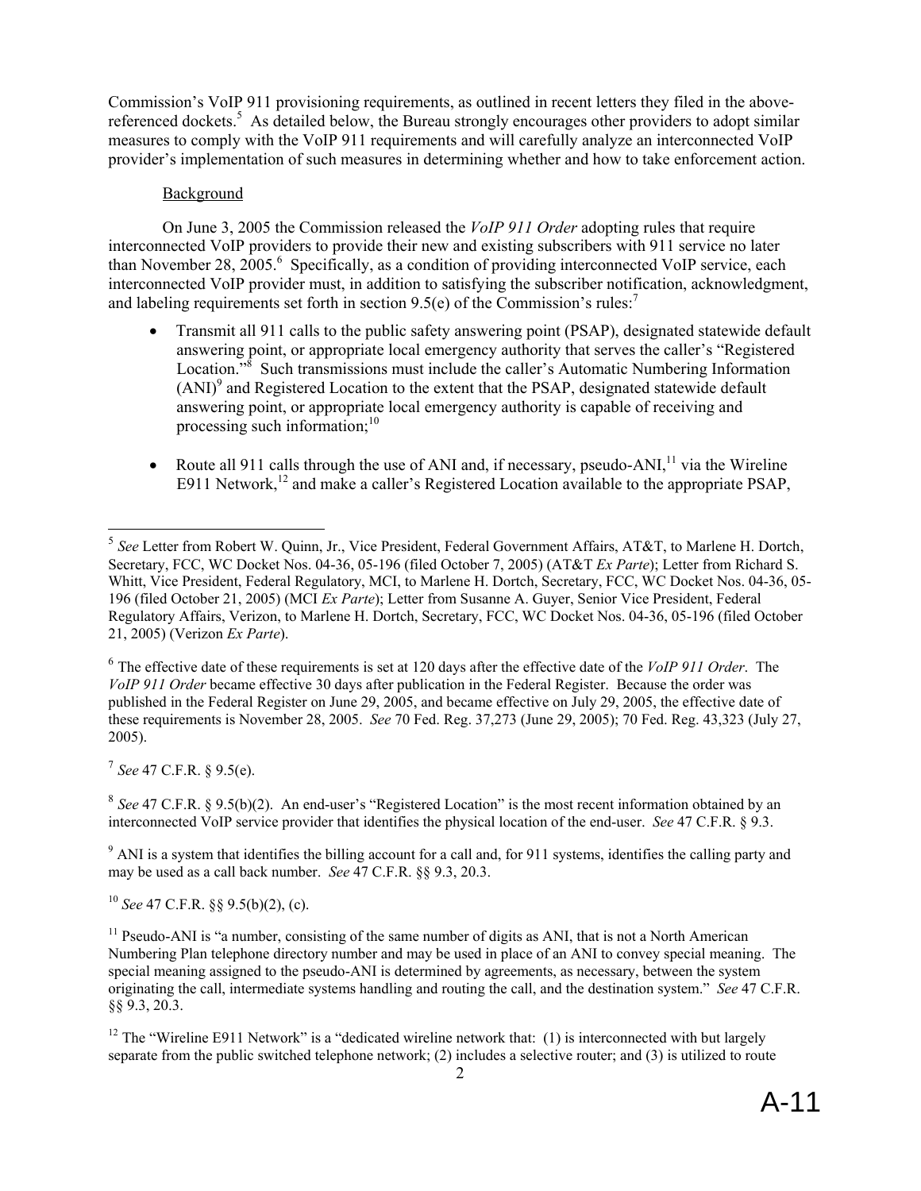Commission's VoIP 911 provisioning requirements, as outlined in recent letters they filed in the above-referenced dockets.[5] As detailed below, the Bureau strongly encourages other providers to adopt similar measures to comply with the VoIP 911 requirements and will carefully analyze an interconnected VoIP provider's implementation of such measures in determining whether and how to take enforcement action.

Background

On June 3, 2005 the Commission released the *VoIP 911 Order* adopting rules that require interconnected VoIP providers to provide their new and existing subscribers with 911 service no later than November 28, 2005.[6] Specifically, as a condition of providing interconnected VoIP service, each interconnected VoIP provider must, in addition to satisfying the subscriber notification, acknowledgment, and labeling requirements set forth in section 9.5(e) of the Commission's rules:[7]

- Transmit all 911 calls to the public safety answering point (PSAP), designated statewide default answering point, or appropriate local emergency authority that serves the caller's "Registered Location."[8] Such transmissions must include the caller's Automatic Numbering Information (ANI)[9] and Registered Location to the extent that the PSAP, designated statewide default answering point, or appropriate local emergency authority is capable of receiving and processing such information;[10]

- Route all 911 calls through the use of ANI and, if necessary, pseudo-ANI,[11] via the Wireline E911 Network,[12] and make a caller's Registered Location available to the appropriate PSAP,

---

[5] *See* Letter from Robert W. Quinn, Jr., Vice President, Federal Government Affairs, AT&T, to Marlene H. Dortch, Secretary, FCC, WC Docket Nos. 04-36, 05-196 (filed October 7, 2005) (AT&T *Ex Parte*); Letter from Richard S. Whitt, Vice President, Federal Regulatory, MCI, to Marlene H. Dortch, Secretary, FCC, WC Docket Nos. 04-36, 05-196 (filed October 21, 2005) (MCI *Ex Parte*); Letter from Susanne A. Guyer, Senior Vice President, Federal Regulatory Affairs, Verizon, to Marlene H. Dortch, Secretary, FCC, WC Docket Nos. 04-36, 05-196 (filed October 21, 2005) (Verizon *Ex Parte*).

[6] The effective date of these requirements is set at 120 days after the effective date of the *VoIP 911 Order*. The *VoIP 911 Order* became effective 30 days after publication in the Federal Register. Because the order was published in the Federal Register on June 29, 2005, and became effective on July 29, 2005, the effective date of these requirements is November 28, 2005. *See* 70 Fed. Reg. 37,273 (June 29, 2005); 70 Fed. Reg. 43,323 (July 27, 2005).

[7] *See* 47 C.F.R. § 9.5(e).

[8] *See* 47 C.F.R. § 9.5(b)(2). An end-user's "Registered Location" is the most recent information obtained by an interconnected VoIP service provider that identifies the physical location of the end-user. *See* 47 C.F.R. § 9.3.

[9] ANI is a system that identifies the billing account for a call and, for 911 systems, identifies the calling party and may be used as a call back number. *See* 47 C.F.R. §§ 9.3, 20.3.

[10] *See* 47 C.F.R. §§ 9.5(b)(2), (c).

[11] Pseudo-ANI is "a number, consisting of the same number of digits as ANI, that is not a North American Numbering Plan telephone directory number and may be used in place of an ANI to convey special meaning. The special meaning assigned to the pseudo-ANI is determined by agreements, as necessary, between the system originating the call, intermediate systems handling and routing the call, and the destination system." *See* 47 C.F.R. §§ 9.3, 20.3.

[12] The "Wireline E911 Network" is a "dedicated wireline network that: (1) is interconnected with but largely separate from the public switched telephone network; (2) includes a selective router; and (3) is utilized to route

A-11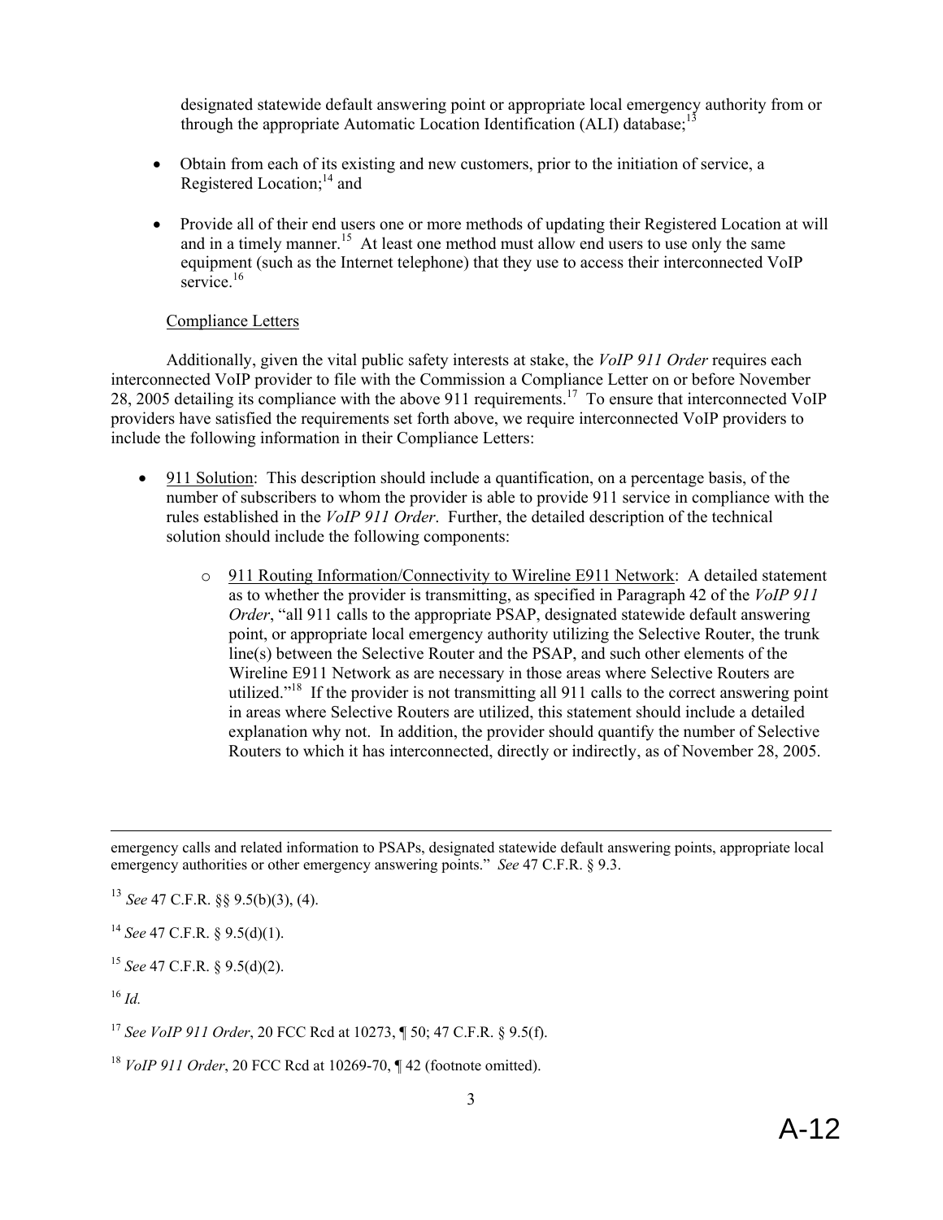designated statewide default answering point or appropriate local emergency authority from or through the appropriate Automatic Location Identification (ALI) database;[13]

- Obtain from each of its existing and new customers, prior to the initiation of service, a Registered Location;[14] and
- Provide all of their end users one or more methods of updating their Registered Location at will and in a timely manner.[15] At least one method must allow end users to use only the same equipment (such as the Internet telephone) that they use to access their interconnected VoIP service.[16]

Compliance Letters

Additionally, given the vital public safety interests at stake, the *VoIP 911 Order* requires each interconnected VoIP provider to file with the Commission a Compliance Letter on or before November 28, 2005 detailing its compliance with the above 911 requirements.[17] To ensure that interconnected VoIP providers have satisfied the requirements set forth above, we require interconnected VoIP providers to include the following information in their Compliance Letters:

- 911 Solution: This description should include a quantification, on a percentage basis, of the number of subscribers to whom the provider is able to provide 911 service in compliance with the rules established in the *VoIP 911 Order*. Further, the detailed description of the technical solution should include the following components:
  - 911 Routing Information/Connectivity to Wireline E911 Network: A detailed statement as to whether the provider is transmitting, as specified in Paragraph 42 of the *VoIP 911 Order*, "all 911 calls to the appropriate PSAP, designated statewide default answering point, or appropriate local emergency authority utilizing the Selective Router, the trunk line(s) between the Selective Router and the PSAP, and such other elements of the Wireline E911 Network as are necessary in those areas where Selective Routers are utilized."[18] If the provider is not transmitting all 911 calls to the correct answering point in areas where Selective Routers are utilized, this statement should include a detailed explanation why not. In addition, the provider should quantify the number of Selective Routers to which it has interconnected, directly or indirectly, as of November 28, 2005.

---

emergency calls and related information to PSAPs, designated statewide default answering points, appropriate local emergency authorities or other emergency answering points." *See* 47 C.F.R. § 9.3.

[13] *See* 47 C.F.R. §§ 9.5(b)(3), (4).

[14] *See* 47 C.F.R. § 9.5(d)(1).

[15] *See* 47 C.F.R. § 9.5(d)(2).

[16] *Id.*

[17] *See VoIP 911 Order*, 20 FCC Rcd at 10273, ¶ 50; 47 C.F.R. § 9.5(f).

[18] *VoIP 911 Order*, 20 FCC Rcd at 10269-70, ¶ 42 (footnote omitted).

A-12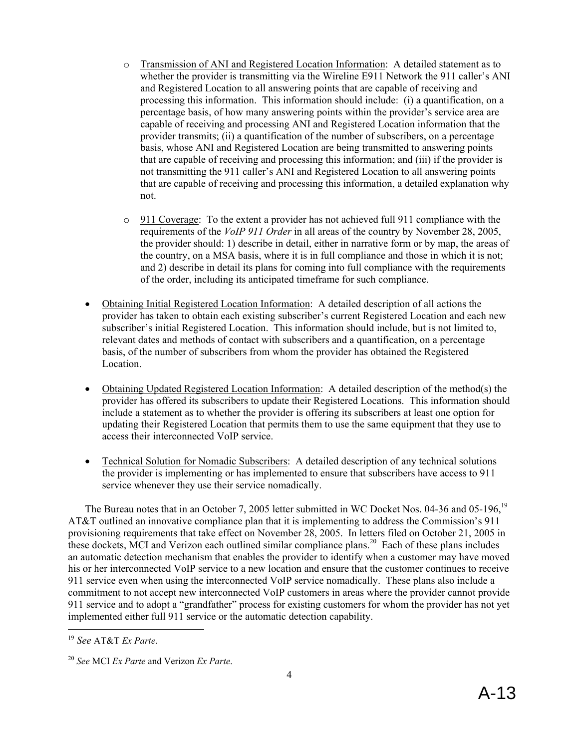- Transmission of ANI and Registered Location Information: A detailed statement as to whether the provider is transmitting via the Wireline E911 Network the 911 caller's ANI and Registered Location to all answering points that are capable of receiving and processing this information. This information should include: (i) a quantification, on a percentage basis, of how many answering points within the provider's service area are capable of receiving and processing ANI and Registered Location information that the provider transmits; (ii) a quantification of the number of subscribers, on a percentage basis, whose ANI and Registered Location are being transmitted to answering points that are capable of receiving and processing this information; and (iii) if the provider is not transmitting the 911 caller's ANI and Registered Location to all answering points that are capable of receiving and processing this information, a detailed explanation why not.

  - 911 Coverage: To the extent a provider has not achieved full 911 compliance with the requirements of the *VoIP 911 Order* in all areas of the country by November 28, 2005, the provider should: 1) describe in detail, either in narrative form or by map, the areas of the country, on a MSA basis, where it is in full compliance and those in which it is not; and 2) describe in detail its plans for coming into full compliance with the requirements of the order, including its anticipated timeframe for such compliance.

- Obtaining Initial Registered Location Information: A detailed description of all actions the provider has taken to obtain each existing subscriber's current Registered Location and each new subscriber's initial Registered Location. This information should include, but is not limited to, relevant dates and methods of contact with subscribers and a quantification, on a percentage basis, of the number of subscribers from whom the provider has obtained the Registered Location.

- Obtaining Updated Registered Location Information: A detailed description of the method(s) the provider has offered its subscribers to update their Registered Locations. This information should include a statement as to whether the provider is offering its subscribers at least one option for updating their Registered Location that permits them to use the same equipment that they use to access their interconnected VoIP service.

- Technical Solution for Nomadic Subscribers: A detailed description of any technical solutions the provider is implementing or has implemented to ensure that subscribers have access to 911 service whenever they use their service nomadically.

The Bureau notes that in an October 7, 2005 letter submitted in WC Docket Nos. 04-36 and 05-196,[19] AT&T outlined an innovative compliance plan that it is implementing to address the Commission's 911 provisioning requirements that take effect on November 28, 2005. In letters filed on October 21, 2005 in these dockets, MCI and Verizon each outlined similar compliance plans.[20] Each of these plans includes an automatic detection mechanism that enables the provider to identify when a customer may have moved his or her interconnected VoIP service to a new location and ensure that the customer continues to receive 911 service even when using the interconnected VoIP service nomadically. These plans also include a commitment to not accept new interconnected VoIP customers in areas where the provider cannot provide 911 service and to adopt a "grandfather" process for existing customers for whom the provider has not yet implemented either full 911 service or the automatic detection capability.

[19] *See* AT&T *Ex Parte*.

[20] *See* MCI *Ex Parte* and Verizon *Ex Parte*.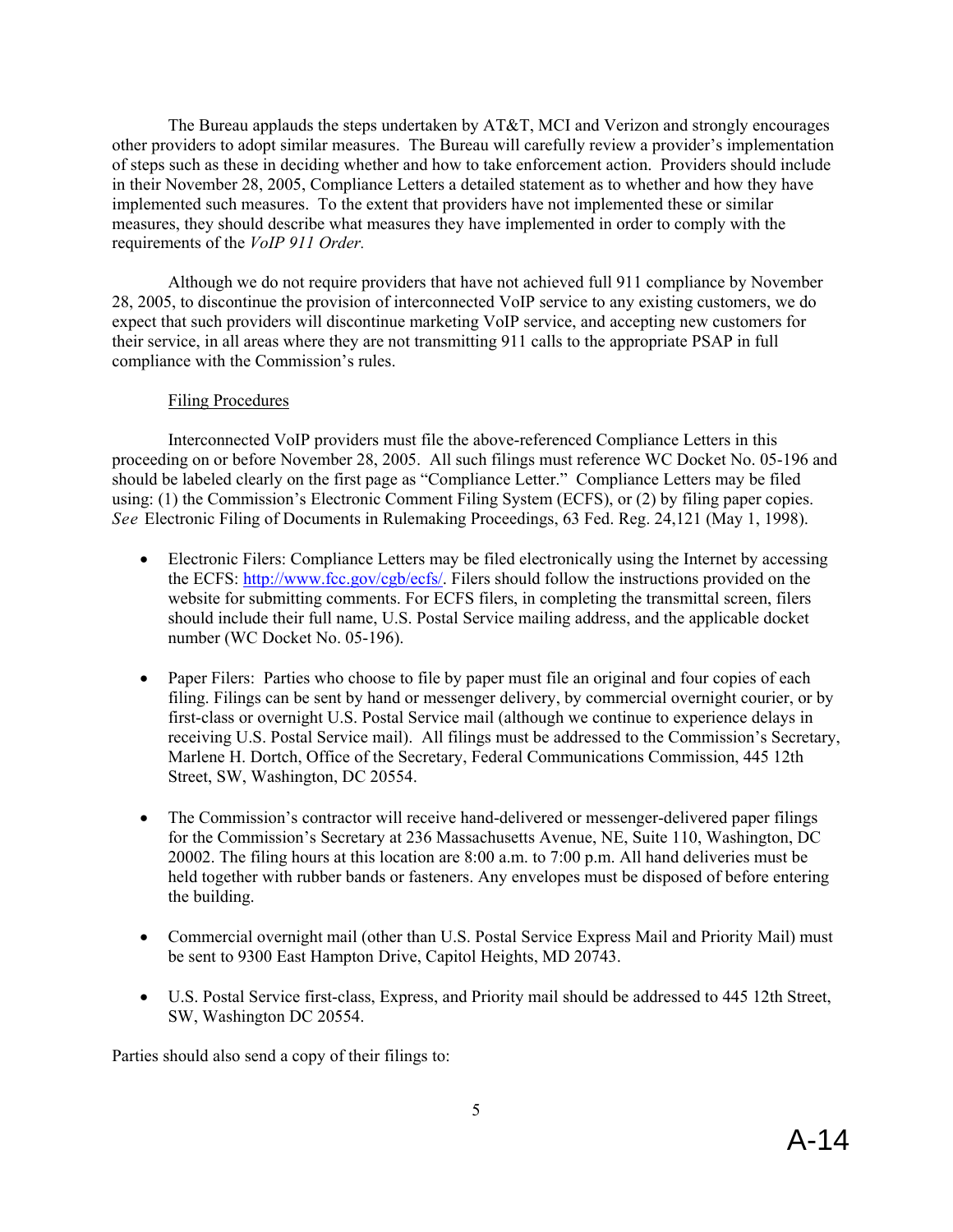The Bureau applauds the steps undertaken by AT&T, MCI and Verizon and strongly encourages other providers to adopt similar measures. The Bureau will carefully review a provider's implementation of steps such as these in deciding whether and how to take enforcement action. Providers should include in their November 28, 2005, Compliance Letters a detailed statement as to whether and how they have implemented such measures. To the extent that providers have not implemented these or similar measures, they should describe what measures they have implemented in order to comply with the requirements of the *VoIP 911 Order.*

Although we do not require providers that have not achieved full 911 compliance by November 28, 2005, to discontinue the provision of interconnected VoIP service to any existing customers, we do expect that such providers will discontinue marketing VoIP service, and accepting new customers for their service, in all areas where they are not transmitting 911 calls to the appropriate PSAP in full compliance with the Commission's rules.

<u>Filing Procedures</u>

Interconnected VoIP providers must file the above-referenced Compliance Letters in this proceeding on or before November 28, 2005. All such filings must reference WC Docket No. 05-196 and should be labeled clearly on the first page as "Compliance Letter." Compliance Letters may be filed using: (1) the Commission's Electronic Comment Filing System (ECFS), or (2) by filing paper copies. *See* Electronic Filing of Documents in Rulemaking Proceedings, 63 Fed. Reg. 24,121 (May 1, 1998).

- Electronic Filers: Compliance Letters may be filed electronically using the Internet by accessing the ECFS: http://www.fcc.gov/cgb/ecfs/. Filers should follow the instructions provided on the website for submitting comments. For ECFS filers, in completing the transmittal screen, filers should include their full name, U.S. Postal Service mailing address, and the applicable docket number (WC Docket No. 05-196).

- Paper Filers: Parties who choose to file by paper must file an original and four copies of each filing. Filings can be sent by hand or messenger delivery, by commercial overnight courier, or by first-class or overnight U.S. Postal Service mail (although we continue to experience delays in receiving U.S. Postal Service mail). All filings must be addressed to the Commission's Secretary, Marlene H. Dortch, Office of the Secretary, Federal Communications Commission, 445 12th Street, SW, Washington, DC 20554.

- The Commission's contractor will receive hand-delivered or messenger-delivered paper filings for the Commission's Secretary at 236 Massachusetts Avenue, NE, Suite 110, Washington, DC 20002. The filing hours at this location are 8:00 a.m. to 7:00 p.m. All hand deliveries must be held together with rubber bands or fasteners. Any envelopes must be disposed of before entering the building.

- Commercial overnight mail (other than U.S. Postal Service Express Mail and Priority Mail) must be sent to 9300 East Hampton Drive, Capitol Heights, MD 20743.

- U.S. Postal Service first-class, Express, and Priority mail should be addressed to 445 12th Street, SW, Washington DC 20554.

Parties should also send a copy of their filings to: